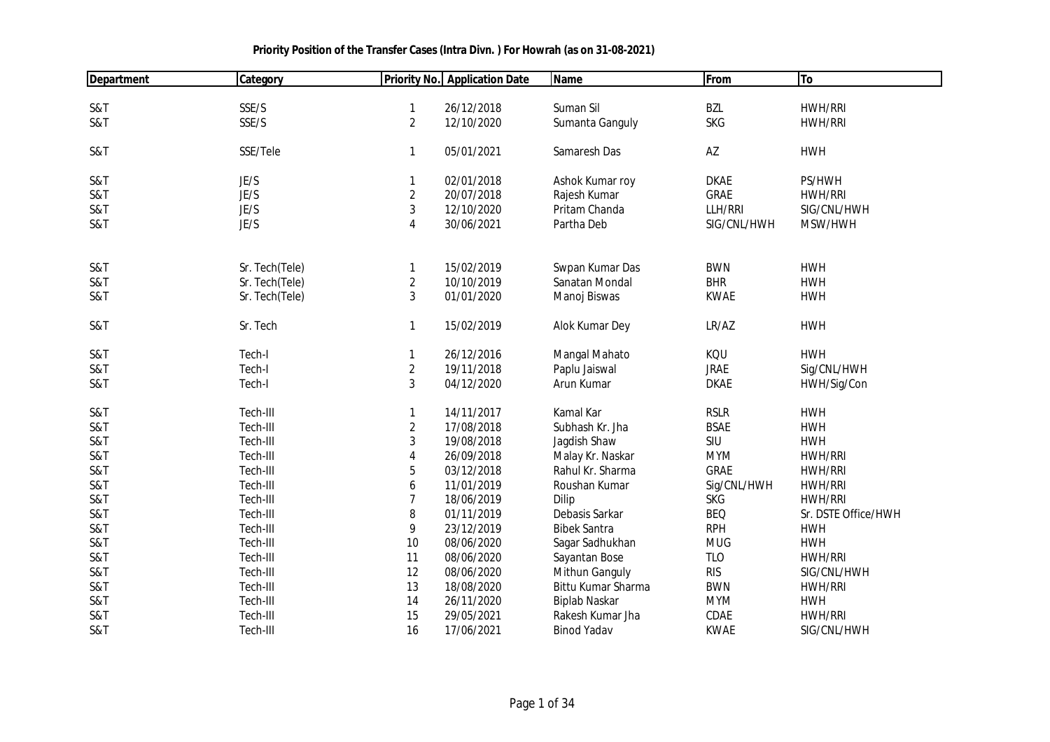**Priority Position of the Transfer Cases (Intra Divn. ) For Howrah (as on 31-08-2021)**

| Department | Category | Priority No. | Application Date | Name | From | To |
|---|---|---|---|---|---|---|
| S&T | SSE/S | 1 | 26/12/2018 | Suman Sil | BZL | HWH/RRI |
| S&T | SSE/S | 2 | 12/10/2020 | Sumanta Ganguly | SKG | HWH/RRI |
| S&T | SSE/Tele | 1 | 05/01/2021 | Samaresh Das | AZ | HWH |
| S&T | JE/S | 1 | 02/01/2018 | Ashok Kumar roy | DKAE | PS/HWH |
| S&T | JE/S | 2 | 20/07/2018 | Rajesh Kumar | GRAE | HWH/RRI |
| S&T | JE/S | 3 | 12/10/2020 | Pritam Chanda | LLH/RRI | SIG/CNL/HWH |
| S&T | JE/S | 4 | 30/06/2021 | Partha Deb | SIG/CNL/HWH | MSW/HWH |
| S&T | Sr. Tech(Tele) | 1 | 15/02/2019 | Swpan Kumar Das | BWN | HWH |
| S&T | Sr. Tech(Tele) | 2 | 10/10/2019 | Sanatan Mondal | BHR | HWH |
| S&T | Sr. Tech(Tele) | 3 | 01/01/2020 | Manoj Biswas | KWAE | HWH |
| S&T | Sr. Tech | 1 | 15/02/2019 | Alok Kumar Dey | LR/AZ | HWH |
| S&T | Tech-I | 1 | 26/12/2016 | Mangal Mahato | KQU | HWH |
| S&T | Tech-I | 2 | 19/11/2018 | Paplu Jaiswal | JRAE | Sig/CNL/HWH |
| S&T | Tech-I | 3 | 04/12/2020 | Arun Kumar | DKAE | HWH/Sig/Con |
| S&T | Tech-III | 1 | 14/11/2017 | Kamal Kar | RSLR | HWH |
| S&T | Tech-III | 2 | 17/08/2018 | Subhash Kr. Jha | BSAE | HWH |
| S&T | Tech-III | 3 | 19/08/2018 | Jagdish Shaw | SIU | HWH |
| S&T | Tech-III | 4 | 26/09/2018 | Malay Kr. Naskar | MYM | HWH/RRI |
| S&T | Tech-III | 5 | 03/12/2018 | Rahul Kr. Sharma | GRAE | HWH/RRI |
| S&T | Tech-III | 6 | 11/01/2019 | Roushan Kumar | Sig/CNL/HWH | HWH/RRI |
| S&T | Tech-III | 7 | 18/06/2019 | Dilip | SKG | HWH/RRI |
| S&T | Tech-III | 8 | 01/11/2019 | Debasis Sarkar | BEQ | Sr. DSTE Office/HWH |
| S&T | Tech-III | 9 | 23/12/2019 | Bibek Santra | RPH | HWH |
| S&T | Tech-III | 10 | 08/06/2020 | Sagar Sadhukhan | MUG | HWH |
| S&T | Tech-III | 11 | 08/06/2020 | Sayantan Bose | TLO | HWH/RRI |
| S&T | Tech-III | 12 | 08/06/2020 | Mithun Ganguly | RIS | SIG/CNL/HWH |
| S&T | Tech-III | 13 | 18/08/2020 | Bittu Kumar Sharma | BWN | HWH/RRI |
| S&T | Tech-III | 14 | 26/11/2020 | Biplab Naskar | MYM | HWH |
| S&T | Tech-III | 15 | 29/05/2021 | Rakesh Kumar Jha | CDAE | HWH/RRI |
| S&T | Tech-III | 16 | 17/06/2021 | Binod Yadav | KWAE | SIG/CNL/HWH |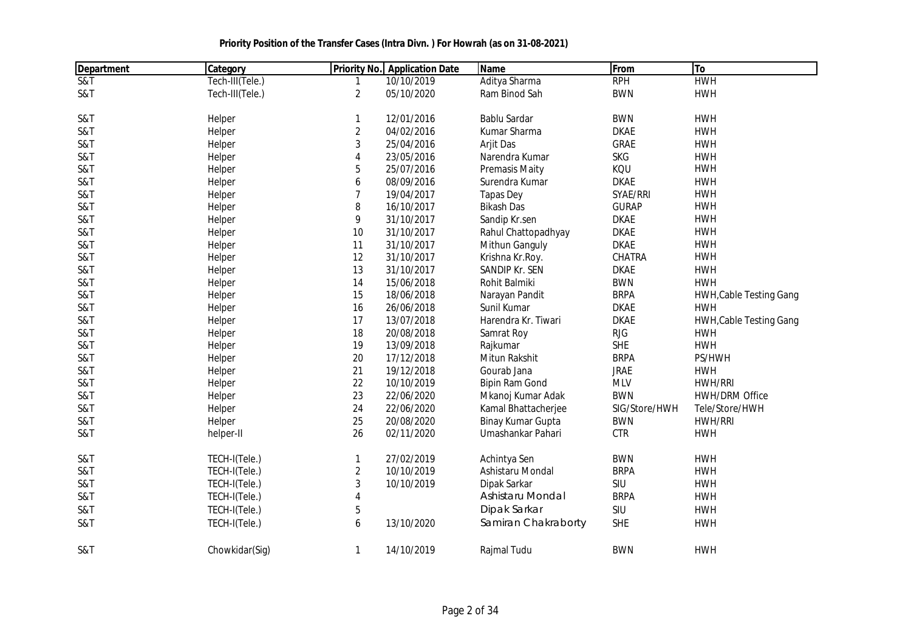**Priority Position of the Transfer Cases (Intra Divn. ) For Howrah (as on 31-08-2021)**

| Department | Category | Priority No. | Application Date | Name | From | To |
|---|---|---|---|---|---|---|
| S&T | Tech-III(Tele.) | 1 | 10/10/2019 | Aditya Sharma | RPH | HWH |
| S&T | Tech-III(Tele.) | 2 | 05/10/2020 | Ram Binod Sah | BWN | HWH |
| S&T | Helper | 1 | 12/01/2016 | Bablu Sardar | BWN | HWH |
| S&T | Helper | 2 | 04/02/2016 | Kumar Sharma | DKAE | HWH |
| S&T | Helper | 3 | 25/04/2016 | Arjit Das | GRAE | HWH |
| S&T | Helper | 4 | 23/05/2016 | Narendra Kumar | SKG | HWH |
| S&T | Helper | 5 | 25/07/2016 | Premasis Maity | KQU | HWH |
| S&T | Helper | 6 | 08/09/2016 | Surendra Kumar | DKAE | HWH |
| S&T | Helper | 7 | 19/04/2017 | Tapas Dey | SYAE/RRI | HWH |
| S&T | Helper | 8 | 16/10/2017 | Bikash Das | GURAP | HWH |
| S&T | Helper | 9 | 31/10/2017 | Sandip Kr.sen | DKAE | HWH |
| S&T | Helper | 10 | 31/10/2017 | Rahul Chattopadhyay | DKAE | HWH |
| S&T | Helper | 11 | 31/10/2017 | Mithun Ganguly | DKAE | HWH |
| S&T | Helper | 12 | 31/10/2017 | Krishna Kr.Roy. | CHATRA | HWH |
| S&T | Helper | 13 | 31/10/2017 | SANDIP Kr. SEN | DKAE | HWH |
| S&T | Helper | 14 | 15/06/2018 | Rohit Balmiki | BWN | HWH |
| S&T | Helper | 15 | 18/06/2018 | Narayan Pandit | BRPA | HWH,Cable Testing Gang |
| S&T | Helper | 16 | 26/06/2018 | Sunil Kumar | DKAE | HWH |
| S&T | Helper | 17 | 13/07/2018 | Harendra Kr. Tiwari | DKAE | HWH,Cable Testing Gang |
| S&T | Helper | 18 | 20/08/2018 | Samrat Roy | RJG | HWH |
| S&T | Helper | 19 | 13/09/2018 | Rajkumar | SHE | HWH |
| S&T | Helper | 20 | 17/12/2018 | Mitun Rakshit | BRPA | PS/HWH |
| S&T | Helper | 21 | 19/12/2018 | Gourab Jana | JRAE | HWH |
| S&T | Helper | 22 | 10/10/2019 | Bipin Ram Gond | MLV | HWH/RRI |
| S&T | Helper | 23 | 22/06/2020 | Mkanoj Kumar Adak | BWN | HWH/DRM Office |
| S&T | Helper | 24 | 22/06/2020 | Kamal Bhattacherjee | SIG/Store/HWH | Tele/Store/HWH |
| S&T | Helper | 25 | 20/08/2020 | Binay Kumar Gupta | BWN | HWH/RRI |
| S&T | helper-II | 26 | 02/11/2020 | Umashankar Pahari | CTR | HWH |
| S&T | TECH-I(Tele.) | 1 | 27/02/2019 | Achintya Sen | BWN | HWH |
| S&T | TECH-I(Tele.) | 2 | 10/10/2019 | Ashistaru Mondal | BRPA | HWH |
| S&T | TECH-I(Tele.) | 3 | 10/10/2019 | Dipak Sarkar | SIU | HWH |
| S&T | TECH-I(Tele.) | 4 | | Ashistaru Mondal | BRPA | HWH |
| S&T | TECH-I(Tele.) | 5 | | Dipak Sarkar | SIU | HWH |
| S&T | TECH-I(Tele.) | 6 | 13/10/2020 | Samiran Chakraborty | SHE | HWH |
| S&T | Chowkidar(Sig) | 1 | 14/10/2019 | Rajmal Tudu | BWN | HWH |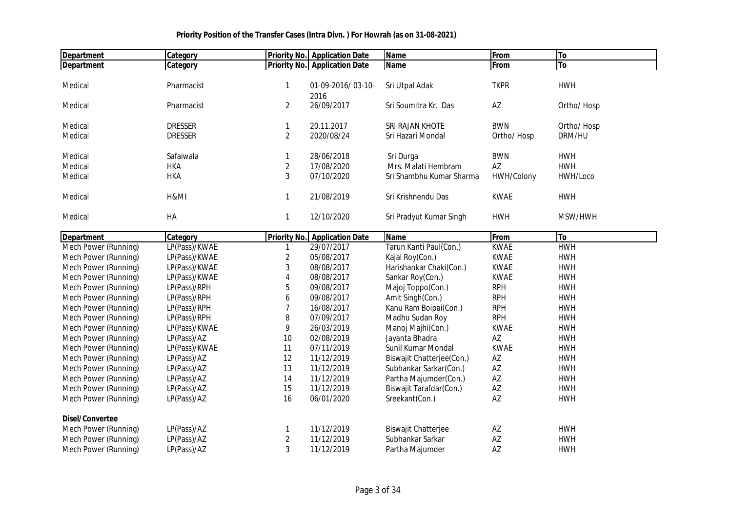**Priority Position of the Transfer Cases (Intra Divn. ) For Howrah (as on 31-08-2021)**

| Department | Category | Priority No. | Application Date | Name | From | To |
|---|---|---|---|---|---|---|
| Department | Category | Priority No. | Application Date | Name | From | To |
| Medical | Pharmacist | 1 | 01-09-2016/ 03-10-2016 | Sri Utpal Adak | TKPR | HWH |
| Medical | Pharmacist | 2 | 26/09/2017 | Sri Soumitra Kr. Das | AZ | Ortho/ Hosp |
| Medical | DRESSER | 1 | 20.11.2017 | SRI RAJAN KHOTE | BWN | Ortho/ Hosp |
| Medical | DRESSER | 2 | 2020/08/24 | Sri Hazari Mondal | Ortho/ Hosp | DRM/HU |
| Medical | Safaiwala | 1 | 28/06/2018 | Sri Durga | BWN | HWH |
| Medical | HKA | 2 | 17/08/2020 | Mrs. Malati Hembram | AZ | HWH |
| Medical | HKA | 3 | 07/10/2020 | Sri Shambhu Kumar Sharma | HWH/Colony | HWH/Loco |
| Medical | H&MI | 1 | 21/08/2019 | Sri Krishnendu Das | KWAE | HWH |
| Medical | HA | 1 | 12/10/2020 | Sri Pradyut Kumar Singh | HWH | MSW/HWH |

| Department | Category | Priority No. | Application Date | Name | From | To |
|---|---|---|---|---|---|---|
| Mech Power (Running) | LP(Pass)/KWAE | 1 | 29/07/2017 | Tarun Kanti Paul(Con.) | KWAE | HWH |
| Mech Power (Running) | LP(Pass)/KWAE | 2 | 05/08/2017 | Kajal Roy(Con.) | KWAE | HWH |
| Mech Power (Running) | LP(Pass)/KWAE | 3 | 08/08/2017 | Harishankar Chaki(Con.) | KWAE | HWH |
| Mech Power (Running) | LP(Pass)/KWAE | 4 | 08/08/2017 | Sankar Roy(Con.) | KWAE | HWH |
| Mech Power (Running) | LP(Pass)/RPH | 5 | 09/08/2017 | Majoj Toppo(Con.) | RPH | HWH |
| Mech Power (Running) | LP(Pass)/RPH | 6 | 09/08/2017 | Amit Singh(Con.) | RPH | HWH |
| Mech Power (Running) | LP(Pass)/RPH | 7 | 16/08/2017 | Kanu Ram Boipai(Con.) | RPH | HWH |
| Mech Power (Running) | LP(Pass)/RPH | 8 | 07/09/2017 | Madhu Sudan Roy | RPH | HWH |
| Mech Power (Running) | LP(Pass)/KWAE | 9 | 26/03/2019 | Manoj Majhi(Con.) | KWAE | HWH |
| Mech Power (Running) | LP(Pass)/AZ | 10 | 02/08/2019 | Jayanta Bhadra | AZ | HWH |
| Mech Power (Running) | LP(Pass)/KWAE | 11 | 07/11/2019 | Sunil Kumar Mondal | KWAE | HWH |
| Mech Power (Running) | LP(Pass)/AZ | 12 | 11/12/2019 | Biswajit Chatterjee(Con.) | AZ | HWH |
| Mech Power (Running) | LP(Pass)/AZ | 13 | 11/12/2019 | Subhankar Sarkar(Con.) | AZ | HWH |
| Mech Power (Running) | LP(Pass)/AZ | 14 | 11/12/2019 | Partha Majumder(Con.) | AZ | HWH |
| Mech Power (Running) | LP(Pass)/AZ | 15 | 11/12/2019 | Biswajit Tarafdar(Con.) | AZ | HWH |
| Mech Power (Running) | LP(Pass)/AZ | 16 | 06/01/2020 | Sreekant(Con.) | AZ | HWH |
| **Disel/Convertee** | | | | | | |
| Mech Power (Running) | LP(Pass)/AZ | 1 | 11/12/2019 | Biswajit Chatterjee | AZ | HWH |
| Mech Power (Running) | LP(Pass)/AZ | 2 | 11/12/2019 | Subhankar Sarkar | AZ | HWH |
| Mech Power (Running) | LP(Pass)/AZ | 3 | 11/12/2019 | Partha Majumder | AZ | HWH |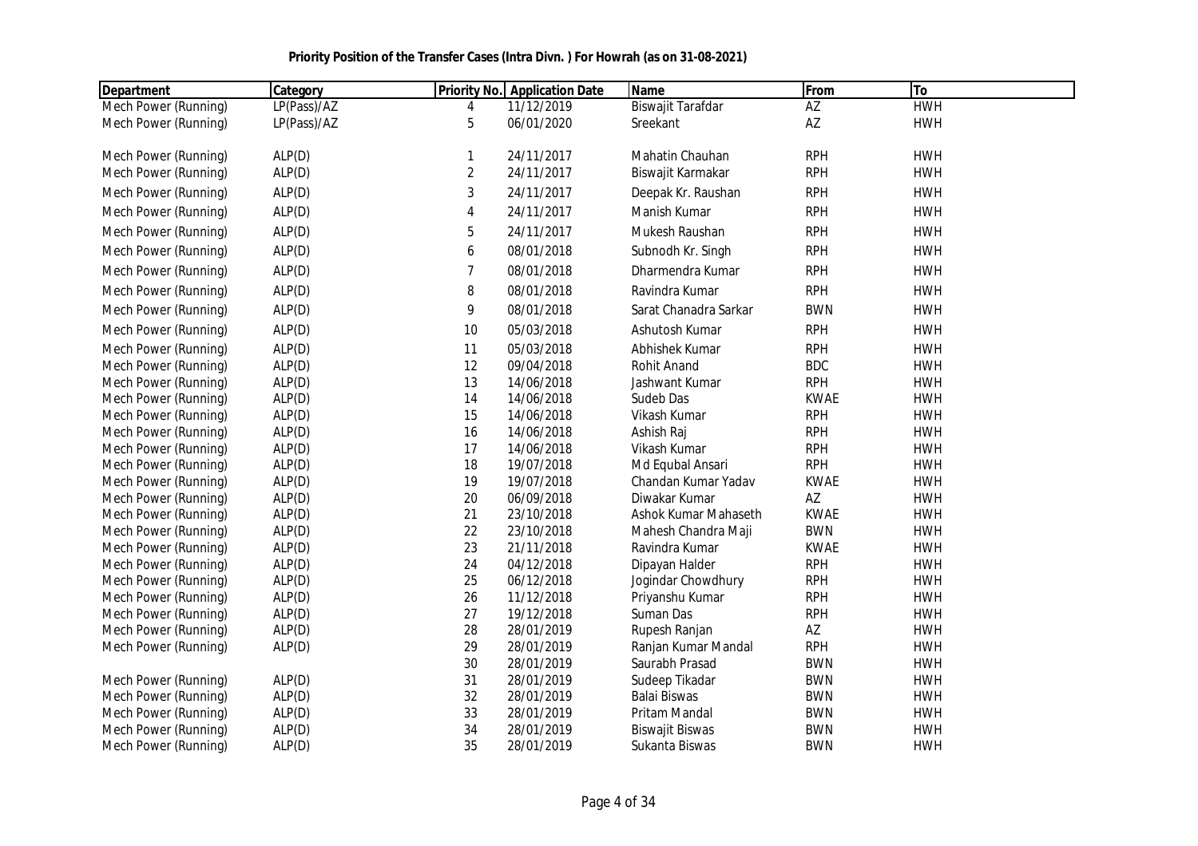**Priority Position of the Transfer Cases (Intra Divn. ) For Howrah (as on 31-08-2021)**

| Department | Category | Priority No. | Application Date | Name | From | To |
|---|---|---|---|---|---|---|
| Mech Power (Running) | LP(Pass)/AZ | 4 | 11/12/2019 | Biswajit Tarafdar | AZ | HWH |
| Mech Power (Running) | LP(Pass)/AZ | 5 | 06/01/2020 | Sreekant | AZ | HWH |
| Mech Power (Running) | ALP(D) | 1 | 24/11/2017 | Mahatin Chauhan | RPH | HWH |
| Mech Power (Running) | ALP(D) | 2 | 24/11/2017 | Biswajit Karmakar | RPH | HWH |
| Mech Power (Running) | ALP(D) | 3 | 24/11/2017 | Deepak Kr. Raushan | RPH | HWH |
| Mech Power (Running) | ALP(D) | 4 | 24/11/2017 | Manish Kumar | RPH | HWH |
| Mech Power (Running) | ALP(D) | 5 | 24/11/2017 | Mukesh Raushan | RPH | HWH |
| Mech Power (Running) | ALP(D) | 6 | 08/01/2018 | Subnodh Kr. Singh | RPH | HWH |
| Mech Power (Running) | ALP(D) | 7 | 08/01/2018 | Dharmendra Kumar | RPH | HWH |
| Mech Power (Running) | ALP(D) | 8 | 08/01/2018 | Ravindra Kumar | RPH | HWH |
| Mech Power (Running) | ALP(D) | 9 | 08/01/2018 | Sarat Chanadra Sarkar | BWN | HWH |
| Mech Power (Running) | ALP(D) | 10 | 05/03/2018 | Ashutosh Kumar | RPH | HWH |
| Mech Power (Running) | ALP(D) | 11 | 05/03/2018 | Abhishek Kumar | RPH | HWH |
| Mech Power (Running) | ALP(D) | 12 | 09/04/2018 | Rohit Anand | BDC | HWH |
| Mech Power (Running) | ALP(D) | 13 | 14/06/2018 | Jashwant Kumar | RPH | HWH |
| Mech Power (Running) | ALP(D) | 14 | 14/06/2018 | Sudeb Das | KWAE | HWH |
| Mech Power (Running) | ALP(D) | 15 | 14/06/2018 | Vikash Kumar | RPH | HWH |
| Mech Power (Running) | ALP(D) | 16 | 14/06/2018 | Ashish Raj | RPH | HWH |
| Mech Power (Running) | ALP(D) | 17 | 14/06/2018 | Vikash Kumar | RPH | HWH |
| Mech Power (Running) | ALP(D) | 18 | 19/07/2018 | Md Equbal Ansari | RPH | HWH |
| Mech Power (Running) | ALP(D) | 19 | 19/07/2018 | Chandan Kumar Yadav | KWAE | HWH |
| Mech Power (Running) | ALP(D) | 20 | 06/09/2018 | Diwakar Kumar | AZ | HWH |
| Mech Power (Running) | ALP(D) | 21 | 23/10/2018 | Ashok Kumar Mahaseth | KWAE | HWH |
| Mech Power (Running) | ALP(D) | 22 | 23/10/2018 | Mahesh Chandra Maji | BWN | HWH |
| Mech Power (Running) | ALP(D) | 23 | 21/11/2018 | Ravindra Kumar | KWAE | HWH |
| Mech Power (Running) | ALP(D) | 24 | 04/12/2018 | Dipayan Halder | RPH | HWH |
| Mech Power (Running) | ALP(D) | 25 | 06/12/2018 | Jogindar Chowdhury | RPH | HWH |
| Mech Power (Running) | ALP(D) | 26 | 11/12/2018 | Priyanshu Kumar | RPH | HWH |
| Mech Power (Running) | ALP(D) | 27 | 19/12/2018 | Suman Das | RPH | HWH |
| Mech Power (Running) | ALP(D) | 28 | 28/01/2019 | Rupesh Ranjan | AZ | HWH |
| Mech Power (Running) | ALP(D) | 29 | 28/01/2019 | Ranjan Kumar Mandal | RPH | HWH |
| | | 30 | 28/01/2019 | Saurabh Prasad | BWN | HWH |
| Mech Power (Running) | ALP(D) | 31 | 28/01/2019 | Sudeep Tikadar | BWN | HWH |
| Mech Power (Running) | ALP(D) | 32 | 28/01/2019 | Balai Biswas | BWN | HWH |
| Mech Power (Running) | ALP(D) | 33 | 28/01/2019 | Pritam Mandal | BWN | HWH |
| Mech Power (Running) | ALP(D) | 34 | 28/01/2019 | Biswajit Biswas | BWN | HWH |
| Mech Power (Running) | ALP(D) | 35 | 28/01/2019 | Sukanta Biswas | BWN | HWH |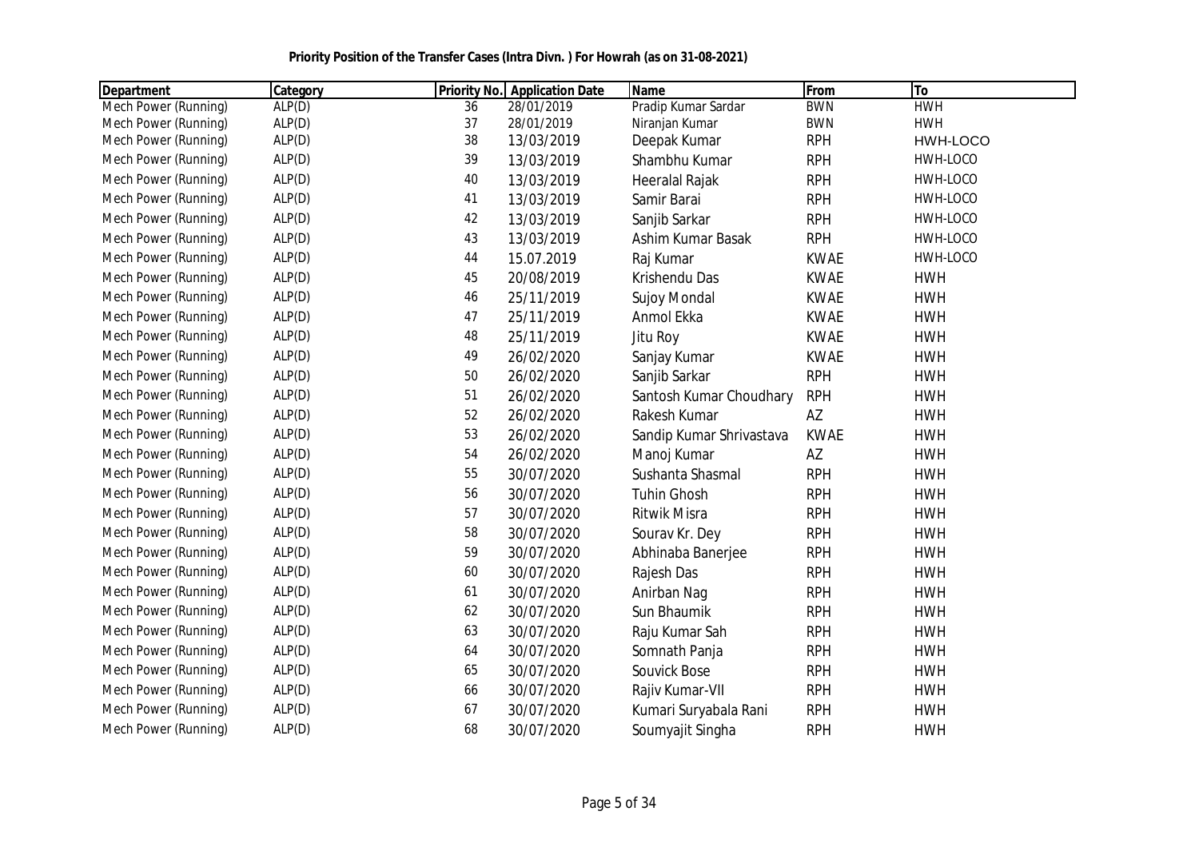**Priority Position of the Transfer Cases (Intra Divn. ) For Howrah (as on 31-08-2021)**

| Department | Category | Priority No. | Application Date | Name | From | To |
|---|---|---|---|---|---|---|
| Mech Power (Running) | ALP(D) | 36 | 28/01/2019 | Pradip Kumar Sardar | BWN | HWH |
| Mech Power (Running) | ALP(D) | 37 | 28/01/2019 | Niranjan Kumar | BWN | HWH |
| Mech Power (Running) | ALP(D) | 38 | 13/03/2019 | Deepak Kumar | RPH | HWH-LOCO |
| Mech Power (Running) | ALP(D) | 39 | 13/03/2019 | Shambhu Kumar | RPH | HWH-LOCO |
| Mech Power (Running) | ALP(D) | 40 | 13/03/2019 | Heeralal Rajak | RPH | HWH-LOCO |
| Mech Power (Running) | ALP(D) | 41 | 13/03/2019 | Samir Barai | RPH | HWH-LOCO |
| Mech Power (Running) | ALP(D) | 42 | 13/03/2019 | Sanjib Sarkar | RPH | HWH-LOCO |
| Mech Power (Running) | ALP(D) | 43 | 13/03/2019 | Ashim Kumar Basak | RPH | HWH-LOCO |
| Mech Power (Running) | ALP(D) | 44 | 15.07.2019 | Raj Kumar | KWAE | HWH-LOCO |
| Mech Power (Running) | ALP(D) | 45 | 20/08/2019 | Krishendu Das | KWAE | HWH |
| Mech Power (Running) | ALP(D) | 46 | 25/11/2019 | Sujoy Mondal | KWAE | HWH |
| Mech Power (Running) | ALP(D) | 47 | 25/11/2019 | Anmol Ekka | KWAE | HWH |
| Mech Power (Running) | ALP(D) | 48 | 25/11/2019 | Jitu Roy | KWAE | HWH |
| Mech Power (Running) | ALP(D) | 49 | 26/02/2020 | Sanjay Kumar | KWAE | HWH |
| Mech Power (Running) | ALP(D) | 50 | 26/02/2020 | Sanjib Sarkar | RPH | HWH |
| Mech Power (Running) | ALP(D) | 51 | 26/02/2020 | Santosh Kumar Choudhary | RPH | HWH |
| Mech Power (Running) | ALP(D) | 52 | 26/02/2020 | Rakesh Kumar | AZ | HWH |
| Mech Power (Running) | ALP(D) | 53 | 26/02/2020 | Sandip Kumar Shrivastava | KWAE | HWH |
| Mech Power (Running) | ALP(D) | 54 | 26/02/2020 | Manoj Kumar | AZ | HWH |
| Mech Power (Running) | ALP(D) | 55 | 30/07/2020 | Sushanta Shasmal | RPH | HWH |
| Mech Power (Running) | ALP(D) | 56 | 30/07/2020 | Tuhin Ghosh | RPH | HWH |
| Mech Power (Running) | ALP(D) | 57 | 30/07/2020 | Ritwik Misra | RPH | HWH |
| Mech Power (Running) | ALP(D) | 58 | 30/07/2020 | Sourav Kr. Dey | RPH | HWH |
| Mech Power (Running) | ALP(D) | 59 | 30/07/2020 | Abhinaba Banerjee | RPH | HWH |
| Mech Power (Running) | ALP(D) | 60 | 30/07/2020 | Rajesh Das | RPH | HWH |
| Mech Power (Running) | ALP(D) | 61 | 30/07/2020 | Anirban Nag | RPH | HWH |
| Mech Power (Running) | ALP(D) | 62 | 30/07/2020 | Sun Bhaumik | RPH | HWH |
| Mech Power (Running) | ALP(D) | 63 | 30/07/2020 | Raju Kumar Sah | RPH | HWH |
| Mech Power (Running) | ALP(D) | 64 | 30/07/2020 | Somnath Panja | RPH | HWH |
| Mech Power (Running) | ALP(D) | 65 | 30/07/2020 | Souvick Bose | RPH | HWH |
| Mech Power (Running) | ALP(D) | 66 | 30/07/2020 | Rajiv Kumar-VII | RPH | HWH |
| Mech Power (Running) | ALP(D) | 67 | 30/07/2020 | Kumari Suryabala Rani | RPH | HWH |
| Mech Power (Running) | ALP(D) | 68 | 30/07/2020 | Soumyajit Singha | RPH | HWH |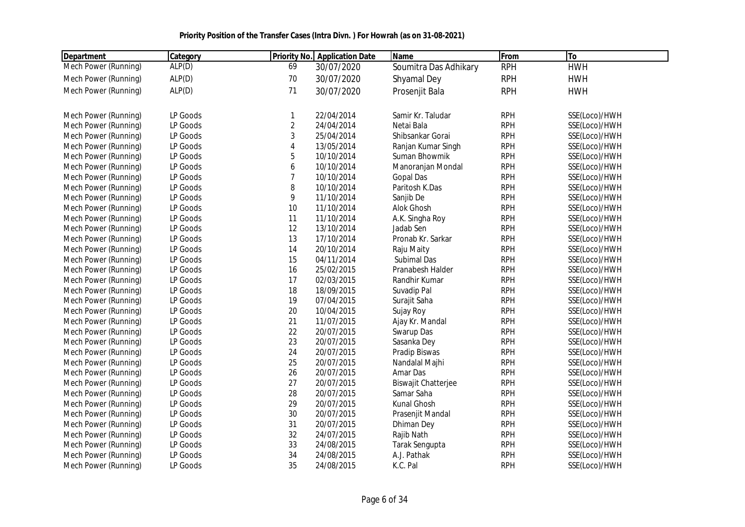**Priority Position of the Transfer Cases (Intra Divn. ) For Howrah (as on 31-08-2021)**

| Department | Category | Priority No. | Application Date | Name | From | To |
|---|---|---|---|---|---|---|
| Mech Power (Running) | ALP(D) | 69 | 30/07/2020 | Soumitra Das Adhikary | RPH | HWH |
| Mech Power (Running) | ALP(D) | 70 | 30/07/2020 | Shyamal Dey | RPH | HWH |
| Mech Power (Running) | ALP(D) | 71 | 30/07/2020 | Prosenjit Bala | RPH | HWH |
| | | | | | | |
| Mech Power (Running) | LP Goods | 1 | 22/04/2014 | Samir Kr. Taludar | RPH | SSE(Loco)/HWH |
| Mech Power (Running) | LP Goods | 2 | 24/04/2014 | Netai Bala | RPH | SSE(Loco)/HWH |
| Mech Power (Running) | LP Goods | 3 | 25/04/2014 | Shibsankar Gorai | RPH | SSE(Loco)/HWH |
| Mech Power (Running) | LP Goods | 4 | 13/05/2014 | Ranjan Kumar Singh | RPH | SSE(Loco)/HWH |
| Mech Power (Running) | LP Goods | 5 | 10/10/2014 | Suman Bhowmik | RPH | SSE(Loco)/HWH |
| Mech Power (Running) | LP Goods | 6 | 10/10/2014 | Manoranjan Mondal | RPH | SSE(Loco)/HWH |
| Mech Power (Running) | LP Goods | 7 | 10/10/2014 | Gopal Das | RPH | SSE(Loco)/HWH |
| Mech Power (Running) | LP Goods | 8 | 10/10/2014 | Paritosh K.Das | RPH | SSE(Loco)/HWH |
| Mech Power (Running) | LP Goods | 9 | 11/10/2014 | Sanjib De | RPH | SSE(Loco)/HWH |
| Mech Power (Running) | LP Goods | 10 | 11/10/2014 | Alok Ghosh | RPH | SSE(Loco)/HWH |
| Mech Power (Running) | LP Goods | 11 | 11/10/2014 | A.K. Singha Roy | RPH | SSE(Loco)/HWH |
| Mech Power (Running) | LP Goods | 12 | 13/10/2014 | Jadab Sen | RPH | SSE(Loco)/HWH |
| Mech Power (Running) | LP Goods | 13 | 17/10/2014 | Pronab Kr. Sarkar | RPH | SSE(Loco)/HWH |
| Mech Power (Running) | LP Goods | 14 | 20/10/2014 | Raju Maity | RPH | SSE(Loco)/HWH |
| Mech Power (Running) | LP Goods | 15 | 04/11/2014 | Subimal Das | RPH | SSE(Loco)/HWH |
| Mech Power (Running) | LP Goods | 16 | 25/02/2015 | Pranabesh Halder | RPH | SSE(Loco)/HWH |
| Mech Power (Running) | LP Goods | 17 | 02/03/2015 | Randhir Kumar | RPH | SSE(Loco)/HWH |
| Mech Power (Running) | LP Goods | 18 | 18/09/2015 | Suvadip Pal | RPH | SSE(Loco)/HWH |
| Mech Power (Running) | LP Goods | 19 | 07/04/2015 | Surajit Saha | RPH | SSE(Loco)/HWH |
| Mech Power (Running) | LP Goods | 20 | 10/04/2015 | Sujay Roy | RPH | SSE(Loco)/HWH |
| Mech Power (Running) | LP Goods | 21 | 11/07/2015 | Ajay Kr. Mandal | RPH | SSE(Loco)/HWH |
| Mech Power (Running) | LP Goods | 22 | 20/07/2015 | Swarup Das | RPH | SSE(Loco)/HWH |
| Mech Power (Running) | LP Goods | 23 | 20/07/2015 | Sasanka Dey | RPH | SSE(Loco)/HWH |
| Mech Power (Running) | LP Goods | 24 | 20/07/2015 | Pradip Biswas | RPH | SSE(Loco)/HWH |
| Mech Power (Running) | LP Goods | 25 | 20/07/2015 | Nandalal Majhi | RPH | SSE(Loco)/HWH |
| Mech Power (Running) | LP Goods | 26 | 20/07/2015 | Amar Das | RPH | SSE(Loco)/HWH |
| Mech Power (Running) | LP Goods | 27 | 20/07/2015 | Biswajit Chatterjee | RPH | SSE(Loco)/HWH |
| Mech Power (Running) | LP Goods | 28 | 20/07/2015 | Samar Saha | RPH | SSE(Loco)/HWH |
| Mech Power (Running) | LP Goods | 29 | 20/07/2015 | Kunal Ghosh | RPH | SSE(Loco)/HWH |
| Mech Power (Running) | LP Goods | 30 | 20/07/2015 | Prasenjit Mandal | RPH | SSE(Loco)/HWH |
| Mech Power (Running) | LP Goods | 31 | 20/07/2015 | Dhiman Dey | RPH | SSE(Loco)/HWH |
| Mech Power (Running) | LP Goods | 32 | 24/07/2015 | Rajib Nath | RPH | SSE(Loco)/HWH |
| Mech Power (Running) | LP Goods | 33 | 24/08/2015 | Tarak Sengupta | RPH | SSE(Loco)/HWH |
| Mech Power (Running) | LP Goods | 34 | 24/08/2015 | A.J. Pathak | RPH | SSE(Loco)/HWH |
| Mech Power (Running) | LP Goods | 35 | 24/08/2015 | K.C. Pal | RPH | SSE(Loco)/HWH |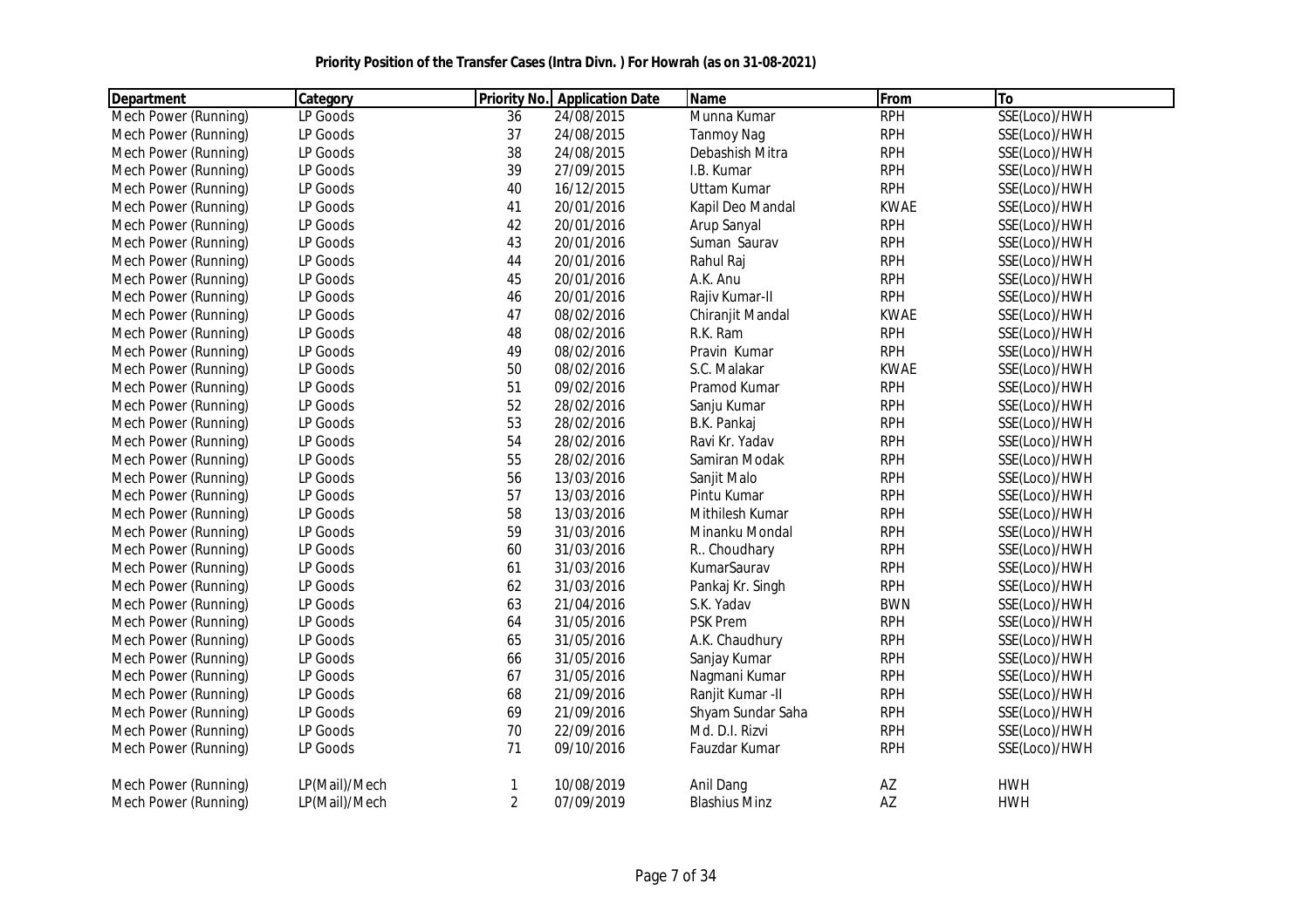**Priority Position of the Transfer Cases (Intra Divn. ) For Howrah (as on 31-08-2021)**

| Department | Category | Priority No. | Application Date | Name | From | To |
|---|---|---|---|---|---|---|
| Mech Power (Running) | LP Goods | 36 | 24/08/2015 | Munna Kumar | RPH | SSE(Loco)/HWH |
| Mech Power (Running) | LP Goods | 37 | 24/08/2015 | Tanmoy Nag | RPH | SSE(Loco)/HWH |
| Mech Power (Running) | LP Goods | 38 | 24/08/2015 | Debashish Mitra | RPH | SSE(Loco)/HWH |
| Mech Power (Running) | LP Goods | 39 | 27/09/2015 | I.B. Kumar | RPH | SSE(Loco)/HWH |
| Mech Power (Running) | LP Goods | 40 | 16/12/2015 | Uttam Kumar | RPH | SSE(Loco)/HWH |
| Mech Power (Running) | LP Goods | 41 | 20/01/2016 | Kapil Deo Mandal | KWAE | SSE(Loco)/HWH |
| Mech Power (Running) | LP Goods | 42 | 20/01/2016 | Arup Sanyal | RPH | SSE(Loco)/HWH |
| Mech Power (Running) | LP Goods | 43 | 20/01/2016 | Suman Saurav | RPH | SSE(Loco)/HWH |
| Mech Power (Running) | LP Goods | 44 | 20/01/2016 | Rahul Raj | RPH | SSE(Loco)/HWH |
| Mech Power (Running) | LP Goods | 45 | 20/01/2016 | A.K. Anu | RPH | SSE(Loco)/HWH |
| Mech Power (Running) | LP Goods | 46 | 20/01/2016 | Rajiv Kumar-II | RPH | SSE(Loco)/HWH |
| Mech Power (Running) | LP Goods | 47 | 08/02/2016 | Chiranjit Mandal | KWAE | SSE(Loco)/HWH |
| Mech Power (Running) | LP Goods | 48 | 08/02/2016 | R.K. Ram | RPH | SSE(Loco)/HWH |
| Mech Power (Running) | LP Goods | 49 | 08/02/2016 | Pravin Kumar | RPH | SSE(Loco)/HWH |
| Mech Power (Running) | LP Goods | 50 | 08/02/2016 | S.C. Malakar | KWAE | SSE(Loco)/HWH |
| Mech Power (Running) | LP Goods | 51 | 09/02/2016 | Pramod Kumar | RPH | SSE(Loco)/HWH |
| Mech Power (Running) | LP Goods | 52 | 28/02/2016 | Sanju Kumar | RPH | SSE(Loco)/HWH |
| Mech Power (Running) | LP Goods | 53 | 28/02/2016 | B.K. Pankaj | RPH | SSE(Loco)/HWH |
| Mech Power (Running) | LP Goods | 54 | 28/02/2016 | Ravi Kr. Yadav | RPH | SSE(Loco)/HWH |
| Mech Power (Running) | LP Goods | 55 | 28/02/2016 | Samiran Modak | RPH | SSE(Loco)/HWH |
| Mech Power (Running) | LP Goods | 56 | 13/03/2016 | Sanjit Malo | RPH | SSE(Loco)/HWH |
| Mech Power (Running) | LP Goods | 57 | 13/03/2016 | Pintu Kumar | RPH | SSE(Loco)/HWH |
| Mech Power (Running) | LP Goods | 58 | 13/03/2016 | Mithilesh Kumar | RPH | SSE(Loco)/HWH |
| Mech Power (Running) | LP Goods | 59 | 31/03/2016 | Minanku Mondal | RPH | SSE(Loco)/HWH |
| Mech Power (Running) | LP Goods | 60 | 31/03/2016 | R.. Choudhary | RPH | SSE(Loco)/HWH |
| Mech Power (Running) | LP Goods | 61 | 31/03/2016 | KumarSaurav | RPH | SSE(Loco)/HWH |
| Mech Power (Running) | LP Goods | 62 | 31/03/2016 | Pankaj Kr. Singh | RPH | SSE(Loco)/HWH |
| Mech Power (Running) | LP Goods | 63 | 21/04/2016 | S.K. Yadav | BWN | SSE(Loco)/HWH |
| Mech Power (Running) | LP Goods | 64 | 31/05/2016 | PSK Prem | RPH | SSE(Loco)/HWH |
| Mech Power (Running) | LP Goods | 65 | 31/05/2016 | A.K. Chaudhury | RPH | SSE(Loco)/HWH |
| Mech Power (Running) | LP Goods | 66 | 31/05/2016 | Sanjay Kumar | RPH | SSE(Loco)/HWH |
| Mech Power (Running) | LP Goods | 67 | 31/05/2016 | Nagmani Kumar | RPH | SSE(Loco)/HWH |
| Mech Power (Running) | LP Goods | 68 | 21/09/2016 | Ranjit Kumar -II | RPH | SSE(Loco)/HWH |
| Mech Power (Running) | LP Goods | 69 | 21/09/2016 | Shyam Sundar Saha | RPH | SSE(Loco)/HWH |
| Mech Power (Running) | LP Goods | 70 | 22/09/2016 | Md. D.I. Rizvi | RPH | SSE(Loco)/HWH |
| Mech Power (Running) | LP Goods | 71 | 09/10/2016 | Fauzdar Kumar | RPH | SSE(Loco)/HWH |
| Mech Power (Running) | LP(Mail)/Mech | 1 | 10/08/2019 | Anil Dang | AZ | HWH |
| Mech Power (Running) | LP(Mail)/Mech | 2 | 07/09/2019 | Blashius Minz | AZ | HWH |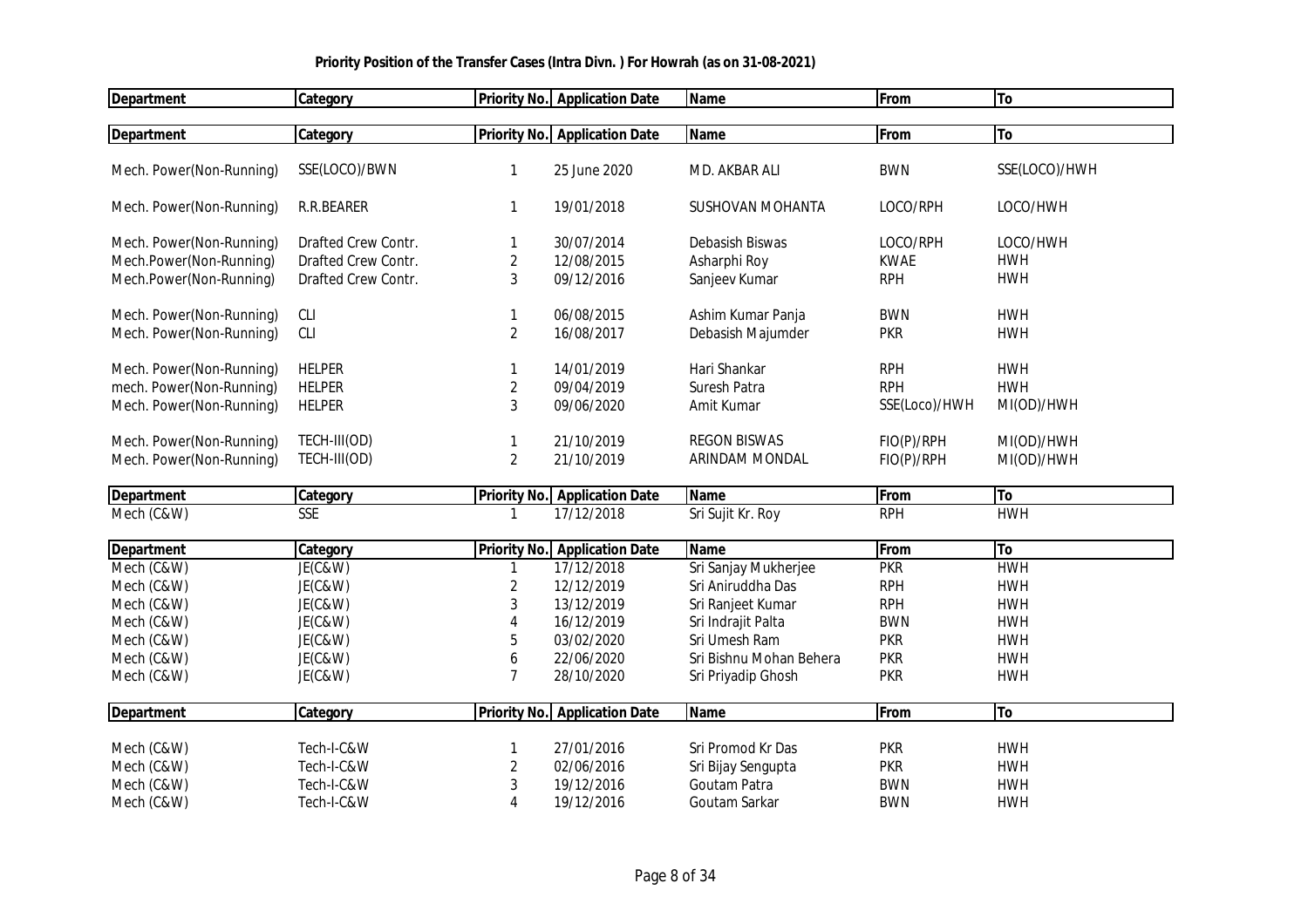**Priority Position of the Transfer Cases (Intra Divn. ) For Howrah (as on 31-08-2021)**

| Department | Category | Priority No. | Application Date | Name | From | To |
|---|---|---|---|---|---|---|
| Mech. Power(Non-Running) | SSE(LOCO)/BWN | 1 | 25 June 2020 | MD. AKBAR ALI | BWN | SSE(LOCO)/HWH |
| Mech. Power(Non-Running) | R.R.BEARER | 1 | 19/01/2018 | SUSHOVAN MOHANTA | LOCO/RPH | LOCO/HWH |
| Mech. Power(Non-Running) | Drafted Crew Contr. | 1 | 30/07/2014 | Debasish Biswas | LOCO/RPH | LOCO/HWH |
| Mech.Power(Non-Running) | Drafted Crew Contr. | 2 | 12/08/2015 | Asharphi Roy | KWAE | HWH |
| Mech.Power(Non-Running) | Drafted Crew Contr. | 3 | 09/12/2016 | Sanjeev Kumar | RPH | HWH |
| Mech. Power(Non-Running) | CLI | 1 | 06/08/2015 | Ashim Kumar Panja | BWN | HWH |
| Mech. Power(Non-Running) | CLI | 2 | 16/08/2017 | Debasish Majumder | PKR | HWH |
| Mech. Power(Non-Running) | HELPER | 1 | 14/01/2019 | Hari Shankar | RPH | HWH |
| mech. Power(Non-Running) | HELPER | 2 | 09/04/2019 | Suresh Patra | RPH | HWH |
| Mech. Power(Non-Running) | HELPER | 3 | 09/06/2020 | Amit Kumar | SSE(Loco)/HWH | MI(OD)/HWH |
| Mech. Power(Non-Running) | TECH-III(OD) | 1 | 21/10/2019 | REGON BISWAS | FIO(P)/RPH | MI(OD)/HWH |
| Mech. Power(Non-Running) | TECH-III(OD) | 2 | 21/10/2019 | ARINDAM MONDAL | FIO(P)/RPH | MI(OD)/HWH |

| Department | Category | Priority No. | Application Date | Name | From | To |
|---|---|---|---|---|---|---|
| Mech (C&W) | SSE | 1 | 17/12/2018 | Sri Sujit Kr. Roy | RPH | HWH |

| Department | Category | Priority No. | Application Date | Name | From | To |
|---|---|---|---|---|---|---|
| Mech (C&W) | JE(C&W) | 1 | 17/12/2018 | Sri Sanjay Mukherjee | PKR | HWH |
| Mech (C&W) | JE(C&W) | 2 | 12/12/2019 | Sri Aniruddha Das | RPH | HWH |
| Mech (C&W) | JE(C&W) | 3 | 13/12/2019 | Sri Ranjeet Kumar | RPH | HWH |
| Mech (C&W) | JE(C&W) | 4 | 16/12/2019 | Sri Indrajit Palta | BWN | HWH |
| Mech (C&W) | JE(C&W) | 5 | 03/02/2020 | Sri Umesh Ram | PKR | HWH |
| Mech (C&W) | JE(C&W) | 6 | 22/06/2020 | Sri Bishnu Mohan Behera | PKR | HWH |
| Mech (C&W) | JE(C&W) | 7 | 28/10/2020 | Sri Priyadip Ghosh | PKR | HWH |

| Department | Category | Priority No. | Application Date | Name | From | To |
|---|---|---|---|---|---|---|
| Mech (C&W) | Tech-I-C&W | 1 | 27/01/2016 | Sri Promod Kr Das | PKR | HWH |
| Mech (C&W) | Tech-I-C&W | 2 | 02/06/2016 | Sri Bijay Sengupta | PKR | HWH |
| Mech (C&W) | Tech-I-C&W | 3 | 19/12/2016 | Goutam Patra | BWN | HWH |
| Mech (C&W) | Tech-I-C&W | 4 | 19/12/2016 | Goutam Sarkar | BWN | HWH |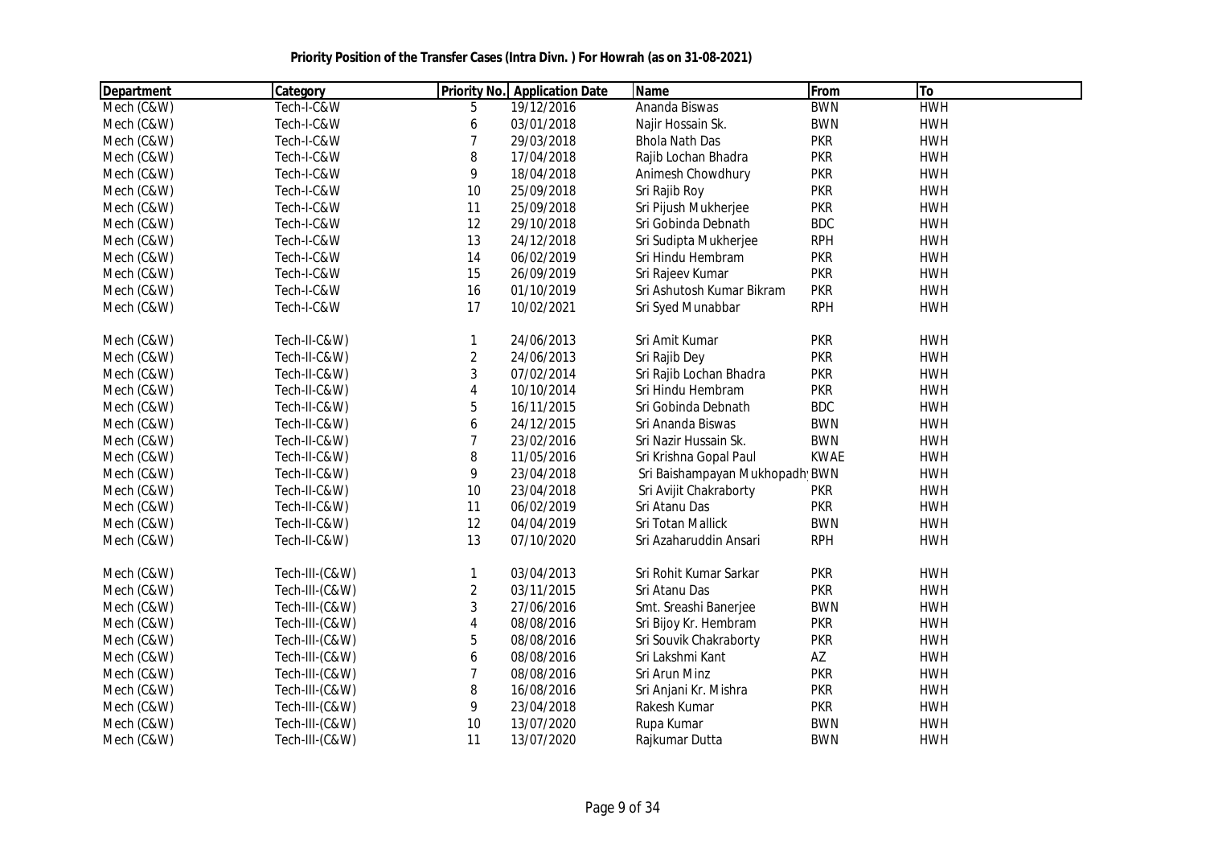**Priority Position of the Transfer Cases (Intra Divn. ) For Howrah (as on 31-08-2021)**

| Department | Category | Priority No. | Application Date | Name | From | To |
|---|---|---|---|---|---|---|
| Mech (C&W) | Tech-I-C&W | 5 | 19/12/2016 | Ananda Biswas | BWN | HWH |
| Mech (C&W) | Tech-I-C&W | 6 | 03/01/2018 | Najir Hossain Sk. | BWN | HWH |
| Mech (C&W) | Tech-I-C&W | 7 | 29/03/2018 | Bhola Nath Das | PKR | HWH |
| Mech (C&W) | Tech-I-C&W | 8 | 17/04/2018 | Rajib Lochan Bhadra | PKR | HWH |
| Mech (C&W) | Tech-I-C&W | 9 | 18/04/2018 | Animesh Chowdhury | PKR | HWH |
| Mech (C&W) | Tech-I-C&W | 10 | 25/09/2018 | Sri Rajib Roy | PKR | HWH |
| Mech (C&W) | Tech-I-C&W | 11 | 25/09/2018 | Sri Pijush Mukherjee | PKR | HWH |
| Mech (C&W) | Tech-I-C&W | 12 | 29/10/2018 | Sri Gobinda Debnath | BDC | HWH |
| Mech (C&W) | Tech-I-C&W | 13 | 24/12/2018 | Sri Sudipta Mukherjee | RPH | HWH |
| Mech (C&W) | Tech-I-C&W | 14 | 06/02/2019 | Sri Hindu Hembram | PKR | HWH |
| Mech (C&W) | Tech-I-C&W | 15 | 26/09/2019 | Sri Rajeev Kumar | PKR | HWH |
| Mech (C&W) | Tech-I-C&W | 16 | 01/10/2019 | Sri Ashutosh Kumar Bikram | PKR | HWH |
| Mech (C&W) | Tech-I-C&W | 17 | 10/02/2021 | Sri Syed Munabbar | RPH | HWH |
| Mech (C&W) | Tech-II-C&W) | 1 | 24/06/2013 | Sri Amit Kumar | PKR | HWH |
| Mech (C&W) | Tech-II-C&W) | 2 | 24/06/2013 | Sri Rajib Dey | PKR | HWH |
| Mech (C&W) | Tech-II-C&W) | 3 | 07/02/2014 | Sri Rajib Lochan Bhadra | PKR | HWH |
| Mech (C&W) | Tech-II-C&W) | 4 | 10/10/2014 | Sri Hindu Hembram | PKR | HWH |
| Mech (C&W) | Tech-II-C&W) | 5 | 16/11/2015 | Sri Gobinda Debnath | BDC | HWH |
| Mech (C&W) | Tech-II-C&W) | 6 | 24/12/2015 | Sri Ananda Biswas | BWN | HWH |
| Mech (C&W) | Tech-II-C&W) | 7 | 23/02/2016 | Sri Nazir Hussain Sk. | BWN | HWH |
| Mech (C&W) | Tech-II-C&W) | 8 | 11/05/2016 | Sri Krishna Gopal Paul | KWAE | HWH |
| Mech (C&W) | Tech-II-C&W) | 9 | 23/04/2018 | Sri Baishampayan Mukhopadh | BWN | HWH |
| Mech (C&W) | Tech-II-C&W) | 10 | 23/04/2018 | Sri Avijit Chakraborty | PKR | HWH |
| Mech (C&W) | Tech-II-C&W) | 11 | 06/02/2019 | Sri Atanu Das | PKR | HWH |
| Mech (C&W) | Tech-II-C&W) | 12 | 04/04/2019 | Sri Totan Mallick | BWN | HWH |
| Mech (C&W) | Tech-II-C&W) | 13 | 07/10/2020 | Sri Azaharuddin Ansari | RPH | HWH |
| Mech (C&W) | Tech-III-(C&W) | 1 | 03/04/2013 | Sri Rohit Kumar Sarkar | PKR | HWH |
| Mech (C&W) | Tech-III-(C&W) | 2 | 03/11/2015 | Sri Atanu Das | PKR | HWH |
| Mech (C&W) | Tech-III-(C&W) | 3 | 27/06/2016 | Smt. Sreashi Banerjee | BWN | HWH |
| Mech (C&W) | Tech-III-(C&W) | 4 | 08/08/2016 | Sri Bijoy Kr. Hembram | PKR | HWH |
| Mech (C&W) | Tech-III-(C&W) | 5 | 08/08/2016 | Sri Souvik Chakraborty | PKR | HWH |
| Mech (C&W) | Tech-III-(C&W) | 6 | 08/08/2016 | Sri Lakshmi Kant | AZ | HWH |
| Mech (C&W) | Tech-III-(C&W) | 7 | 08/08/2016 | Sri Arun Minz | PKR | HWH |
| Mech (C&W) | Tech-III-(C&W) | 8 | 16/08/2016 | Sri Anjani Kr. Mishra | PKR | HWH |
| Mech (C&W) | Tech-III-(C&W) | 9 | 23/04/2018 | Rakesh Kumar | PKR | HWH |
| Mech (C&W) | Tech-III-(C&W) | 10 | 13/07/2020 | Rupa Kumar | BWN | HWH |
| Mech (C&W) | Tech-III-(C&W) | 11 | 13/07/2020 | Rajkumar Dutta | BWN | HWH |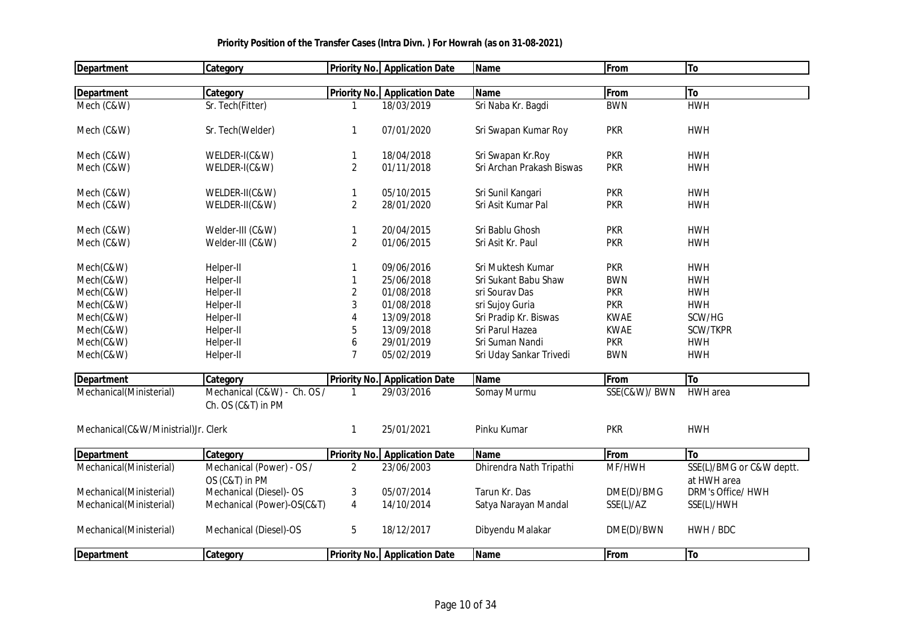**Priority Position of the Transfer Cases (Intra Divn. ) For Howrah (as on 31-08-2021)**

| Department | Category | Priority No. | Application Date | Name | From | To |
|---|---|---|---|---|---|---|
| Department | Category | Priority No. | Application Date | Name | From | To |
| Mech (C&W) | Sr. Tech(Fitter) | 1 | 18/03/2019 | Sri Naba Kr. Bagdi | BWN | HWH |
| Mech (C&W) | Sr. Tech(Welder) | 1 | 07/01/2020 | Sri Swapan Kumar Roy | PKR | HWH |
| Mech (C&W) | WELDER-I(C&W) | 1 | 18/04/2018 | Sri Swapan Kr.Roy | PKR | HWH |
| Mech (C&W) | WELDER-I(C&W) | 2 | 01/11/2018 | Sri Archan Prakash Biswas | PKR | HWH |
| Mech (C&W) | WELDER-II(C&W) | 1 | 05/10/2015 | Sri Sunil Kangari | PKR | HWH |
| Mech (C&W) | WELDER-II(C&W) | 2 | 28/01/2020 | Sri Asit Kumar Pal | PKR | HWH |
| Mech (C&W) | Welder-III (C&W) | 1 | 20/04/2015 | Sri Bablu Ghosh | PKR | HWH |
| Mech (C&W) | Welder-III (C&W) | 2 | 01/06/2015 | Sri Asit Kr. Paul | PKR | HWH |
| Mech(C&W) | Helper-II | 1 | 09/06/2016 | Sri Muktesh Kumar | PKR | HWH |
| Mech(C&W) | Helper-II | 1 | 25/06/2018 | Sri Sukant Babu Shaw | BWN | HWH |
| Mech(C&W) | Helper-II | 2 | 01/08/2018 | sri Sourav Das | PKR | HWH |
| Mech(C&W) | Helper-II | 3 | 01/08/2018 | sri Sujoy Guria | PKR | HWH |
| Mech(C&W) | Helper-II | 4 | 13/09/2018 | Sri Pradip Kr. Biswas | KWAE | SCW/HG |
| Mech(C&W) | Helper-II | 5 | 13/09/2018 | Sri Parul Hazea | KWAE | SCW/TKPR |
| Mech(C&W) | Helper-II | 6 | 29/01/2019 | Sri Suman Nandi | PKR | HWH |
| Mech(C&W) | Helper-II | 7 | 05/02/2019 | Sri Uday Sankar Trivedi | BWN | HWH |
| Department | Category | Priority No. | Application Date | Name | From | To |
| Mechanical(Ministerial) | Mechanical (C&W) - Ch. OS / Ch. OS (C&T) in PM | 1 | 29/03/2016 | Somay Murmu | SSE(C&W)/ BWN | HWH area |
| Mechanical(C&W/Ministrial) | Jr. Clerk | 1 | 25/01/2021 | Pinku Kumar | PKR | HWH |
| Department | Category | Priority No. | Application Date | Name | From | To |
| Mechanical(Ministerial) | Mechanical (Power) - OS / OS (C&T) in PM | 2 | 23/06/2003 | Dhirendra Nath Tripathi | MF/HWH | SSE(L)/BMG or C&W deptt. at HWH area |
| Mechanical(Ministerial) | Mechanical (Diesel)- OS | 3 | 05/07/2014 | Tarun Kr. Das | DME(D)/BMG | DRM's Office/ HWH |
| Mechanical(Ministerial) | Mechanical (Power)-OS(C&T) | 4 | 14/10/2014 | Satya Narayan Mandal | SSE(L)/AZ | SSE(L)/HWH |
| Mechanical(Ministerial) | Mechanical (Diesel)-OS | 5 | 18/12/2017 | Dibyendu Malakar | DME(D)/BWN | HWH / BDC |
| Department | Category | Priority No. | Application Date | Name | From | To |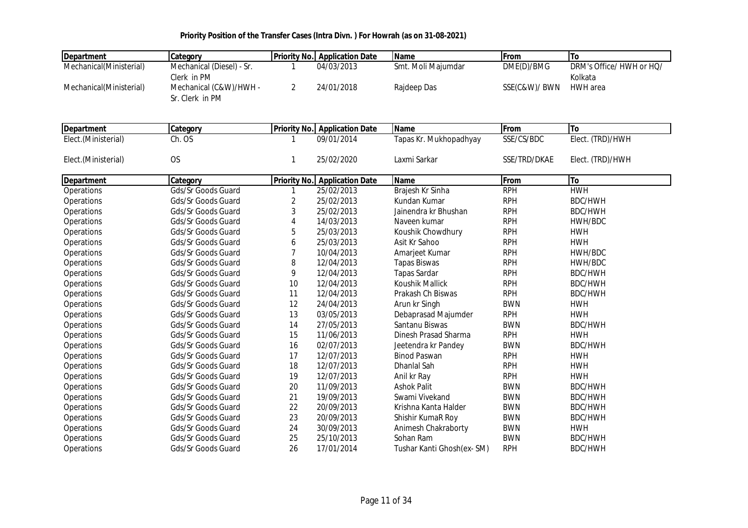**Priority Position of the Transfer Cases (Intra Divn. ) For Howrah (as on 31-08-2021)**

| Department | Category | Priority No. | Application Date | Name | From | To |
|---|---|---|---|---|---|---|
| Mechanical(Ministerial) | Mechanical (Diesel) - Sr. Clerk in PM | 1 | 04/03/2013 | Smt. Moli Majumdar | DME(D)/BMG | DRM's Office/ HWH or HQ/ Kolkata |
| Mechanical(Ministerial) | Mechanical (C&W)/HWH - Sr. Clerk in PM | 2 | 24/01/2018 | Rajdeep Das | SSE(C&W)/ BWN | HWH area |

| Department | Category | Priority No. | Application Date | Name | From | To |
|---|---|---|---|---|---|---|
| Elect.(Ministerial) | Ch. OS | 1 | 09/01/2014 | Tapas Kr. Mukhopadhyay | SSE/CS/BDC | Elect. (TRD)/HWH |
| Elect.(Ministerial) | OS | 1 | 25/02/2020 | Laxmi Sarkar | SSE/TRD/DKAE | Elect. (TRD)/HWH |

| Department | Category | Priority No. | Application Date | Name | From | To |
|---|---|---|---|---|---|---|
| Operations | Gds/Sr Goods Guard | 1 | 25/02/2013 | Brajesh Kr Sinha | RPH | HWH |
| Operations | Gds/Sr Goods Guard | 2 | 25/02/2013 | Kundan Kumar | RPH | BDC/HWH |
| Operations | Gds/Sr Goods Guard | 3 | 25/02/2013 | Jainendra kr Bhushan | RPH | BDC/HWH |
| Operations | Gds/Sr Goods Guard | 4 | 14/03/2013 | Naveen kumar | RPH | HWH/BDC |
| Operations | Gds/Sr Goods Guard | 5 | 25/03/2013 | Koushik Chowdhury | RPH | HWH |
| Operations | Gds/Sr Goods Guard | 6 | 25/03/2013 | Asit Kr Sahoo | RPH | HWH |
| Operations | Gds/Sr Goods Guard | 7 | 10/04/2013 | Amarjeet Kumar | RPH | HWH/BDC |
| Operations | Gds/Sr Goods Guard | 8 | 12/04/2013 | Tapas Biswas | RPH | HWH/BDC |
| Operations | Gds/Sr Goods Guard | 9 | 12/04/2013 | Tapas Sardar | RPH | BDC/HWH |
| Operations | Gds/Sr Goods Guard | 10 | 12/04/2013 | Koushik Mallick | RPH | BDC/HWH |
| Operations | Gds/Sr Goods Guard | 11 | 12/04/2013 | Prakash Ch Biswas | RPH | BDC/HWH |
| Operations | Gds/Sr Goods Guard | 12 | 24/04/2013 | Arun kr Singh | BWN | HWH |
| Operations | Gds/Sr Goods Guard | 13 | 03/05/2013 | Debaprasad Majumder | RPH | HWH |
| Operations | Gds/Sr Goods Guard | 14 | 27/05/2013 | Santanu Biswas | BWN | BDC/HWH |
| Operations | Gds/Sr Goods Guard | 15 | 11/06/2013 | Dinesh Prasad Sharma | RPH | HWH |
| Operations | Gds/Sr Goods Guard | 16 | 02/07/2013 | Jeetendra kr Pandey | BWN | BDC/HWH |
| Operations | Gds/Sr Goods Guard | 17 | 12/07/2013 | Binod Paswan | RPH | HWH |
| Operations | Gds/Sr Goods Guard | 18 | 12/07/2013 | Dhanlal Sah | RPH | HWH |
| Operations | Gds/Sr Goods Guard | 19 | 12/07/2013 | Anil kr Ray | RPH | HWH |
| Operations | Gds/Sr Goods Guard | 20 | 11/09/2013 | Ashok Palit | BWN | BDC/HWH |
| Operations | Gds/Sr Goods Guard | 21 | 19/09/2013 | Swami Vivekand | BWN | BDC/HWH |
| Operations | Gds/Sr Goods Guard | 22 | 20/09/2013 | Krishna Kanta Halder | BWN | BDC/HWH |
| Operations | Gds/Sr Goods Guard | 23 | 20/09/2013 | Shishir KumaR Roy | BWN | BDC/HWH |
| Operations | Gds/Sr Goods Guard | 24 | 30/09/2013 | Animesh Chakraborty | BWN | HWH |
| Operations | Gds/Sr Goods Guard | 25 | 25/10/2013 | Sohan Ram | BWN | BDC/HWH |
| Operations | Gds/Sr Goods Guard | 26 | 17/01/2014 | Tushar Kanti Ghosh(ex- SM) | RPH | BDC/HWH |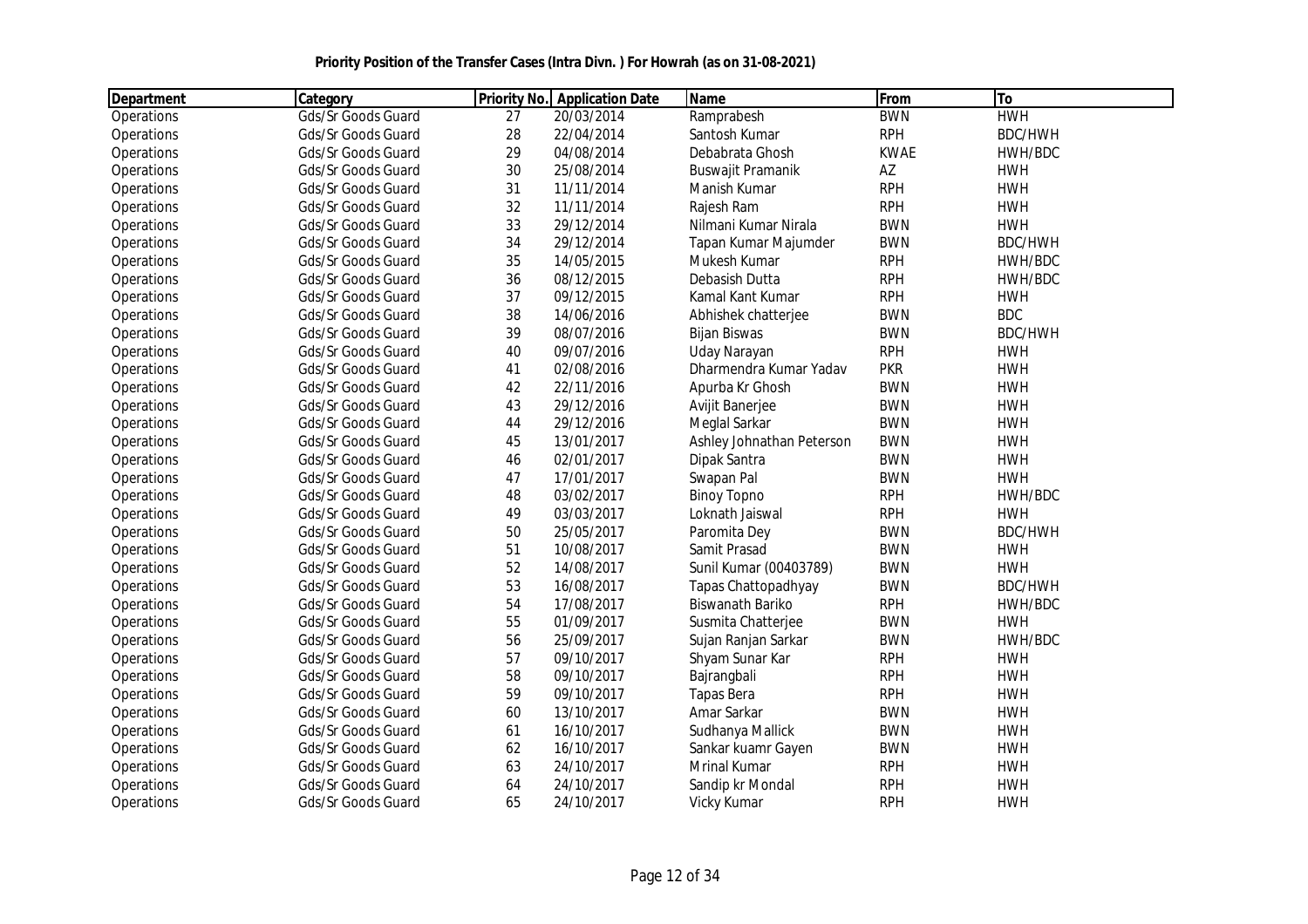**Priority Position of the Transfer Cases (Intra Divn. ) For Howrah (as on 31-08-2021)**

| Department | Category | Priority No. | Application Date | Name | From | To |
|---|---|---|---|---|---|---|
| Operations | Gds/Sr Goods Guard | 27 | 20/03/2014 | Ramprabesh | BWN | HWH |
| Operations | Gds/Sr Goods Guard | 28 | 22/04/2014 | Santosh Kumar | RPH | BDC/HWH |
| Operations | Gds/Sr Goods Guard | 29 | 04/08/2014 | Debabrata Ghosh | KWAE | HWH/BDC |
| Operations | Gds/Sr Goods Guard | 30 | 25/08/2014 | Buswajit Pramanik | AZ | HWH |
| Operations | Gds/Sr Goods Guard | 31 | 11/11/2014 | Manish Kumar | RPH | HWH |
| Operations | Gds/Sr Goods Guard | 32 | 11/11/2014 | Rajesh Ram | RPH | HWH |
| Operations | Gds/Sr Goods Guard | 33 | 29/12/2014 | Nilmani Kumar Nirala | BWN | HWH |
| Operations | Gds/Sr Goods Guard | 34 | 29/12/2014 | Tapan Kumar Majumder | BWN | BDC/HWH |
| Operations | Gds/Sr Goods Guard | 35 | 14/05/2015 | Mukesh Kumar | RPH | HWH/BDC |
| Operations | Gds/Sr Goods Guard | 36 | 08/12/2015 | Debasish Dutta | RPH | HWH/BDC |
| Operations | Gds/Sr Goods Guard | 37 | 09/12/2015 | Kamal Kant Kumar | RPH | HWH |
| Operations | Gds/Sr Goods Guard | 38 | 14/06/2016 | Abhishek chatterjee | BWN | BDC |
| Operations | Gds/Sr Goods Guard | 39 | 08/07/2016 | Bijan Biswas | BWN | BDC/HWH |
| Operations | Gds/Sr Goods Guard | 40 | 09/07/2016 | Uday Narayan | RPH | HWH |
| Operations | Gds/Sr Goods Guard | 41 | 02/08/2016 | Dharmendra Kumar Yadav | PKR | HWH |
| Operations | Gds/Sr Goods Guard | 42 | 22/11/2016 | Apurba Kr Ghosh | BWN | HWH |
| Operations | Gds/Sr Goods Guard | 43 | 29/12/2016 | Avijit Banerjee | BWN | HWH |
| Operations | Gds/Sr Goods Guard | 44 | 29/12/2016 | Meglal Sarkar | BWN | HWH |
| Operations | Gds/Sr Goods Guard | 45 | 13/01/2017 | Ashley Johnathan Peterson | BWN | HWH |
| Operations | Gds/Sr Goods Guard | 46 | 02/01/2017 | Dipak Santra | BWN | HWH |
| Operations | Gds/Sr Goods Guard | 47 | 17/01/2017 | Swapan Pal | BWN | HWH |
| Operations | Gds/Sr Goods Guard | 48 | 03/02/2017 | Binoy Topno | RPH | HWH/BDC |
| Operations | Gds/Sr Goods Guard | 49 | 03/03/2017 | Loknath Jaiswal | RPH | HWH |
| Operations | Gds/Sr Goods Guard | 50 | 25/05/2017 | Paromita Dey | BWN | BDC/HWH |
| Operations | Gds/Sr Goods Guard | 51 | 10/08/2017 | Samit Prasad | BWN | HWH |
| Operations | Gds/Sr Goods Guard | 52 | 14/08/2017 | Sunil Kumar (00403789) | BWN | HWH |
| Operations | Gds/Sr Goods Guard | 53 | 16/08/2017 | Tapas Chattopadhyay | BWN | BDC/HWH |
| Operations | Gds/Sr Goods Guard | 54 | 17/08/2017 | Biswanath Bariko | RPH | HWH/BDC |
| Operations | Gds/Sr Goods Guard | 55 | 01/09/2017 | Susmita Chatterjee | BWN | HWH |
| Operations | Gds/Sr Goods Guard | 56 | 25/09/2017 | Sujan Ranjan Sarkar | BWN | HWH/BDC |
| Operations | Gds/Sr Goods Guard | 57 | 09/10/2017 | Shyam Sunar Kar | RPH | HWH |
| Operations | Gds/Sr Goods Guard | 58 | 09/10/2017 | Bajrangbali | RPH | HWH |
| Operations | Gds/Sr Goods Guard | 59 | 09/10/2017 | Tapas Bera | RPH | HWH |
| Operations | Gds/Sr Goods Guard | 60 | 13/10/2017 | Amar Sarkar | BWN | HWH |
| Operations | Gds/Sr Goods Guard | 61 | 16/10/2017 | Sudhanya Mallick | BWN | HWH |
| Operations | Gds/Sr Goods Guard | 62 | 16/10/2017 | Sankar kuamr Gayen | BWN | HWH |
| Operations | Gds/Sr Goods Guard | 63 | 24/10/2017 | Mrinal Kumar | RPH | HWH |
| Operations | Gds/Sr Goods Guard | 64 | 24/10/2017 | Sandip kr Mondal | RPH | HWH |
| Operations | Gds/Sr Goods Guard | 65 | 24/10/2017 | Vicky Kumar | RPH | HWH |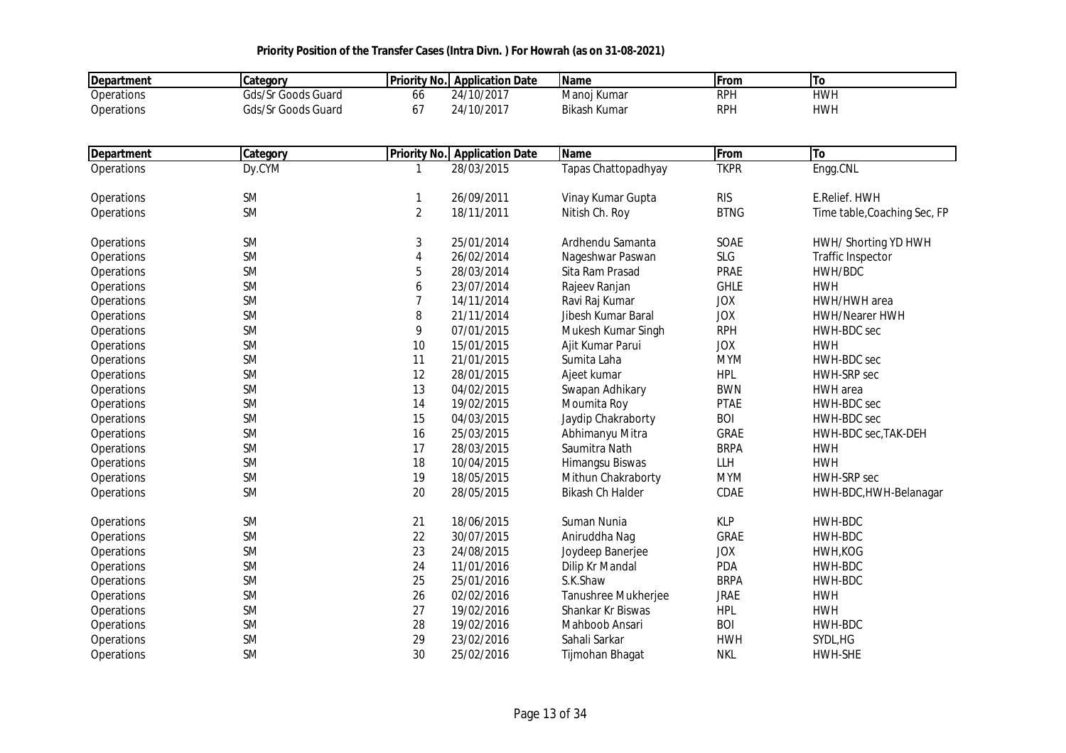**Priority Position of the Transfer Cases (Intra Divn. ) For Howrah (as on 31-08-2021)**

| Department | Category | Priority No. | Application Date | Name | From | To |
|---|---|---|---|---|---|---|
| Operations | Gds/Sr Goods Guard | 66 | 24/10/2017 | Manoj Kumar | RPH | HWH |
| Operations | Gds/Sr Goods Guard | 67 | 24/10/2017 | Bikash Kumar | RPH | HWH |

| Department | Category | Priority No. | Application Date | Name | From | To |
|---|---|---|---|---|---|---|
| Operations | Dy.CYM | 1 | 28/03/2015 | Tapas Chattopadhyay | TKPR | Engg.CNL |
| Operations | SM | 1 | 26/09/2011 | Vinay Kumar Gupta | RIS | E.Relief. HWH |
| Operations | SM | 2 | 18/11/2011 | Nitish Ch. Roy | BTNG | Time table,Coaching Sec, FP |
| Operations | SM | 3 | 25/01/2014 | Ardhendu Samanta | SOAE | HWH/ Shorting YD HWH |
| Operations | SM | 4 | 26/02/2014 | Nageshwar Paswan | SLG | Traffic Inspector |
| Operations | SM | 5 | 28/03/2014 | Sita Ram Prasad | PRAE | HWH/BDC |
| Operations | SM | 6 | 23/07/2014 | Rajeev Ranjan | GHLE | HWH |
| Operations | SM | 7 | 14/11/2014 | Ravi Raj Kumar | JOX | HWH/HWH area |
| Operations | SM | 8 | 21/11/2014 | Jibesh Kumar Baral | JOX | HWH/Nearer HWH |
| Operations | SM | 9 | 07/01/2015 | Mukesh Kumar Singh | RPH | HWH-BDC sec |
| Operations | SM | 10 | 15/01/2015 | Ajit Kumar Parui | JOX | HWH |
| Operations | SM | 11 | 21/01/2015 | Sumita Laha | MYM | HWH-BDC sec |
| Operations | SM | 12 | 28/01/2015 | Ajeet kumar | HPL | HWH-SRP sec |
| Operations | SM | 13 | 04/02/2015 | Swapan Adhikary | BWN | HWH area |
| Operations | SM | 14 | 19/02/2015 | Moumita Roy | PTAE | HWH-BDC sec |
| Operations | SM | 15 | 04/03/2015 | Jaydip Chakraborty | BOI | HWH-BDC sec |
| Operations | SM | 16 | 25/03/2015 | Abhimanyu Mitra | GRAE | HWH-BDC sec,TAK-DEH |
| Operations | SM | 17 | 28/03/2015 | Saumitra Nath | BRPA | HWH |
| Operations | SM | 18 | 10/04/2015 | Himangsu Biswas | LLH | HWH |
| Operations | SM | 19 | 18/05/2015 | Mithun Chakraborty | MYM | HWH-SRP sec |
| Operations | SM | 20 | 28/05/2015 | Bikash Ch Halder | CDAE | HWH-BDC,HWH-Belanagar |
| Operations | SM | 21 | 18/06/2015 | Suman Nunia | KLP | HWH-BDC |
| Operations | SM | 22 | 30/07/2015 | Aniruddha Nag | GRAE | HWH-BDC |
| Operations | SM | 23 | 24/08/2015 | Joydeep Banerjee | JOX | HWH,KOG |
| Operations | SM | 24 | 11/01/2016 | Dilip Kr Mandal | PDA | HWH-BDC |
| Operations | SM | 25 | 25/01/2016 | S.K.Shaw | BRPA | HWH-BDC |
| Operations | SM | 26 | 02/02/2016 | Tanushree Mukherjee | JRAE | HWH |
| Operations | SM | 27 | 19/02/2016 | Shankar Kr Biswas | HPL | HWH |
| Operations | SM | 28 | 19/02/2016 | Mahboob Ansari | BOI | HWH-BDC |
| Operations | SM | 29 | 23/02/2016 | Sahali Sarkar | HWH | SYDL,HG |
| Operations | SM | 30 | 25/02/2016 | Tijmohan Bhagat | NKL | HWH-SHE |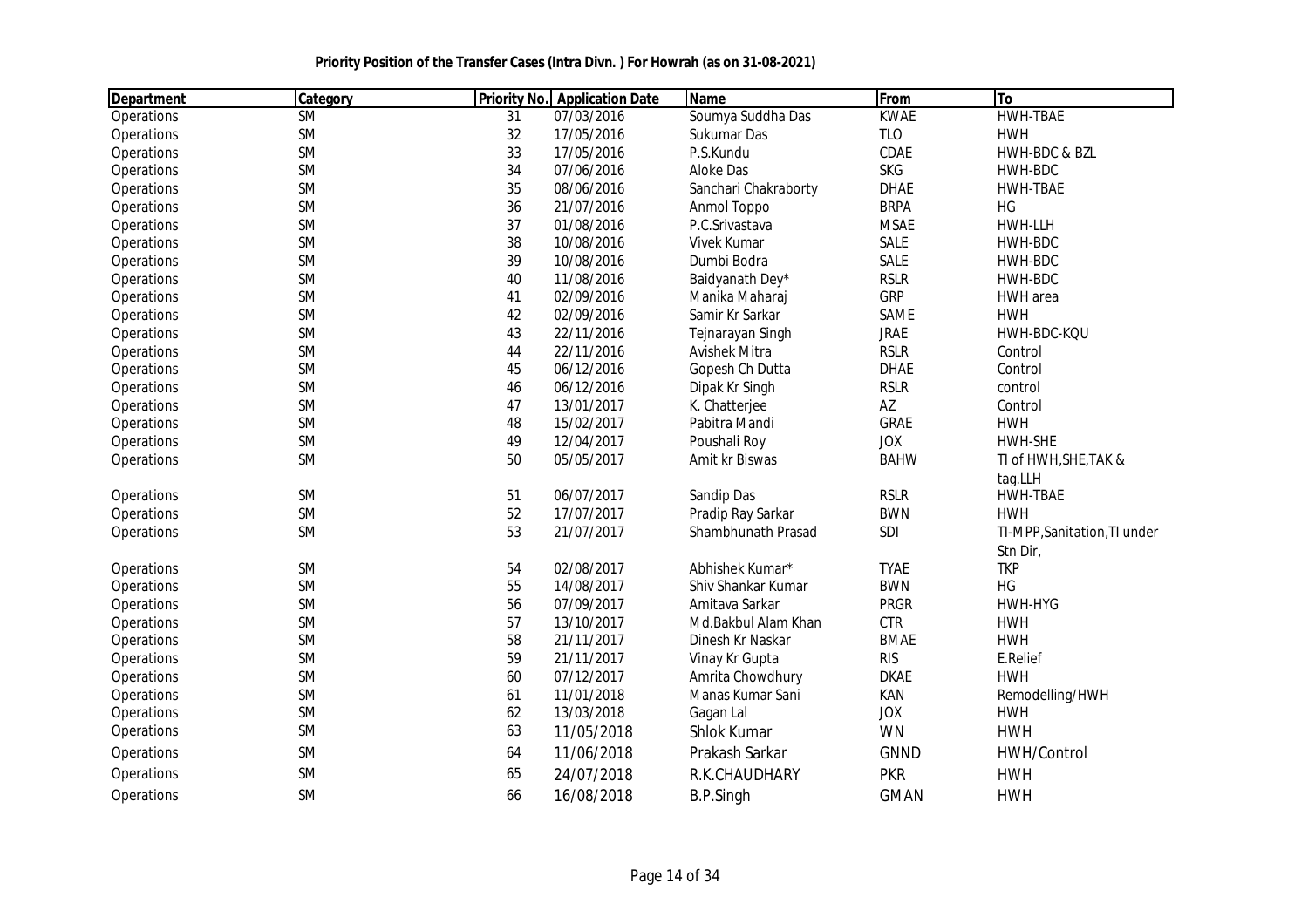**Priority Position of the Transfer Cases (Intra Divn. ) For Howrah (as on 31-08-2021)**

| Department | Category | Priority No. | Application Date | Name | From | To |
|---|---|---|---|---|---|---|
| Operations | SM | 31 | 07/03/2016 | Soumya Suddha Das | KWAE | HWH-TBAE |
| Operations | SM | 32 | 17/05/2016 | Sukumar Das | TLO | HWH |
| Operations | SM | 33 | 17/05/2016 | P.S.Kundu | CDAE | HWH-BDC & BZL |
| Operations | SM | 34 | 07/06/2016 | Aloke Das | SKG | HWH-BDC |
| Operations | SM | 35 | 08/06/2016 | Sanchari Chakraborty | DHAE | HWH-TBAE |
| Operations | SM | 36 | 21/07/2016 | Anmol Toppo | BRPA | HG |
| Operations | SM | 37 | 01/08/2016 | P.C.Srivastava | MSAE | HWH-LLH |
| Operations | SM | 38 | 10/08/2016 | Vivek Kumar | SALE | HWH-BDC |
| Operations | SM | 39 | 10/08/2016 | Dumbi Bodra | SALE | HWH-BDC |
| Operations | SM | 40 | 11/08/2016 | Baidyanath Dey* | RSLR | HWH-BDC |
| Operations | SM | 41 | 02/09/2016 | Manika Maharaj | GRP | HWH area |
| Operations | SM | 42 | 02/09/2016 | Samir Kr Sarkar | SAME | HWH |
| Operations | SM | 43 | 22/11/2016 | Tejnarayan Singh | JRAE | HWH-BDC-KQU |
| Operations | SM | 44 | 22/11/2016 | Avishek Mitra | RSLR | Control |
| Operations | SM | 45 | 06/12/2016 | Gopesh Ch Dutta | DHAE | Control |
| Operations | SM | 46 | 06/12/2016 | Dipak Kr Singh | RSLR | control |
| Operations | SM | 47 | 13/01/2017 | K. Chatterjee | AZ | Control |
| Operations | SM | 48 | 15/02/2017 | Pabitra Mandi | GRAE | HWH |
| Operations | SM | 49 | 12/04/2017 | Poushali Roy | JOX | HWH-SHE |
| Operations | SM | 50 | 05/05/2017 | Amit kr Biswas | BAHW | TI of HWH,SHE,TAK & tag.LLH |
| Operations | SM | 51 | 06/07/2017 | Sandip Das | RSLR | HWH-TBAE |
| Operations | SM | 52 | 17/07/2017 | Pradip Ray Sarkar | BWN | HWH |
| Operations | SM | 53 | 21/07/2017 | Shambhunath Prasad | SDI | TI-MPP,Sanitation,TI under Stn Dir, |
| Operations | SM | 54 | 02/08/2017 | Abhishek Kumar* | TYAE | TKP |
| Operations | SM | 55 | 14/08/2017 | Shiv Shankar Kumar | BWN | HG |
| Operations | SM | 56 | 07/09/2017 | Amitava Sarkar | PRGR | HWH-HYG |
| Operations | SM | 57 | 13/10/2017 | Md.Bakbul Alam Khan | CTR | HWH |
| Operations | SM | 58 | 21/11/2017 | Dinesh Kr Naskar | BMAE | HWH |
| Operations | SM | 59 | 21/11/2017 | Vinay Kr Gupta | RIS | E.Relief |
| Operations | SM | 60 | 07/12/2017 | Amrita Chowdhury | DKAE | HWH |
| Operations | SM | 61 | 11/01/2018 | Manas Kumar Sani | KAN | Remodelling/HWH |
| Operations | SM | 62 | 13/03/2018 | Gagan Lal | JOX | HWH |
| Operations | SM | 63 | 11/05/2018 | Shlok Kumar | WN | HWH |
| Operations | SM | 64 | 11/06/2018 | Prakash Sarkar | GNND | HWH/Control |
| Operations | SM | 65 | 24/07/2018 | R.K.CHAUDHARY | PKR | HWH |
| Operations | SM | 66 | 16/08/2018 | B.P.Singh | GMAN | HWH |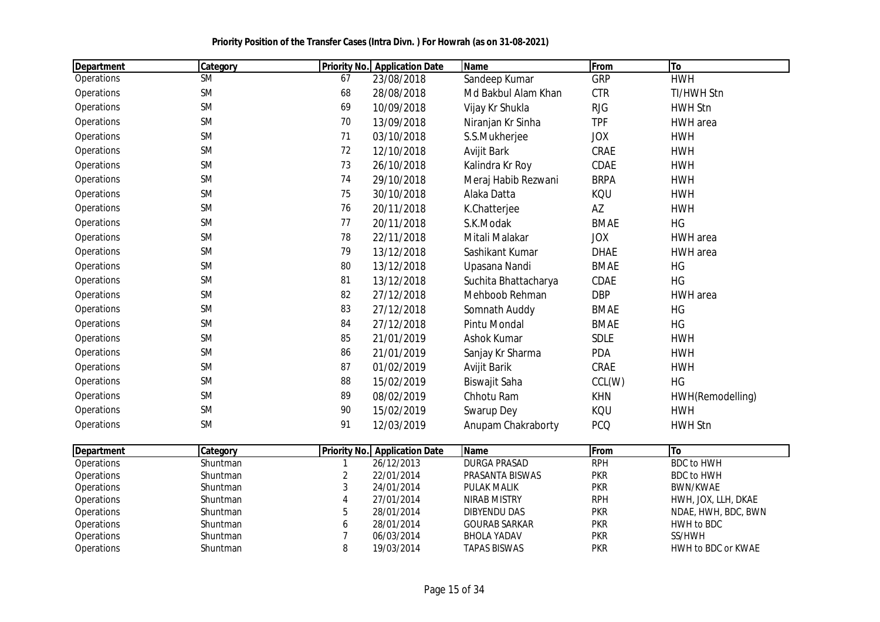**Priority Position of the Transfer Cases (Intra Divn. ) For Howrah (as on 31-08-2021)**

| Department | Category | Priority No. | Application Date | Name | From | To |
|---|---|---|---|---|---|---|
| Operations | SM | 67 | 23/08/2018 | Sandeep Kumar | GRP | HWH |
| Operations | SM | 68 | 28/08/2018 | Md Bakbul Alam Khan | CTR | TI/HWH Stn |
| Operations | SM | 69 | 10/09/2018 | Vijay Kr Shukla | RJG | HWH Stn |
| Operations | SM | 70 | 13/09/2018 | Niranjan Kr Sinha | TPF | HWH area |
| Operations | SM | 71 | 03/10/2018 | S.S.Mukherjee | JOX | HWH |
| Operations | SM | 72 | 12/10/2018 | Avijit Bark | CRAE | HWH |
| Operations | SM | 73 | 26/10/2018 | Kalindra Kr Roy | CDAE | HWH |
| Operations | SM | 74 | 29/10/2018 | Meraj Habib Rezwani | BRPA | HWH |
| Operations | SM | 75 | 30/10/2018 | Alaka Datta | KQU | HWH |
| Operations | SM | 76 | 20/11/2018 | K.Chatterjee | AZ | HWH |
| Operations | SM | 77 | 20/11/2018 | S.K.Modak | BMAE | HG |
| Operations | SM | 78 | 22/11/2018 | Mitali Malakar | JOX | HWH area |
| Operations | SM | 79 | 13/12/2018 | Sashikant Kumar | DHAE | HWH area |
| Operations | SM | 80 | 13/12/2018 | Upasana Nandi | BMAE | HG |
| Operations | SM | 81 | 13/12/2018 | Suchita Bhattacharya | CDAE | HG |
| Operations | SM | 82 | 27/12/2018 | Mehboob Rehman | DBP | HWH area |
| Operations | SM | 83 | 27/12/2018 | Somnath Auddy | BMAE | HG |
| Operations | SM | 84 | 27/12/2018 | Pintu Mondal | BMAE | HG |
| Operations | SM | 85 | 21/01/2019 | Ashok Kumar | SDLE | HWH |
| Operations | SM | 86 | 21/01/2019 | Sanjay Kr Sharma | PDA | HWH |
| Operations | SM | 87 | 01/02/2019 | Avijit Barik | CRAE | HWH |
| Operations | SM | 88 | 15/02/2019 | Biswajit Saha | CCL(W) | HG |
| Operations | SM | 89 | 08/02/2019 | Chhotu Ram | KHN | HWH(Remodelling) |
| Operations | SM | 90 | 15/02/2019 | Swarup Dey | KQU | HWH |
| Operations | SM | 91 | 12/03/2019 | Anupam Chakraborty | PCQ | HWH Stn |

| Department | Category | Priority No. | Application Date | Name | From | To |
|---|---|---|---|---|---|---|
| Operations | Shuntman | 1 | 26/12/2013 | DURGA PRASAD | RPH | BDC to HWH |
| Operations | Shuntman | 2 | 22/01/2014 | PRASANTA BISWAS | PKR | BDC to HWH |
| Operations | Shuntman | 3 | 24/01/2014 | PULAK MALIK | PKR | BWN/KWAE |
| Operations | Shuntman | 4 | 27/01/2014 | NIRAB MISTRY | RPH | HWH, JOX, LLH, DKAE |
| Operations | Shuntman | 5 | 28/01/2014 | DIBYENDU DAS | PKR | NDAE, HWH, BDC, BWN |
| Operations | Shuntman | 6 | 28/01/2014 | GOURAB SARKAR | PKR | HWH to BDC |
| Operations | Shuntman | 7 | 06/03/2014 | BHOLA YADAV | PKR | SS/HWH |
| Operations | Shuntman | 8 | 19/03/2014 | TAPAS BISWAS | PKR | HWH to BDC or KWAE |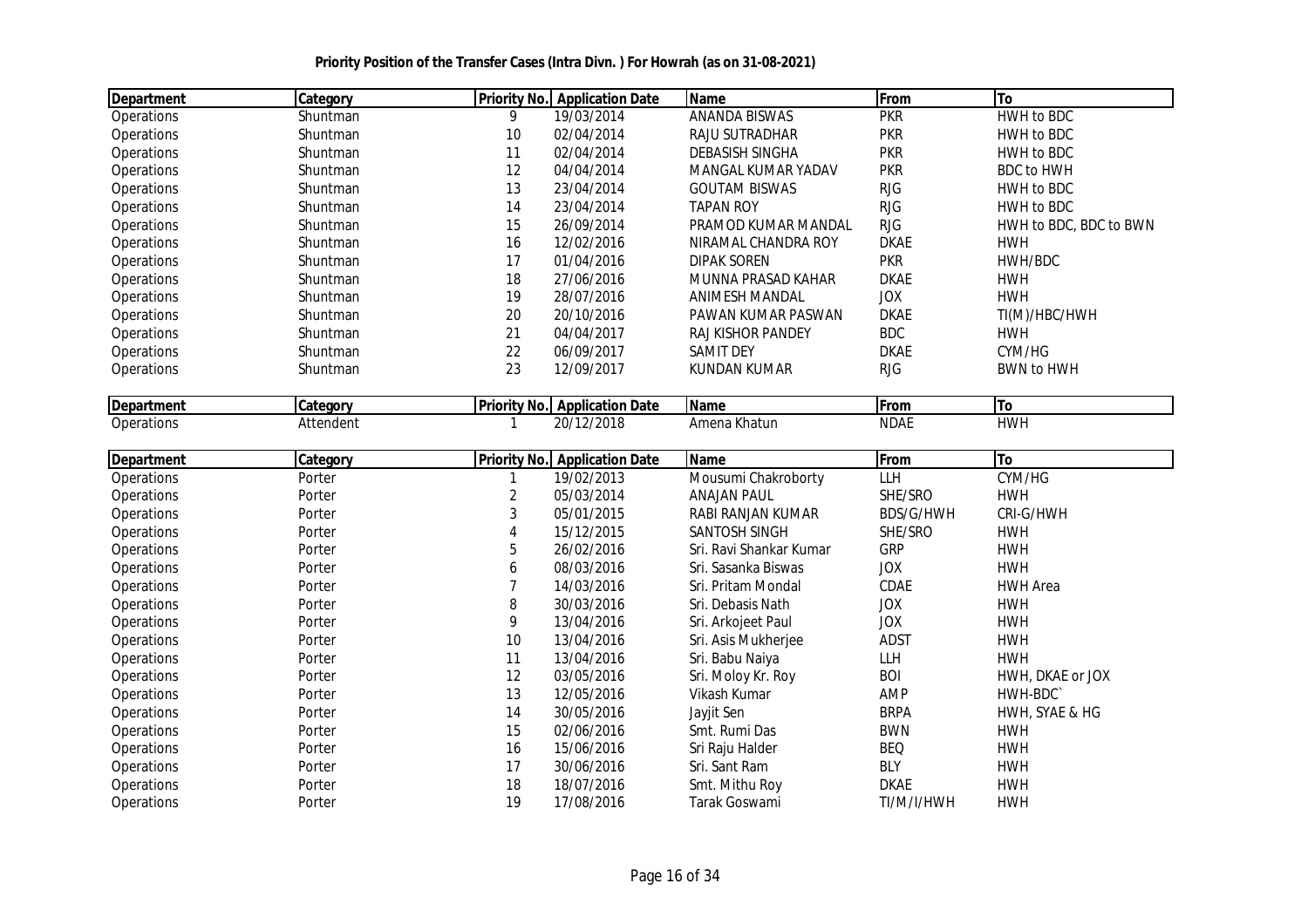**Priority Position of the Transfer Cases (Intra Divn. ) For Howrah (as on 31-08-2021)**

| Department | Category | Priority No. | Application Date | Name | From | To |
|---|---|---|---|---|---|---|
| Operations | Shuntman | 9 | 19/03/2014 | ANANDA BISWAS | PKR | HWH to BDC |
| Operations | Shuntman | 10 | 02/04/2014 | RAJU SUTRADHAR | PKR | HWH to BDC |
| Operations | Shuntman | 11 | 02/04/2014 | DEBASISH SINGHA | PKR | HWH to BDC |
| Operations | Shuntman | 12 | 04/04/2014 | MANGAL KUMAR YADAV | PKR | BDC to HWH |
| Operations | Shuntman | 13 | 23/04/2014 | GOUTAM BISWAS | RJG | HWH to BDC |
| Operations | Shuntman | 14 | 23/04/2014 | TAPAN ROY | RJG | HWH to BDC |
| Operations | Shuntman | 15 | 26/09/2014 | PRAMOD KUMAR MANDAL | RJG | HWH to BDC, BDC to BWN |
| Operations | Shuntman | 16 | 12/02/2016 | NIRAMAL CHANDRA ROY | DKAE | HWH |
| Operations | Shuntman | 17 | 01/04/2016 | DIPAK SOREN | PKR | HWH/BDC |
| Operations | Shuntman | 18 | 27/06/2016 | MUNNA PRASAD KAHAR | DKAE | HWH |
| Operations | Shuntman | 19 | 28/07/2016 | ANIMESH MANDAL | JOX | HWH |
| Operations | Shuntman | 20 | 20/10/2016 | PAWAN KUMAR PASWAN | DKAE | TI(M)/HBC/HWH |
| Operations | Shuntman | 21 | 04/04/2017 | RAJ KISHOR PANDEY | BDC | HWH |
| Operations | Shuntman | 22 | 06/09/2017 | SAMIT DEY | DKAE | CYM/HG |
| Operations | Shuntman | 23 | 12/09/2017 | KUNDAN KUMAR | RJG | BWN to HWH |

| Department | Category | Priority No. | Application Date | Name | From | To |
|---|---|---|---|---|---|---|
| Operations | Attendent | 1 | 20/12/2018 | Amena Khatun | NDAE | HWH |

| Department | Category | Priority No. | Application Date | Name | From | To |
|---|---|---|---|---|---|---|
| Operations | Porter | 1 | 19/02/2013 | Mousumi Chakroborty | LLH | CYM/HG |
| Operations | Porter | 2 | 05/03/2014 | ANAJAN PAUL | SHE/SRO | HWH |
| Operations | Porter | 3 | 05/01/2015 | RABI RANJAN KUMAR | BDS/G/HWH | CRI-G/HWH |
| Operations | Porter | 4 | 15/12/2015 | SANTOSH SINGH | SHE/SRO | HWH |
| Operations | Porter | 5 | 26/02/2016 | Sri. Ravi Shankar Kumar | GRP | HWH |
| Operations | Porter | 6 | 08/03/2016 | Sri. Sasanka Biswas | JOX | HWH |
| Operations | Porter | 7 | 14/03/2016 | Sri. Pritam Mondal | CDAE | HWH Area |
| Operations | Porter | 8 | 30/03/2016 | Sri. Debasis Nath | JOX | HWH |
| Operations | Porter | 9 | 13/04/2016 | Sri. Arkojeet Paul | JOX | HWH |
| Operations | Porter | 10 | 13/04/2016 | Sri. Asis Mukherjee | ADST | HWH |
| Operations | Porter | 11 | 13/04/2016 | Sri. Babu Naiya | LLH | HWH |
| Operations | Porter | 12 | 03/05/2016 | Sri. Moloy Kr. Roy | BOI | HWH, DKAE or JOX |
| Operations | Porter | 13 | 12/05/2016 | Vikash Kumar | AMP | HWH-BDC` |
| Operations | Porter | 14 | 30/05/2016 | Jayjit Sen | BRPA | HWH, SYAE & HG |
| Operations | Porter | 15 | 02/06/2016 | Smt. Rumi Das | BWN | HWH |
| Operations | Porter | 16 | 15/06/2016 | Sri Raju Halder | BEQ | HWH |
| Operations | Porter | 17 | 30/06/2016 | Sri. Sant Ram | BLY | HWH |
| Operations | Porter | 18 | 18/07/2016 | Smt. Mithu Roy | DKAE | HWH |
| Operations | Porter | 19 | 17/08/2016 | Tarak Goswami | TI/M/I/HWH | HWH |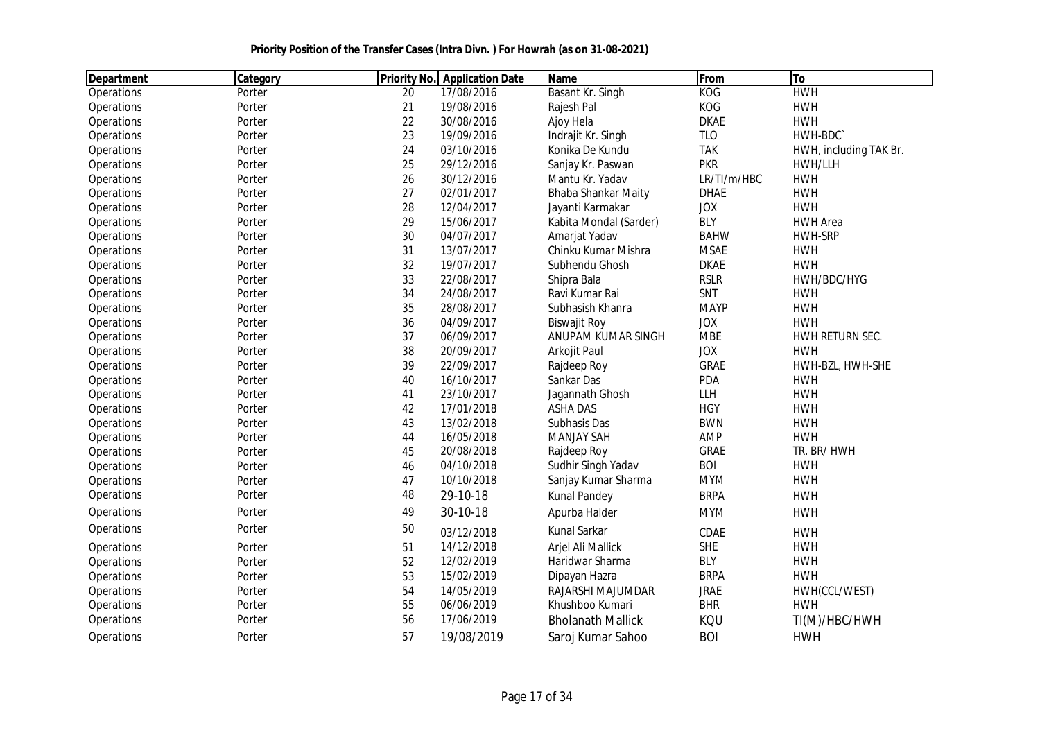**Priority Position of the Transfer Cases (Intra Divn. ) For Howrah (as on 31-08-2021)**

| Department | Category | Priority No. | Application Date | Name | From | To |
|---|---|---|---|---|---|---|
| Operations | Porter | 20 | 17/08/2016 | Basant Kr. Singh | KOG | HWH |
| Operations | Porter | 21 | 19/08/2016 | Rajesh Pal | KOG | HWH |
| Operations | Porter | 22 | 30/08/2016 | Ajoy Hela | DKAE | HWH |
| Operations | Porter | 23 | 19/09/2016 | Indrajit Kr. Singh | TLO | HWH-BDC` |
| Operations | Porter | 24 | 03/10/2016 | Konika De Kundu | TAK | HWH, including TAK Br. |
| Operations | Porter | 25 | 29/12/2016 | Sanjay Kr. Paswan | PKR | HWH/LLH |
| Operations | Porter | 26 | 30/12/2016 | Mantu Kr. Yadav | LR/TI/m/HBC | HWH |
| Operations | Porter | 27 | 02/01/2017 | Bhaba Shankar Maity | DHAE | HWH |
| Operations | Porter | 28 | 12/04/2017 | Jayanti Karmakar | JOX | HWH |
| Operations | Porter | 29 | 15/06/2017 | Kabita Mondal (Sarder) | BLY | HWH Area |
| Operations | Porter | 30 | 04/07/2017 | Amarjat Yadav | BAHW | HWH-SRP |
| Operations | Porter | 31 | 13/07/2017 | Chinku Kumar Mishra | MSAE | HWH |
| Operations | Porter | 32 | 19/07/2017 | Subhendu Ghosh | DKAE | HWH |
| Operations | Porter | 33 | 22/08/2017 | Shipra Bala | RSLR | HWH/BDC/HYG |
| Operations | Porter | 34 | 24/08/2017 | Ravi Kumar Rai | SNT | HWH |
| Operations | Porter | 35 | 28/08/2017 | Subhasish Khanra | MAYP | HWH |
| Operations | Porter | 36 | 04/09/2017 | Biswajit Roy | JOX | HWH |
| Operations | Porter | 37 | 06/09/2017 | ANUPAM KUMAR SINGH | MBE | HWH RETURN SEC. |
| Operations | Porter | 38 | 20/09/2017 | Arkojit Paul | JOX | HWH |
| Operations | Porter | 39 | 22/09/2017 | Rajdeep Roy | GRAE | HWH-BZL, HWH-SHE |
| Operations | Porter | 40 | 16/10/2017 | Sankar Das | PDA | HWH |
| Operations | Porter | 41 | 23/10/2017 | Jagannath Ghosh | LLH | HWH |
| Operations | Porter | 42 | 17/01/2018 | ASHA DAS | HGY | HWH |
| Operations | Porter | 43 | 13/02/2018 | Subhasis Das | BWN | HWH |
| Operations | Porter | 44 | 16/05/2018 | MANJAY SAH | AMP | HWH |
| Operations | Porter | 45 | 20/08/2018 | Rajdeep Roy | GRAE | TR. BR/ HWH |
| Operations | Porter | 46 | 04/10/2018 | Sudhir Singh Yadav | BOI | HWH |
| Operations | Porter | 47 | 10/10/2018 | Sanjay Kumar Sharma | MYM | HWH |
| Operations | Porter | 48 | 29-10-18 | Kunal Pandey | BRPA | HWH |
| Operations | Porter | 49 | 30-10-18 | Apurba Halder | MYM | HWH |
| Operations | Porter | 50 | 03/12/2018 | Kunal Sarkar | CDAE | HWH |
| Operations | Porter | 51 | 14/12/2018 | Arjel Ali Mallick | SHE | HWH |
| Operations | Porter | 52 | 12/02/2019 | Haridwar Sharma | BLY | HWH |
| Operations | Porter | 53 | 15/02/2019 | Dipayan Hazra | BRPA | HWH |
| Operations | Porter | 54 | 14/05/2019 | RAJARSHI MAJUMDAR | JRAE | HWH(CCL/WEST) |
| Operations | Porter | 55 | 06/06/2019 | Khushboo Kumari | BHR | HWH |
| Operations | Porter | 56 | 17/06/2019 | Bholanath Mallick | KQU | TI(M)/HBC/HWH |
| Operations | Porter | 57 | 19/08/2019 | Saroj Kumar Sahoo | BOI | HWH |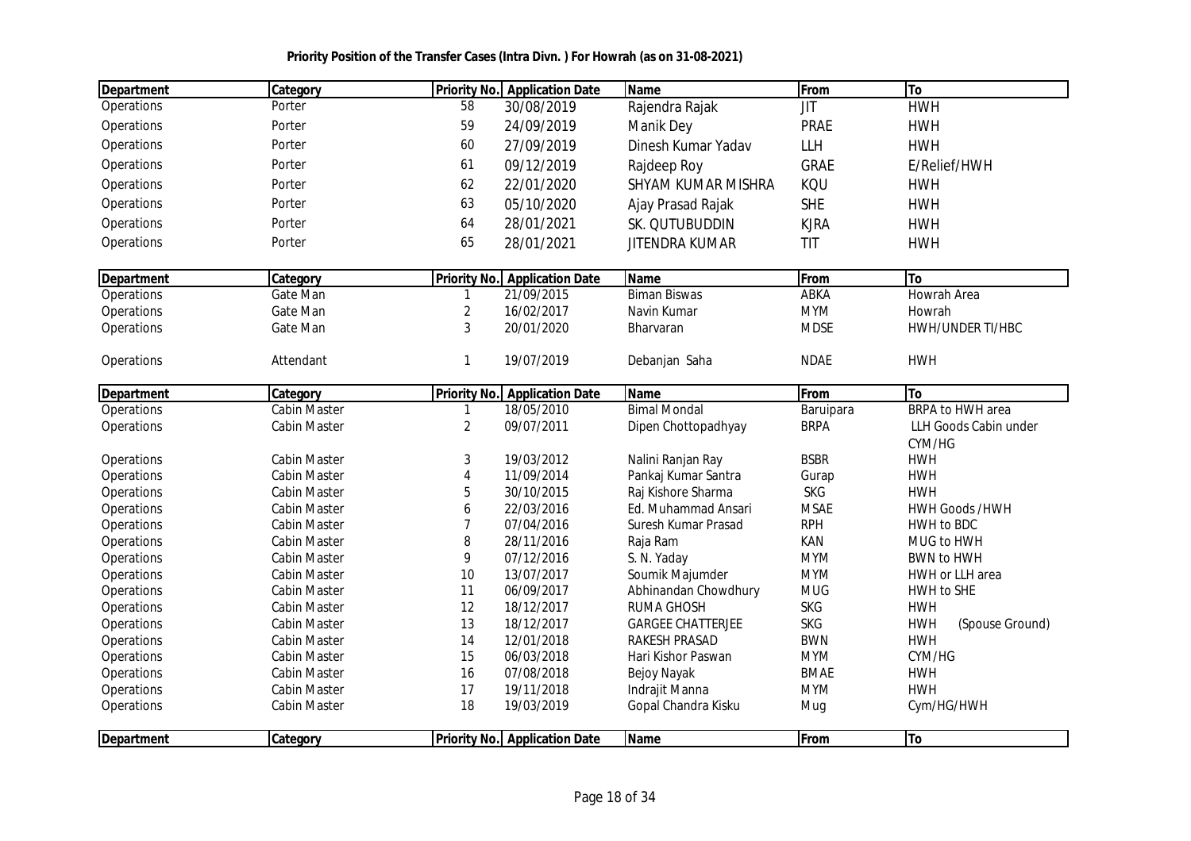**Priority Position of the Transfer Cases (Intra Divn. ) For Howrah (as on 31-08-2021)**

| Department | Category | Priority No. | Application Date | Name | From | To |
|---|---|---|---|---|---|---|
| Operations | Porter | 58 | 30/08/2019 | Rajendra Rajak | JIT | HWH |
| Operations | Porter | 59 | 24/09/2019 | Manik Dey | PRAE | HWH |
| Operations | Porter | 60 | 27/09/2019 | Dinesh Kumar Yadav | LLH | HWH |
| Operations | Porter | 61 | 09/12/2019 | Rajdeep Roy | GRAE | E/Relief/HWH |
| Operations | Porter | 62 | 22/01/2020 | SHYAM KUMAR MISHRA | KQU | HWH |
| Operations | Porter | 63 | 05/10/2020 | Ajay Prasad Rajak | SHE | HWH |
| Operations | Porter | 64 | 28/01/2021 | SK. QUTUBUDDIN | KJRA | HWH |
| Operations | Porter | 65 | 28/01/2021 | JITENDRA KUMAR | TIT | HWH |

| Department | Category | Priority No. | Application Date | Name | From | To |
|---|---|---|---|---|---|---|
| Operations | Gate Man | 1 | 21/09/2015 | Biman Biswas | ABKA | Howrah Area |
| Operations | Gate Man | 2 | 16/02/2017 | Navin Kumar | MYM | Howrah |
| Operations | Gate Man | 3 | 20/01/2020 | Bharvaran | MDSE | HWH/UNDER TI/HBC |
| Operations | Attendant | 1 | 19/07/2019 | Debanjan Saha | NDAE | HWH |

| Department | Category | Priority No. | Application Date | Name | From | To |
|---|---|---|---|---|---|---|
| Operations | Cabin Master | 1 | 18/05/2010 | Bimal Mondal | Baruipara | BRPA to HWH area |
| Operations | Cabin Master | 2 | 09/07/2011 | Dipen Chottopadhyay | BRPA | LLH Goods Cabin under CYM/HG |
| Operations | Cabin Master | 3 | 19/03/2012 | Nalini Ranjan Ray | BSBR | HWH |
| Operations | Cabin Master | 4 | 11/09/2014 | Pankaj Kumar Santra | Gurap | HWH |
| Operations | Cabin Master | 5 | 30/10/2015 | Raj Kishore Sharma | SKG | HWH |
| Operations | Cabin Master | 6 | 22/03/2016 | Ed. Muhammad Ansari | MSAE | HWH Goods /HWH |
| Operations | Cabin Master | 7 | 07/04/2016 | Suresh Kumar Prasad | RPH | HWH to BDC |
| Operations | Cabin Master | 8 | 28/11/2016 | Raja Ram | KAN | MUG to HWH |
| Operations | Cabin Master | 9 | 07/12/2016 | S. N. Yaday | MYM | BWN to HWH |
| Operations | Cabin Master | 10 | 13/07/2017 | Soumik Majumder | MYM | HWH or LLH area |
| Operations | Cabin Master | 11 | 06/09/2017 | Abhinandan Chowdhury | MUG | HWH to SHE |
| Operations | Cabin Master | 12 | 18/12/2017 | RUMA GHOSH | SKG | HWH |
| Operations | Cabin Master | 13 | 18/12/2017 | GARGEE CHATTERJEE | SKG | HWH (Spouse Ground) |
| Operations | Cabin Master | 14 | 12/01/2018 | RAKESH PRASAD | BWN | HWH |
| Operations | Cabin Master | 15 | 06/03/2018 | Hari Kishor Paswan | MYM | CYM/HG |
| Operations | Cabin Master | 16 | 07/08/2018 | Bejoy Nayak | BMAE | HWH |
| Operations | Cabin Master | 17 | 19/11/2018 | Indrajit Manna | MYM | HWH |
| Operations | Cabin Master | 18 | 19/03/2019 | Gopal Chandra Kisku | Mug | Cym/HG/HWH |

| Department | Category | Priority No. | Application Date | Name | From | To |
|---|---|---|---|---|---|---|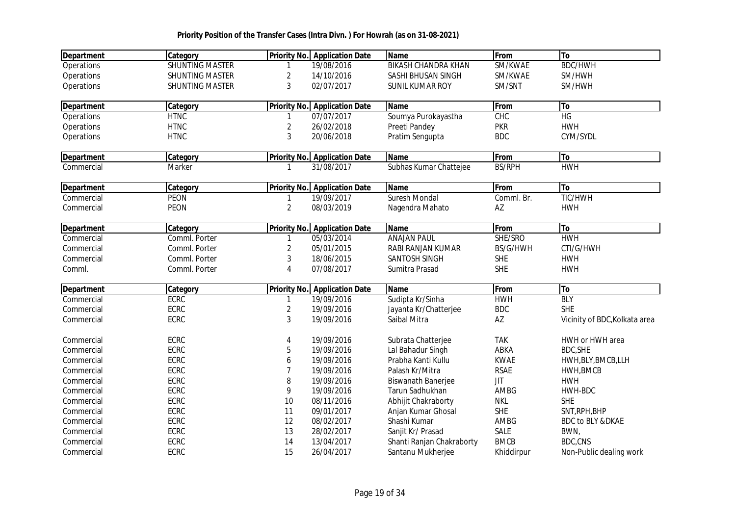**Priority Position of the Transfer Cases (Intra Divn. ) For Howrah (as on 31-08-2021)**

| Department | Category | Priority No. | Application Date | Name | From | To |
|---|---|---|---|---|---|---|
| Operations | SHUNTING MASTER | 1 | 19/08/2016 | BIKASH CHANDRA KHAN | SM/KWAE | BDC/HWH |
| Operations | SHUNTING MASTER | 2 | 14/10/2016 | SASHI BHUSAN SINGH | SM/KWAE | SM/HWH |
| Operations | SHUNTING MASTER | 3 | 02/07/2017 | SUNIL KUMAR ROY | SM/SNT | SM/HWH |

| Department | Category | Priority No. | Application Date | Name | From | To |
|---|---|---|---|---|---|---|
| Operations | HTNC | 1 | 07/07/2017 | Soumya Purokayastha | CHC | HG |
| Operations | HTNC | 2 | 26/02/2018 | Preeti Pandey | PKR | HWH |
| Operations | HTNC | 3 | 20/06/2018 | Pratim Sengupta | BDC | CYM/SYDL |

| Department | Category | Priority No. | Application Date | Name | From | To |
|---|---|---|---|---|---|---|
| Commercial | Marker | 1 | 31/08/2017 | Subhas Kumar Chattejee | BS/RPH | HWH |

| Department | Category | Priority No. | Application Date | Name | From | To |
|---|---|---|---|---|---|---|
| Commercial | PEON | 1 | 19/09/2017 | Suresh Mondal | Comml. Br. | TIC/HWH |
| Commercial | PEON | 2 | 08/03/2019 | Nagendra Mahato | AZ | HWH |

| Department | Category | Priority No. | Application Date | Name | From | To |
|---|---|---|---|---|---|---|
| Commercial | Comml. Porter | 1 | 05/03/2014 | ANAJAN PAUL | SHE/SRO | HWH |
| Commercial | Comml. Porter | 2 | 05/01/2015 | RABI RANJAN KUMAR | BS/G/HWH | CTI/G/HWH |
| Commercial | Comml. Porter | 3 | 18/06/2015 | SANTOSH SINGH | SHE | HWH |
| Comml. | Comml. Porter | 4 | 07/08/2017 | Sumitra Prasad | SHE | HWH |

| Department | Category | Priority No. | Application Date | Name | From | To |
|---|---|---|---|---|---|---|
| Commercial | ECRC | 1 | 19/09/2016 | Sudipta Kr/Sinha | HWH | BLY |
| Commercial | ECRC | 2 | 19/09/2016 | Jayanta Kr/Chatterjee | BDC | SHE |
| Commercial | ECRC | 3 | 19/09/2016 | Saibal Mitra | AZ | Vicinity of BDC,Kolkata area |
| Commercial | ECRC | 4 | 19/09/2016 | Subrata Chatterjee | TAK | HWH or HWH area |
| Commercial | ECRC | 5 | 19/09/2016 | Lal Bahadur Singh | ABKA | BDC,SHE |
| Commercial | ECRC | 6 | 19/09/2016 | Prabha Kanti Kullu | KWAE | HWH,BLY,BMCB,LLH |
| Commercial | ECRC | 7 | 19/09/2016 | Palash Kr/Mitra | RSAE | HWH,BMCB |
| Commercial | ECRC | 8 | 19/09/2016 | Biswanath Banerjee | JIT | HWH |
| Commercial | ECRC | 9 | 19/09/2016 | Tarun Sadhukhan | AMBG | HWH-BDC |
| Commercial | ECRC | 10 | 08/11/2016 | Abhijit Chakraborty | NKL | SHE |
| Commercial | ECRC | 11 | 09/01/2017 | Anjan Kumar Ghosal | SHE | SNT,RPH,BHP |
| Commercial | ECRC | 12 | 08/02/2017 | Shashi Kumar | AMBG | BDC to BLY &DKAE |
| Commercial | ECRC | 13 | 28/02/2017 | Sanjit Kr/ Prasad | SALE | BWN, |
| Commercial | ECRC | 14 | 13/04/2017 | Shanti Ranjan Chakraborty | BMCB | BDC,CNS |
| Commercial | ECRC | 15 | 26/04/2017 | Santanu Mukherjee | Khiddirpur | Non-Public dealing work |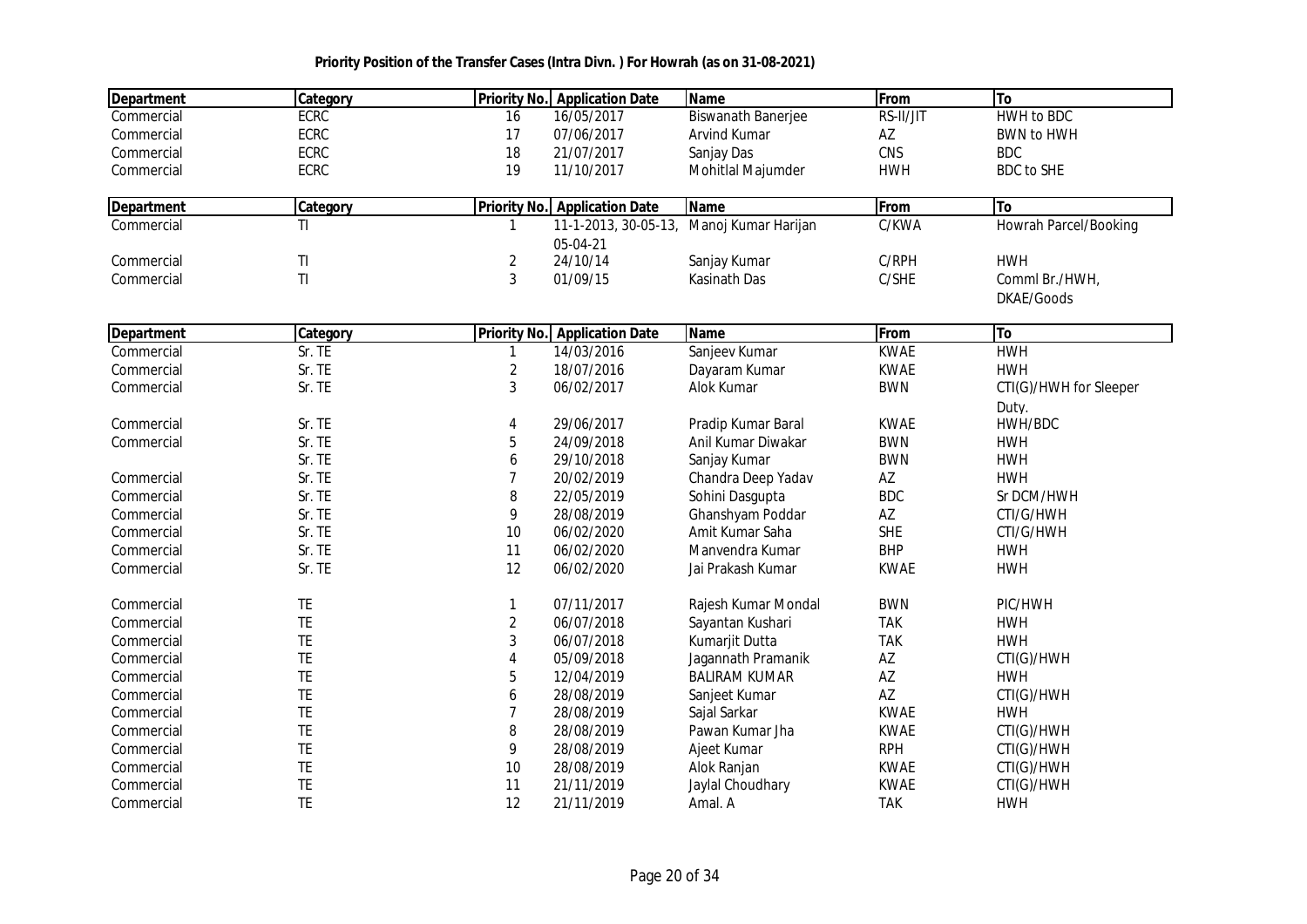**Priority Position of the Transfer Cases (Intra Divn. ) For Howrah (as on 31-08-2021)**

| Department | Category | Priority No. | Application Date | Name | From | To |
|---|---|---|---|---|---|---|
| Commercial | ECRC | 16 | 16/05/2017 | Biswanath Banerjee | RS-II/JIT | HWH to BDC |
| Commercial | ECRC | 17 | 07/06/2017 | Arvind Kumar | AZ | BWN to HWH |
| Commercial | ECRC | 18 | 21/07/2017 | Sanjay Das | CNS | BDC |
| Commercial | ECRC | 19 | 11/10/2017 | Mohitlal Majumder | HWH | BDC to SHE |

| Department | Category | Priority No. | Application Date | Name | From | To |
|---|---|---|---|---|---|---|
| Commercial | TI | 1 | 11-1-2013, 30-05-13, 05-04-21 | Manoj Kumar Harijan | C/KWA | Howrah Parcel/Booking |
| Commercial | TI | 2 | 24/10/14 | Sanjay Kumar | C/RPH | HWH |
| Commercial | TI | 3 | 01/09/15 | Kasinath Das | C/SHE | Comml Br./HWH, DKAE/Goods |

| Department | Category | Priority No. | Application Date | Name | From | To |
|---|---|---|---|---|---|---|
| Commercial | Sr. TE | 1 | 14/03/2016 | Sanjeev Kumar | KWAE | HWH |
| Commercial | Sr. TE | 2 | 18/07/2016 | Dayaram Kumar | KWAE | HWH |
| Commercial | Sr. TE | 3 | 06/02/2017 | Alok Kumar | BWN | CTI(G)/HWH for Sleeper Duty. |
| Commercial | Sr. TE | 4 | 29/06/2017 | Pradip Kumar Baral | KWAE | HWH/BDC |
| Commercial | Sr. TE | 5 | 24/09/2018 | Anil Kumar Diwakar | BWN | HWH |
| | Sr. TE | 6 | 29/10/2018 | Sanjay Kumar | BWN | HWH |
| Commercial | Sr. TE | 7 | 20/02/2019 | Chandra Deep Yadav | AZ | HWH |
| Commercial | Sr. TE | 8 | 22/05/2019 | Sohini Dasgupta | BDC | Sr DCM/HWH |
| Commercial | Sr. TE | 9 | 28/08/2019 | Ghanshyam Poddar | AZ | CTI/G/HWH |
| Commercial | Sr. TE | 10 | 06/02/2020 | Amit Kumar Saha | SHE | CTI/G/HWH |
| Commercial | Sr. TE | 11 | 06/02/2020 | Manvendra Kumar | BHP | HWH |
| Commercial | Sr. TE | 12 | 06/02/2020 | Jai Prakash Kumar | KWAE | HWH |
| | | | | | | |
| Commercial | TE | 1 | 07/11/2017 | Rajesh Kumar Mondal | BWN | PIC/HWH |
| Commercial | TE | 2 | 06/07/2018 | Sayantan Kushari | TAK | HWH |
| Commercial | TE | 3 | 06/07/2018 | Kumarjit Dutta | TAK | HWH |
| Commercial | TE | 4 | 05/09/2018 | Jagannath Pramanik | AZ | CTI(G)/HWH |
| Commercial | TE | 5 | 12/04/2019 | BALIRAM KUMAR | AZ | HWH |
| Commercial | TE | 6 | 28/08/2019 | Sanjeet Kumar | AZ | CTI(G)/HWH |
| Commercial | TE | 7 | 28/08/2019 | Sajal Sarkar | KWAE | HWH |
| Commercial | TE | 8 | 28/08/2019 | Pawan Kumar Jha | KWAE | CTI(G)/HWH |
| Commercial | TE | 9 | 28/08/2019 | Ajeet Kumar | RPH | CTI(G)/HWH |
| Commercial | TE | 10 | 28/08/2019 | Alok Ranjan | KWAE | CTI(G)/HWH |
| Commercial | TE | 11 | 21/11/2019 | Jaylal Choudhary | KWAE | CTI(G)/HWH |
| Commercial | TE | 12 | 21/11/2019 | Amal. A | TAK | HWH |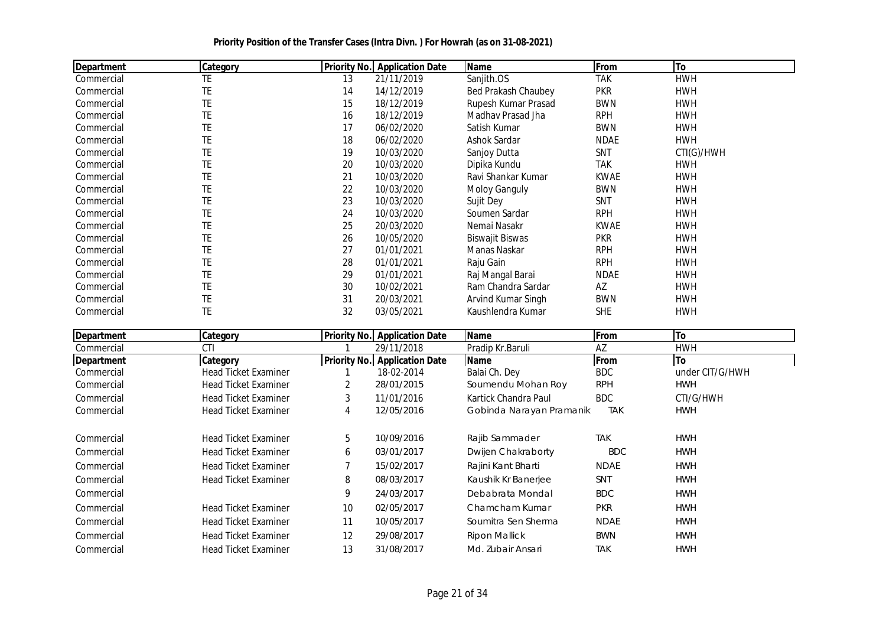**Priority Position of the Transfer Cases (Intra Divn. ) For Howrah (as on 31-08-2021)**

| Department | Category | Priority No. | Application Date | Name | From | To |
|---|---|---|---|---|---|---|
| Commercial | TE | 13 | 21/11/2019 | Sanjith.OS | TAK | HWH |
| Commercial | TE | 14 | 14/12/2019 | Bed Prakash Chaubey | PKR | HWH |
| Commercial | TE | 15 | 18/12/2019 | Rupesh Kumar Prasad | BWN | HWH |
| Commercial | TE | 16 | 18/12/2019 | Madhav Prasad Jha | RPH | HWH |
| Commercial | TE | 17 | 06/02/2020 | Satish Kumar | BWN | HWH |
| Commercial | TE | 18 | 06/02/2020 | Ashok Sardar | NDAE | HWH |
| Commercial | TE | 19 | 10/03/2020 | Sanjoy Dutta | SNT | CTI(G)/HWH |
| Commercial | TE | 20 | 10/03/2020 | Dipika Kundu | TAK | HWH |
| Commercial | TE | 21 | 10/03/2020 | Ravi Shankar Kumar | KWAE | HWH |
| Commercial | TE | 22 | 10/03/2020 | Moloy Ganguly | BWN | HWH |
| Commercial | TE | 23 | 10/03/2020 | Sujit Dey | SNT | HWH |
| Commercial | TE | 24 | 10/03/2020 | Soumen Sardar | RPH | HWH |
| Commercial | TE | 25 | 20/03/2020 | Nemai Nasakr | KWAE | HWH |
| Commercial | TE | 26 | 10/05/2020 | Biswajit Biswas | PKR | HWH |
| Commercial | TE | 27 | 01/01/2021 | Manas Naskar | RPH | HWH |
| Commercial | TE | 28 | 01/01/2021 | Raju Gain | RPH | HWH |
| Commercial | TE | 29 | 01/01/2021 | Raj Mangal Barai | NDAE | HWH |
| Commercial | TE | 30 | 10/02/2021 | Ram Chandra Sardar | AZ | HWH |
| Commercial | TE | 31 | 20/03/2021 | Arvind Kumar Singh | BWN | HWH |
| Commercial | TE | 32 | 03/05/2021 | Kaushlendra Kumar | SHE | HWH |

| Department | Category | Priority No. | Application Date | Name | From | To |
|---|---|---|---|---|---|---|
| Commercial | CTI | 1 | 29/11/2018 | Pradip Kr.Baruli | AZ | HWH |

| Department | Category | Priority No. | Application Date | Name | From | To |
|---|---|---|---|---|---|---|
| Commercial | Head Ticket Examiner | 1 | 18-02-2014 | Balai Ch. Dey | BDC | under CIT/G/HWH |
| Commercial | Head Ticket Examiner | 2 | 28/01/2015 | Soumendu Mohan Roy | RPH | HWH |
| Commercial | Head Ticket Examiner | 3 | 11/01/2016 | Kartick Chandra Paul | BDC | CTI/G/HWH |
| Commercial | Head Ticket Examiner | 4 | 12/05/2016 | Gobinda Narayan Pramanik | TAK | HWH |
| Commercial | Head Ticket Examiner | 5 | 10/09/2016 | Rajib Sammader | TAK | HWH |
| Commercial | Head Ticket Examiner | 6 | 03/01/2017 | Dwijen Chakraborty | BDC | HWH |
| Commercial | Head Ticket Examiner | 7 | 15/02/2017 | Rajini Kant Bharti | NDAE | HWH |
| Commercial | Head Ticket Examiner | 8 | 08/03/2017 | Kaushik Kr Banerjee | SNT | HWH |
| Commercial | | 9 | 24/03/2017 | Debabrata Mondal | BDC | HWH |
| Commercial | Head Ticket Examiner | 10 | 02/05/2017 | Chamcham Kumar | PKR | HWH |
| Commercial | Head Ticket Examiner | 11 | 10/05/2017 | Soumitra Sen Sherma | NDAE | HWH |
| Commercial | Head Ticket Examiner | 12 | 29/08/2017 | Ripon Mallick | BWN | HWH |
| Commercial | Head Ticket Examiner | 13 | 31/08/2017 | Md. Zubair Ansari | TAK | HWH |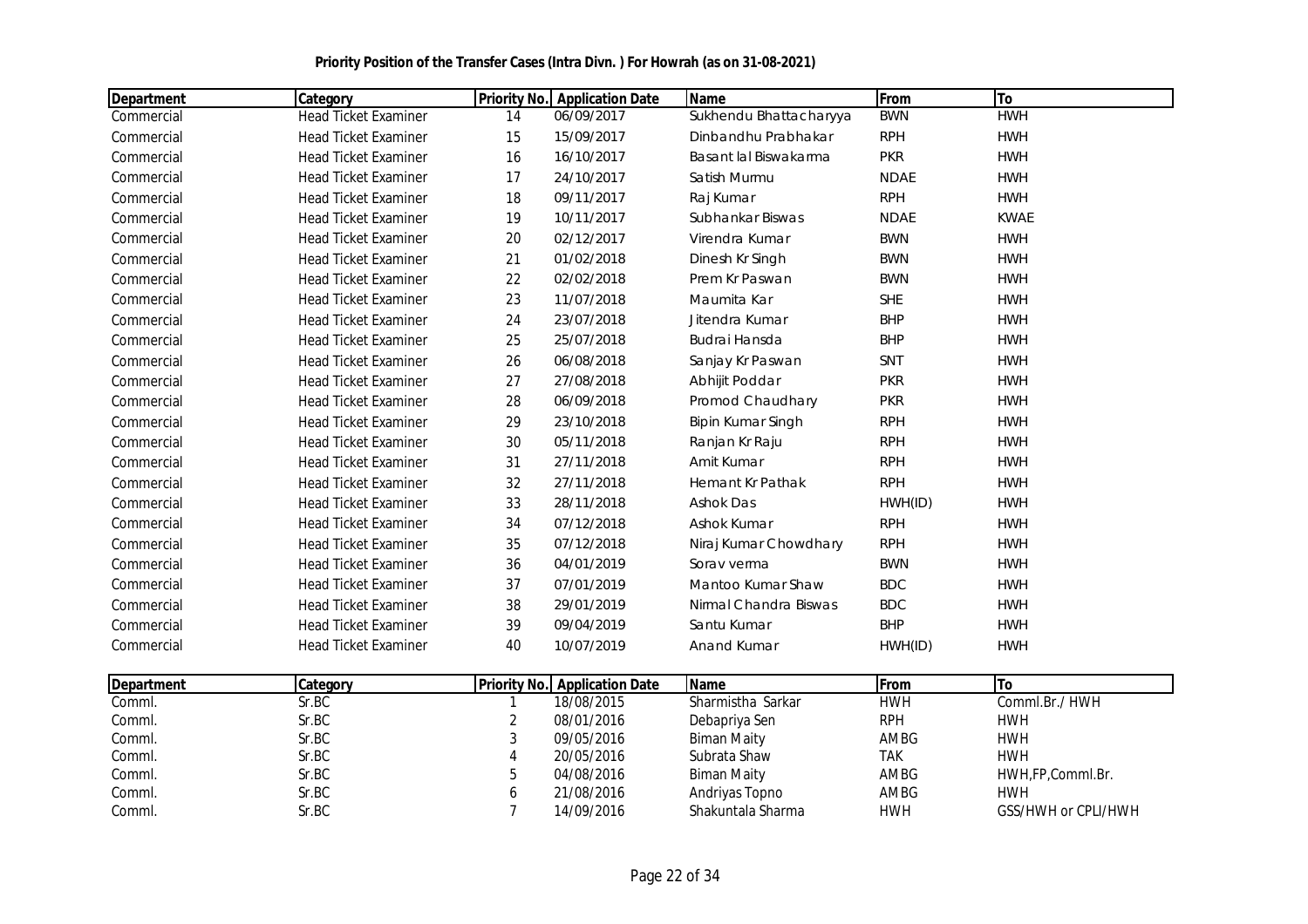**Priority Position of the Transfer Cases (Intra Divn. ) For Howrah (as on 31-08-2021)**

| Department | Category | Priority No. | Application Date | Name | From | To |
|---|---|---|---|---|---|---|
| Commercial | Head Ticket Examiner | 14 | 06/09/2017 | Sukhendu Bhattacharyya | BWN | HWH |
| Commercial | Head Ticket Examiner | 15 | 15/09/2017 | Dinbandhu Prabhakar | RPH | HWH |
| Commercial | Head Ticket Examiner | 16 | 16/10/2017 | Basant lal Biswakarma | PKR | HWH |
| Commercial | Head Ticket Examiner | 17 | 24/10/2017 | Satish Murmu | NDAE | HWH |
| Commercial | Head Ticket Examiner | 18 | 09/11/2017 | Raj Kumar | RPH | HWH |
| Commercial | Head Ticket Examiner | 19 | 10/11/2017 | Subhankar Biswas | NDAE | KWAE |
| Commercial | Head Ticket Examiner | 20 | 02/12/2017 | Virendra Kumar | BWN | HWH |
| Commercial | Head Ticket Examiner | 21 | 01/02/2018 | Dinesh Kr Singh | BWN | HWH |
| Commercial | Head Ticket Examiner | 22 | 02/02/2018 | Prem Kr Paswan | BWN | HWH |
| Commercial | Head Ticket Examiner | 23 | 11/07/2018 | Maumita Kar | SHE | HWH |
| Commercial | Head Ticket Examiner | 24 | 23/07/2018 | Jitendra Kumar | BHP | HWH |
| Commercial | Head Ticket Examiner | 25 | 25/07/2018 | Budrai Hansda | BHP | HWH |
| Commercial | Head Ticket Examiner | 26 | 06/08/2018 | Sanjay Kr Paswan | SNT | HWH |
| Commercial | Head Ticket Examiner | 27 | 27/08/2018 | Abhijit Poddar | PKR | HWH |
| Commercial | Head Ticket Examiner | 28 | 06/09/2018 | Promod Chaudhary | PKR | HWH |
| Commercial | Head Ticket Examiner | 29 | 23/10/2018 | Bipin Kumar Singh | RPH | HWH |
| Commercial | Head Ticket Examiner | 30 | 05/11/2018 | Ranjan Kr Raju | RPH | HWH |
| Commercial | Head Ticket Examiner | 31 | 27/11/2018 | Amit Kumar | RPH | HWH |
| Commercial | Head Ticket Examiner | 32 | 27/11/2018 | Hemant Kr Pathak | RPH | HWH |
| Commercial | Head Ticket Examiner | 33 | 28/11/2018 | Ashok Das | HWH(ID) | HWH |
| Commercial | Head Ticket Examiner | 34 | 07/12/2018 | Ashok Kumar | RPH | HWH |
| Commercial | Head Ticket Examiner | 35 | 07/12/2018 | Niraj Kumar Chowdhary | RPH | HWH |
| Commercial | Head Ticket Examiner | 36 | 04/01/2019 | Sorav verma | BWN | HWH |
| Commercial | Head Ticket Examiner | 37 | 07/01/2019 | Mantoo Kumar Shaw | BDC | HWH |
| Commercial | Head Ticket Examiner | 38 | 29/01/2019 | Nirmal Chandra Biswas | BDC | HWH |
| Commercial | Head Ticket Examiner | 39 | 09/04/2019 | Santu Kumar | BHP | HWH |
| Commercial | Head Ticket Examiner | 40 | 10/07/2019 | Anand Kumar | HWH(ID) | HWH |

| Department | Category | Priority No. | Application Date | Name | From | To |
|---|---|---|---|---|---|---|
| Comml. | Sr.BC | 1 | 18/08/2015 | Sharmistha Sarkar | HWH | Comml.Br./ HWH |
| Comml. | Sr.BC | 2 | 08/01/2016 | Debapriya Sen | RPH | HWH |
| Comml. | Sr.BC | 3 | 09/05/2016 | Biman Maity | AMBG | HWH |
| Comml. | Sr.BC | 4 | 20/05/2016 | Subrata Shaw | TAK | HWH |
| Comml. | Sr.BC | 5 | 04/08/2016 | Biman Maity | AMBG | HWH,FP,Comml.Br. |
| Comml. | Sr.BC | 6 | 21/08/2016 | Andriyas Topno | AMBG | HWH |
| Comml. | Sr.BC | 7 | 14/09/2016 | Shakuntala Sharma | HWH | GSS/HWH or CPLI/HWH |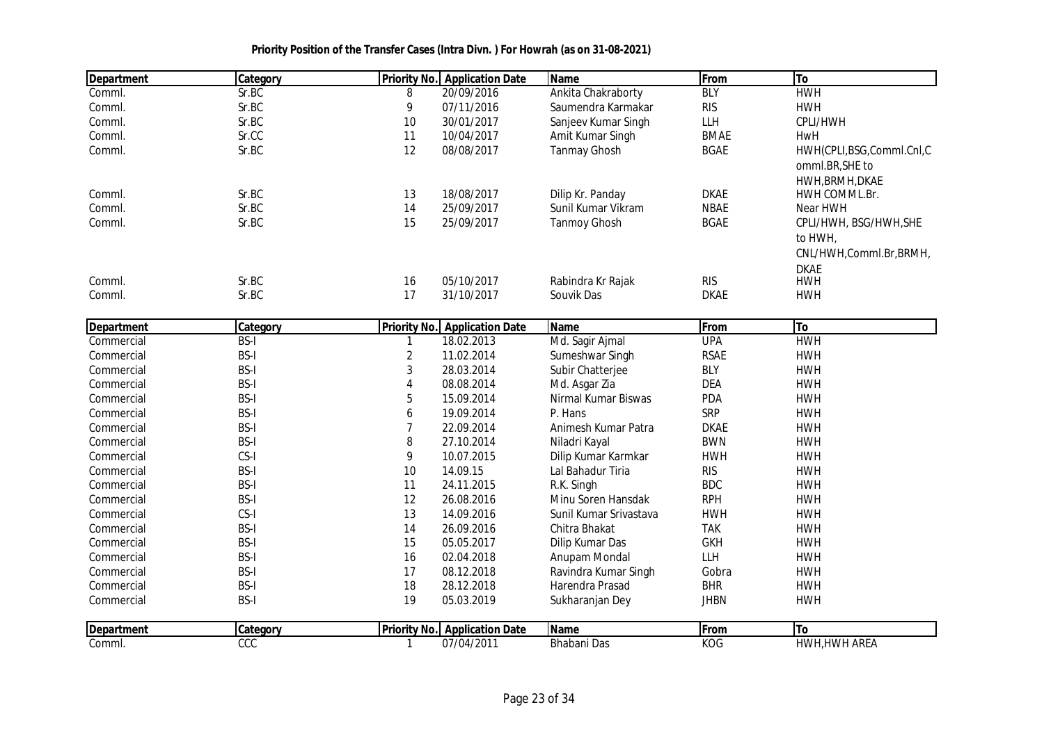**Priority Position of the Transfer Cases (Intra Divn. ) For Howrah (as on 31-08-2021)**

| Department | Category | Priority No. | Application Date | Name | From | To |
|---|---|---|---|---|---|---|
| Comml. | Sr.BC | 8 | 20/09/2016 | Ankita Chakraborty | BLY | HWH |
| Comml. | Sr.BC | 9 | 07/11/2016 | Saumendra Karmakar | RIS | HWH |
| Comml. | Sr.BC | 10 | 30/01/2017 | Sanjeev Kumar Singh | LLH | CPLI/HWH |
| Comml. | Sr.CC | 11 | 10/04/2017 | Amit Kumar Singh | BMAE | HwH |
| Comml. | Sr.BC | 12 | 08/08/2017 | Tanmay Ghosh | BGAE | HWH(CPLI,BSG,Comml.Cnl,Comml.BR,SHE to HWH,BRMH,DKAE |
| Comml. | Sr.BC | 13 | 18/08/2017 | Dilip Kr. Panday | DKAE | HWH COMML.Br. |
| Comml. | Sr.BC | 14 | 25/09/2017 | Sunil Kumar Vikram | NBAE | Near HWH |
| Comml. | Sr.BC | 15 | 25/09/2017 | Tanmoy Ghosh | BGAE | CPLI/HWH, BSG/HWH,SHE to HWH, CNL/HWH,Comml.Br,BRMH, DKAE |
| Comml. | Sr.BC | 16 | 05/10/2017 | Rabindra Kr Rajak | RIS | HWH |
| Comml. | Sr.BC | 17 | 31/10/2017 | Souvik Das | DKAE | HWH |

| Department | Category | Priority No. | Application Date | Name | From | To |
|---|---|---|---|---|---|---|
| Commercial | BS-I | 1 | 18.02.2013 | Md. Sagir Ajmal | UPA | HWH |
| Commercial | BS-I | 2 | 11.02.2014 | Sumeshwar Singh | RSAE | HWH |
| Commercial | BS-I | 3 | 28.03.2014 | Subir Chatterjee | BLY | HWH |
| Commercial | BS-I | 4 | 08.08.2014 | Md. Asgar Zia | DEA | HWH |
| Commercial | BS-I | 5 | 15.09.2014 | Nirmal Kumar Biswas | PDA | HWH |
| Commercial | BS-I | 6 | 19.09.2014 | P. Hans | SRP | HWH |
| Commercial | BS-I | 7 | 22.09.2014 | Animesh Kumar Patra | DKAE | HWH |
| Commercial | BS-I | 8 | 27.10.2014 | Niladri Kayal | BWN | HWH |
| Commercial | CS-I | 9 | 10.07.2015 | Dilip Kumar Karmkar | HWH | HWH |
| Commercial | BS-I | 10 | 14.09.15 | Lal Bahadur Tiria | RIS | HWH |
| Commercial | BS-I | 11 | 24.11.2015 | R.K. Singh | BDC | HWH |
| Commercial | BS-I | 12 | 26.08.2016 | Minu Soren Hansdak | RPH | HWH |
| Commercial | CS-I | 13 | 14.09.2016 | Sunil Kumar Srivastava | HWH | HWH |
| Commercial | BS-I | 14 | 26.09.2016 | Chitra Bhakat | TAK | HWH |
| Commercial | BS-I | 15 | 05.05.2017 | Dilip Kumar Das | GKH | HWH |
| Commercial | BS-I | 16 | 02.04.2018 | Anupam Mondal | LLH | HWH |
| Commercial | BS-I | 17 | 08.12.2018 | Ravindra Kumar Singh | Gobra | HWH |
| Commercial | BS-I | 18 | 28.12.2018 | Harendra Prasad | BHR | HWH |
| Commercial | BS-I | 19 | 05.03.2019 | Sukharanjan Dey | JHBN | HWH |

| Department | Category | Priority No. | Application Date | Name | From | To |
|---|---|---|---|---|---|---|
| Comml. | CCC | 1 | 07/04/2011 | Bhabani Das | KOG | HWH,HWH AREA |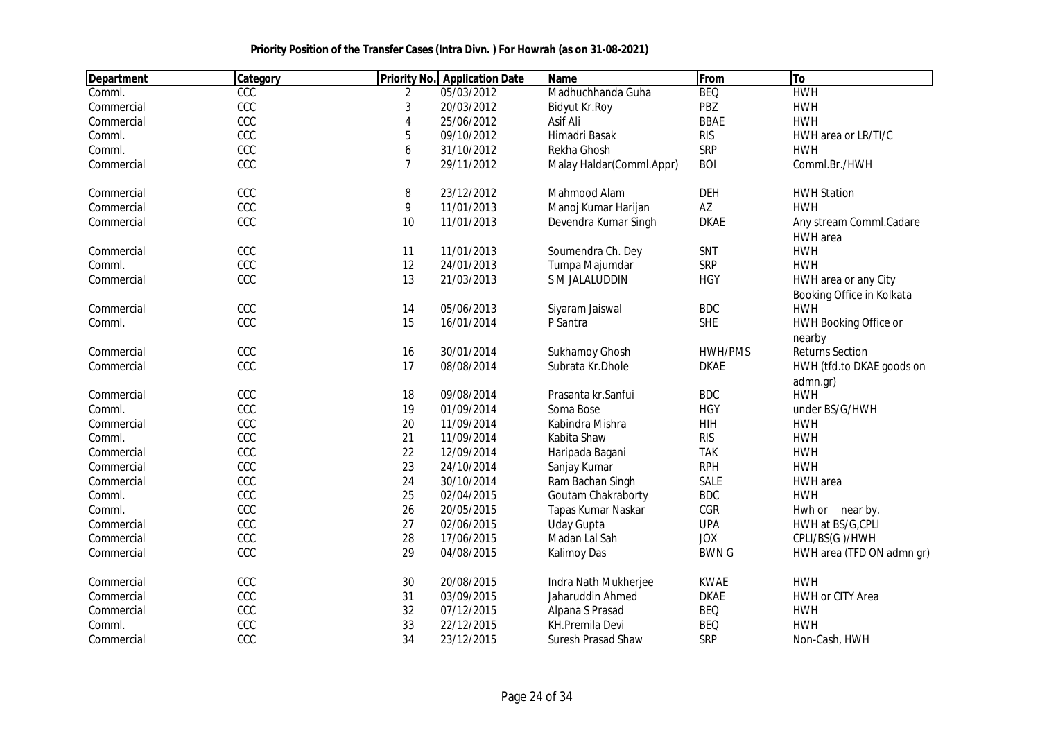**Priority Position of the Transfer Cases (Intra Divn. ) For Howrah (as on 31-08-2021)**

| Department | Category | Priority No. | Application Date | Name | From | To |
|---|---|---|---|---|---|---|
| Comml. | CCC | 2 | 05/03/2012 | Madhuchhanda Guha | BEQ | HWH |
| Commercial | CCC | 3 | 20/03/2012 | Bidyut Kr.Roy | PBZ | HWH |
| Commercial | CCC | 4 | 25/06/2012 | Asif Ali | BBAE | HWH |
| Comml. | CCC | 5 | 09/10/2012 | Himadri Basak | RIS | HWH area or LR/TI/C |
| Comml. | CCC | 6 | 31/10/2012 | Rekha Ghosh | SRP | HWH |
| Commercial | CCC | 7 | 29/11/2012 | Malay Haldar(Comml.Appr) | BOI | Comml.Br./HWH |
| Commercial | CCC | 8 | 23/12/2012 | Mahmood Alam | DEH | HWH Station |
| Commercial | CCC | 9 | 11/01/2013 | Manoj Kumar Harijan | AZ | HWH |
| Commercial | CCC | 10 | 11/01/2013 | Devendra Kumar Singh | DKAE | Any stream Comml.Cadare HWH area |
| Commercial | CCC | 11 | 11/01/2013 | Soumendra Ch. Dey | SNT | HWH |
| Comml. | CCC | 12 | 24/01/2013 | Tumpa Majumdar | SRP | HWH |
| Commercial | CCC | 13 | 21/03/2013 | S M JALALUDDIN | HGY | HWH area or any City Booking Office in Kolkata |
| Commercial | CCC | 14 | 05/06/2013 | Siyaram Jaiswal | BDC | HWH |
| Comml. | CCC | 15 | 16/01/2014 | P Santra | SHE | HWH Booking Office or nearby |
| Commercial | CCC | 16 | 30/01/2014 | Sukhamoy Ghosh | HWH/PMS | Returns Section |
| Commercial | CCC | 17 | 08/08/2014 | Subrata Kr.Dhole | DKAE | HWH (tfd.to DKAE goods on admn.gr) |
| Commercial | CCC | 18 | 09/08/2014 | Prasanta kr.Sanfui | BDC | HWH |
| Comml. | CCC | 19 | 01/09/2014 | Soma Bose | HGY | under BS/G/HWH |
| Commercial | CCC | 20 | 11/09/2014 | Kabindra Mishra | HIH | HWH |
| Comml. | CCC | 21 | 11/09/2014 | Kabita Shaw | RIS | HWH |
| Commercial | CCC | 22 | 12/09/2014 | Haripada Bagani | TAK | HWH |
| Commercial | CCC | 23 | 24/10/2014 | Sanjay Kumar | RPH | HWH |
| Commercial | CCC | 24 | 30/10/2014 | Ram Bachan Singh | SALE | HWH area |
| Comml. | CCC | 25 | 02/04/2015 | Goutam Chakraborty | BDC | HWH |
| Comml. | CCC | 26 | 20/05/2015 | Tapas Kumar Naskar | CGR | Hwh or near by. |
| Commercial | CCC | 27 | 02/06/2015 | Uday Gupta | UPA | HWH at BS/G,CPLI |
| Commercial | CCC | 28 | 17/06/2015 | Madan Lal Sah | JOX | CPLI/BS(G )/HWH |
| Commercial | CCC | 29 | 04/08/2015 | Kalimoy Das | BWN G | HWH area (TFD ON admn gr) |
| Commercial | CCC | 30 | 20/08/2015 | Indra Nath Mukherjee | KWAE | HWH |
| Commercial | CCC | 31 | 03/09/2015 | Jaharuddin Ahmed | DKAE | HWH or CITY Area |
| Commercial | CCC | 32 | 07/12/2015 | Alpana S Prasad | BEQ | HWH |
| Comml. | CCC | 33 | 22/12/2015 | KH.Premila Devi | BEQ | HWH |
| Commercial | CCC | 34 | 23/12/2015 | Suresh Prasad Shaw | SRP | Non-Cash, HWH |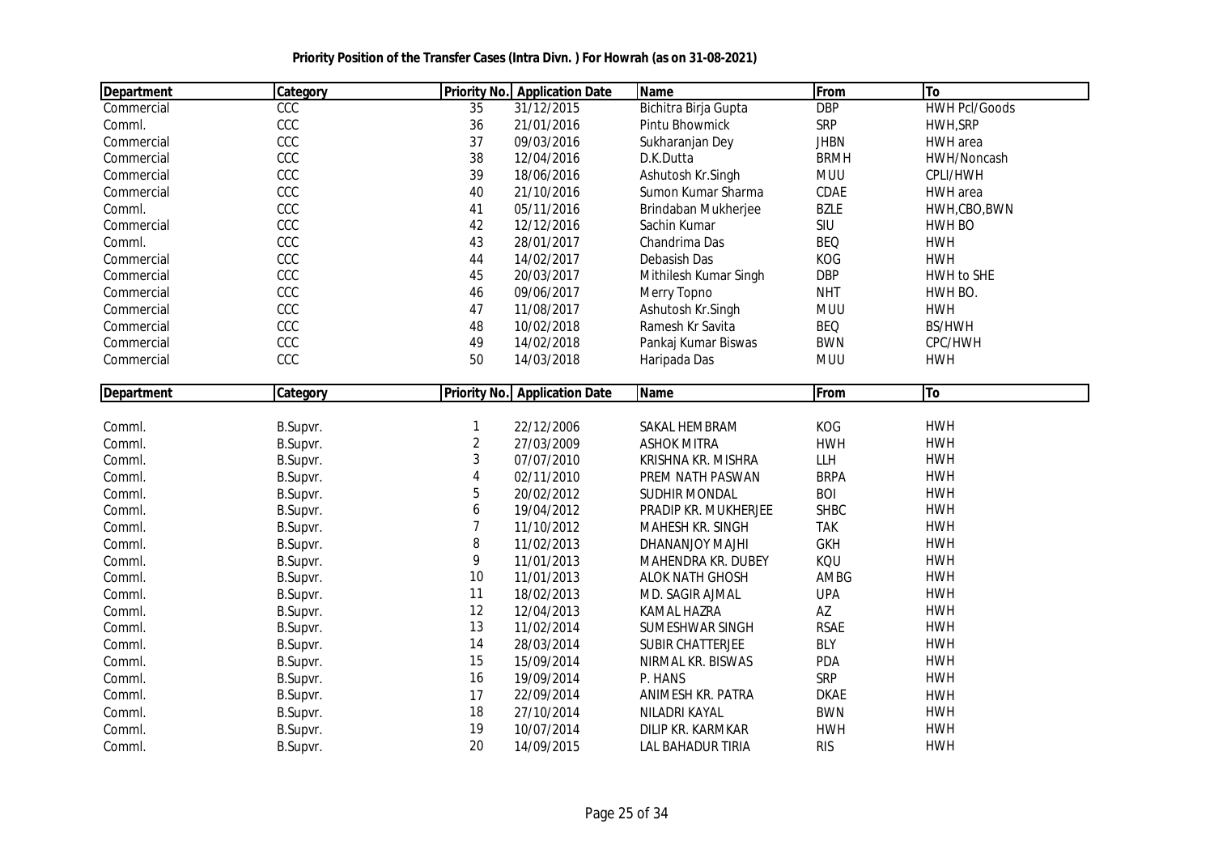**Priority Position of the Transfer Cases (Intra Divn. ) For Howrah (as on 31-08-2021)**

| Department | Category | Priority No. | Application Date | Name | From | To |
|---|---|---|---|---|---|---|
| Commercial | CCC | 35 | 31/12/2015 | Bichitra Birja Gupta | DBP | HWH Pcl/Goods |
| Comml. | CCC | 36 | 21/01/2016 | Pintu Bhowmick | SRP | HWH,SRP |
| Commercial | CCC | 37 | 09/03/2016 | Sukharanjan Dey | JHBN | HWH area |
| Commercial | CCC | 38 | 12/04/2016 | D.K.Dutta | BRMH | HWH/Noncash |
| Commercial | CCC | 39 | 18/06/2016 | Ashutosh Kr.Singh | MUU | CPLI/HWH |
| Commercial | CCC | 40 | 21/10/2016 | Sumon Kumar Sharma | CDAE | HWH area |
| Comml. | CCC | 41 | 05/11/2016 | Brindaban Mukherjee | BZLE | HWH,CBO,BWN |
| Commercial | CCC | 42 | 12/12/2016 | Sachin Kumar | SIU | HWH BO |
| Comml. | CCC | 43 | 28/01/2017 | Chandrima Das | BEQ | HWH |
| Commercial | CCC | 44 | 14/02/2017 | Debasish Das | KOG | HWH |
| Commercial | CCC | 45 | 20/03/2017 | Mithilesh Kumar Singh | DBP | HWH to SHE |
| Commercial | CCC | 46 | 09/06/2017 | Merry Topno | NHT | HWH BO. |
| Commercial | CCC | 47 | 11/08/2017 | Ashutosh Kr.Singh | MUU | HWH |
| Commercial | CCC | 48 | 10/02/2018 | Ramesh Kr Savita | BEQ | BS/HWH |
| Commercial | CCC | 49 | 14/02/2018 | Pankaj Kumar Biswas | BWN | CPC/HWH |
| Commercial | CCC | 50 | 14/03/2018 | Haripada Das | MUU | HWH |

| Department | Category | Priority No. | Application Date | Name | From | To |
|---|---|---|---|---|---|---|
| Comml. | B.Supvr. | 1 | 22/12/2006 | SAKAL HEMBRAM | KOG | HWH |
| Comml. | B.Supvr. | 2 | 27/03/2009 | ASHOK MITRA | HWH | HWH |
| Comml. | B.Supvr. | 3 | 07/07/2010 | KRISHNA KR. MISHRA | LLH | HWH |
| Comml. | B.Supvr. | 4 | 02/11/2010 | PREM NATH PASWAN | BRPA | HWH |
| Comml. | B.Supvr. | 5 | 20/02/2012 | SUDHIR MONDAL | BOI | HWH |
| Comml. | B.Supvr. | 6 | 19/04/2012 | PRADIP KR. MUKHERJEE | SHBC | HWH |
| Comml. | B.Supvr. | 7 | 11/10/2012 | MAHESH KR. SINGH | TAK | HWH |
| Comml. | B.Supvr. | 8 | 11/02/2013 | DHANANJOY MAJHI | GKH | HWH |
| Comml. | B.Supvr. | 9 | 11/01/2013 | MAHENDRA KR. DUBEY | KQU | HWH |
| Comml. | B.Supvr. | 10 | 11/01/2013 | ALOK NATH GHOSH | AMBG | HWH |
| Comml. | B.Supvr. | 11 | 18/02/2013 | MD. SAGIR AJMAL | UPA | HWH |
| Comml. | B.Supvr. | 12 | 12/04/2013 | KAMAL HAZRA | AZ | HWH |
| Comml. | B.Supvr. | 13 | 11/02/2014 | SUMESHWAR SINGH | RSAE | HWH |
| Comml. | B.Supvr. | 14 | 28/03/2014 | SUBIR CHATTERJEE | BLY | HWH |
| Comml. | B.Supvr. | 15 | 15/09/2014 | NIRMAL KR. BISWAS | PDA | HWH |
| Comml. | B.Supvr. | 16 | 19/09/2014 | P. HANS | SRP | HWH |
| Comml. | B.Supvr. | 17 | 22/09/2014 | ANIMESH KR. PATRA | DKAE | HWH |
| Comml. | B.Supvr. | 18 | 27/10/2014 | NILADRI KAYAL | BWN | HWH |
| Comml. | B.Supvr. | 19 | 10/07/2014 | DILIP KR. KARMKAR | HWH | HWH |
| Comml. | B.Supvr. | 20 | 14/09/2015 | LAL BAHADUR TIRIA | RIS | HWH |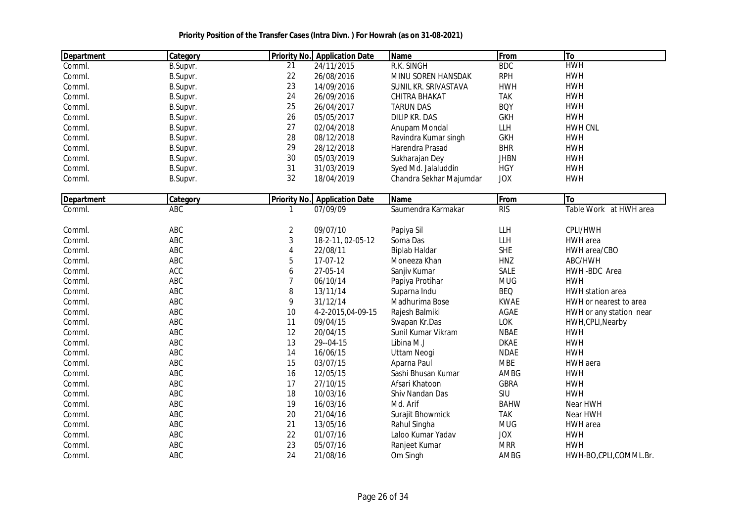**Priority Position of the Transfer Cases (Intra Divn. ) For Howrah (as on 31-08-2021)**

| Department | Category | Priority No. | Application Date | Name | From | To |
|---|---|---|---|---|---|---|
| Comml. | B.Supvr. | 21 | 24/11/2015 | R.K. SINGH | BDC | HWH |
| Comml. | B.Supvr. | 22 | 26/08/2016 | MINU SOREN HANSDAK | RPH | HWH |
| Comml. | B.Supvr. | 23 | 14/09/2016 | SUNIL KR. SRIVASTAVA | HWH | HWH |
| Comml. | B.Supvr. | 24 | 26/09/2016 | CHITRA BHAKAT | TAK | HWH |
| Comml. | B.Supvr. | 25 | 26/04/2017 | TARUN DAS | BQY | HWH |
| Comml. | B.Supvr. | 26 | 05/05/2017 | DILIP KR. DAS | GKH | HWH |
| Comml. | B.Supvr. | 27 | 02/04/2018 | Anupam Mondal | LLH | HWH CNL |
| Comml. | B.Supvr. | 28 | 08/12/2018 | Ravindra Kumar singh | GKH | HWH |
| Comml. | B.Supvr. | 29 | 28/12/2018 | Harendra Prasad | BHR | HWH |
| Comml. | B.Supvr. | 30 | 05/03/2019 | Sukharajan Dey | JHBN | HWH |
| Comml. | B.Supvr. | 31 | 31/03/2019 | Syed Md. Jalaluddin | HGY | HWH |
| Comml. | B.Supvr. | 32 | 18/04/2019 | Chandra Sekhar Majumdar | JOX | HWH |

| Department | Category | Priority No. | Application Date | Name | From | To |
|---|---|---|---|---|---|---|
| Comml. | ABC | 1 | 07/09/09 | Saumendra Karmakar | RIS | Table Work at HWH area |
| Comml. | ABC | 2 | 09/07/10 | Papiya Sil | LLH | CPLI/HWH |
| Comml. | ABC | 3 | 18-2-11, 02-05-12 | Soma Das | LLH | HWH area |
| Comml. | ABC | 4 | 22/08/11 | Biplab Haldar | SHE | HWH area/CBO |
| Comml. | ABC | 5 | 17-07-12 | Moneeza Khan | HNZ | ABC/HWH |
| Comml. | ACC | 6 | 27-05-14 | Sanjiv Kumar | SALE | HWH -BDC Area |
| Comml. | ABC | 7 | 06/10/14 | Papiya Protihar | MUG | HWH |
| Comml. | ABC | 8 | 13/11/14 | Suparna Indu | BEQ | HWH station area |
| Comml. | ABC | 9 | 31/12/14 | Madhurima Bose | KWAE | HWH or nearest to area |
| Comml. | ABC | 10 | 4-2-2015,04-09-15 | Rajesh Balmiki | AGAE | HWH or any station near |
| Comml. | ABC | 11 | 09/04/15 | Swapan Kr.Das | LOK | HWH,CPLI,Nearby |
| Comml. | ABC | 12 | 20/04/15 | Sunil Kumar Vikram | NBAE | HWH |
| Comml. | ABC | 13 | 29--04-15 | Libina M.J | DKAE | HWH |
| Comml. | ABC | 14 | 16/06/15 | Uttam Neogi | NDAE | HWH |
| Comml. | ABC | 15 | 03/07/15 | Aparna Paul | MBE | HWH aera |
| Comml. | ABC | 16 | 12/05/15 | Sashi Bhusan Kumar | AMBG | HWH |
| Comml. | ABC | 17 | 27/10/15 | Afsari Khatoon | GBRA | HWH |
| Comml. | ABC | 18 | 10/03/16 | Shiv Nandan Das | SIU | HWH |
| Comml. | ABC | 19 | 16/03/16 | Md. Arif | BAHW | Near HWH |
| Comml. | ABC | 20 | 21/04/16 | Surajit Bhowmick | TAK | Near HWH |
| Comml. | ABC | 21 | 13/05/16 | Rahul Singha | MUG | HWH area |
| Comml. | ABC | 22 | 01/07/16 | Laloo Kumar Yadav | JOX | HWH |
| Comml. | ABC | 23 | 05/07/16 | Ranjeet Kumar | MRR | HWH |
| Comml. | ABC | 24 | 21/08/16 | Om Singh | AMBG | HWH-BO,CPLI,COMML.Br. |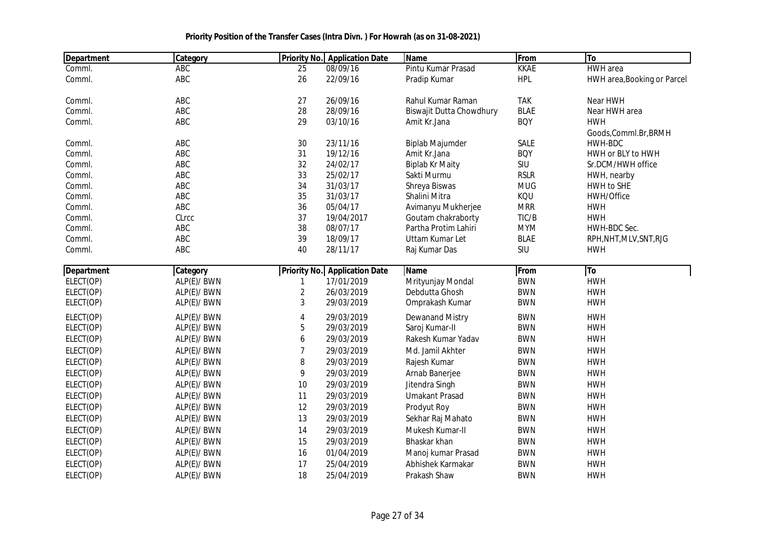**Priority Position of the Transfer Cases (Intra Divn. ) For Howrah (as on 31-08-2021)**

| Department | Category | Priority No. | Application Date | Name | From | To |
|---|---|---|---|---|---|---|
| Comml. | ABC | 25 | 08/09/16 | Pintu Kumar Prasad | KKAE | HWH area |
| Comml. | ABC | 26 | 22/09/16 | Pradip Kumar | HPL | HWH area,Booking or Parcel |
| Comml. | ABC | 27 | 26/09/16 | Rahul Kumar Raman | TAK | Near HWH |
| Comml. | ABC | 28 | 28/09/16 | Biswajit Dutta Chowdhury | BLAE | Near HWH area |
| Comml. | ABC | 29 | 03/10/16 | Amit Kr.Jana | BQY | HWH Goods,Comml.Br,BRMH |
| Comml. | ABC | 30 | 23/11/16 | Biplab Majumder | SALE | HWH-BDC |
| Comml. | ABC | 31 | 19/12/16 | Amit Kr.Jana | BQY | HWH or BLY to HWH |
| Comml. | ABC | 32 | 24/02/17 | Biplab Kr Maity | SIU | Sr.DCM/HWH office |
| Comml. | ABC | 33 | 25/02/17 | Sakti Murmu | RSLR | HWH, nearby |
| Comml. | ABC | 34 | 31/03/17 | Shreya Biswas | MUG | HWH to SHE |
| Comml. | ABC | 35 | 31/03/17 | Shalini Mitra | KQU | HWH/Office |
| Comml. | ABC | 36 | 05/04/17 | Avimanyu Mukherjee | MRR | HWH |
| Comml. | CLrcc | 37 | 19/04/2017 | Goutam chakraborty | TIC/B | HWH |
| Comml. | ABC | 38 | 08/07/17 | Partha Protim Lahiri | MYM | HWH-BDC Sec. |
| Comml. | ABC | 39 | 18/09/17 | Uttam Kumar Let | BLAE | RPH,NHT,MLV,SNT,RJG |
| Comml. | ABC | 40 | 28/11/17 | Raj Kumar Das | SIU | HWH |

| Department | Category | Priority No. | Application Date | Name | From | To |
|---|---|---|---|---|---|---|
| ELECT(OP) | ALP(E)/ BWN | 1 | 17/01/2019 | Mrityunjay Mondal | BWN | HWH |
| ELECT(OP) | ALP(E)/ BWN | 2 | 26/03/2019 | Debdutta Ghosh | BWN | HWH |
| ELECT(OP) | ALP(E)/ BWN | 3 | 29/03/2019 | Omprakash Kumar | BWN | HWH |
| ELECT(OP) | ALP(E)/ BWN | 4 | 29/03/2019 | Dewanand Mistry | BWN | HWH |
| ELECT(OP) | ALP(E)/ BWN | 5 | 29/03/2019 | Saroj Kumar-II | BWN | HWH |
| ELECT(OP) | ALP(E)/ BWN | 6 | 29/03/2019 | Rakesh Kumar Yadav | BWN | HWH |
| ELECT(OP) | ALP(E)/ BWN | 7 | 29/03/2019 | Md. Jamil Akhter | BWN | HWH |
| ELECT(OP) | ALP(E)/ BWN | 8 | 29/03/2019 | Rajesh Kumar | BWN | HWH |
| ELECT(OP) | ALP(E)/ BWN | 9 | 29/03/2019 | Arnab Banerjee | BWN | HWH |
| ELECT(OP) | ALP(E)/ BWN | 10 | 29/03/2019 | Jitendra Singh | BWN | HWH |
| ELECT(OP) | ALP(E)/ BWN | 11 | 29/03/2019 | Umakant Prasad | BWN | HWH |
| ELECT(OP) | ALP(E)/ BWN | 12 | 29/03/2019 | Prodyut Roy | BWN | HWH |
| ELECT(OP) | ALP(E)/ BWN | 13 | 29/03/2019 | Sekhar Raj Mahato | BWN | HWH |
| ELECT(OP) | ALP(E)/ BWN | 14 | 29/03/2019 | Mukesh Kumar-II | BWN | HWH |
| ELECT(OP) | ALP(E)/ BWN | 15 | 29/03/2019 | Bhaskar khan | BWN | HWH |
| ELECT(OP) | ALP(E)/ BWN | 16 | 01/04/2019 | Manoj kumar Prasad | BWN | HWH |
| ELECT(OP) | ALP(E)/ BWN | 17 | 25/04/2019 | Abhishek Karmakar | BWN | HWH |
| ELECT(OP) | ALP(E)/ BWN | 18 | 25/04/2019 | Prakash Shaw | BWN | HWH |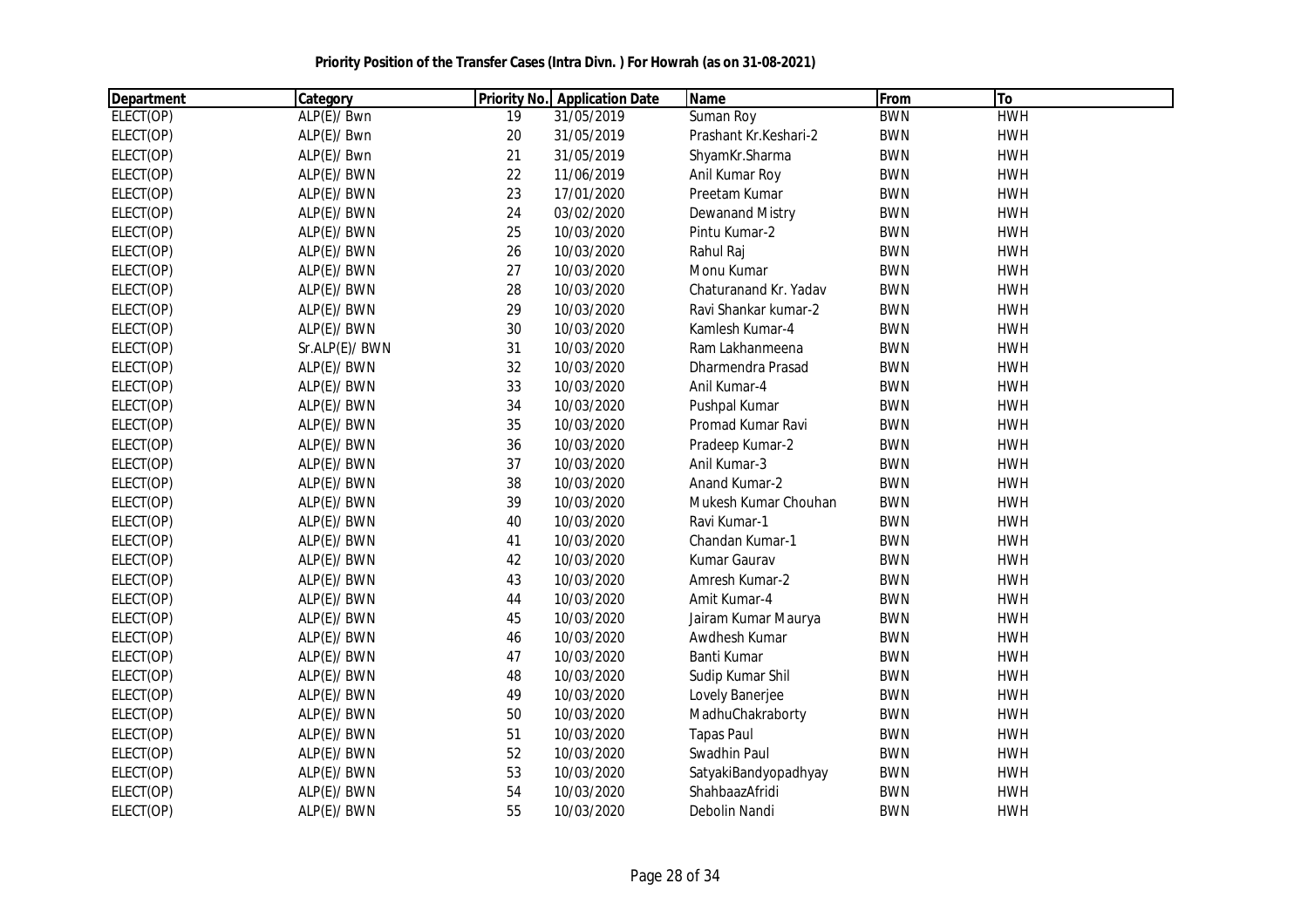**Priority Position of the Transfer Cases (Intra Divn. ) For Howrah (as on 31-08-2021)**

| Department | Category | Priority No. | Application Date | Name | From | To |
|---|---|---|---|---|---|---|
| ELECT(OP) | ALP(E)/ Bwn | 19 | 31/05/2019 | Suman Roy | BWN | HWH |
| ELECT(OP) | ALP(E)/ Bwn | 20 | 31/05/2019 | Prashant Kr.Keshari-2 | BWN | HWH |
| ELECT(OP) | ALP(E)/ Bwn | 21 | 31/05/2019 | ShyamKr.Sharma | BWN | HWH |
| ELECT(OP) | ALP(E)/ BWN | 22 | 11/06/2019 | Anil Kumar Roy | BWN | HWH |
| ELECT(OP) | ALP(E)/ BWN | 23 | 17/01/2020 | Preetam Kumar | BWN | HWH |
| ELECT(OP) | ALP(E)/ BWN | 24 | 03/02/2020 | Dewanand Mistry | BWN | HWH |
| ELECT(OP) | ALP(E)/ BWN | 25 | 10/03/2020 | Pintu Kumar-2 | BWN | HWH |
| ELECT(OP) | ALP(E)/ BWN | 26 | 10/03/2020 | Rahul Raj | BWN | HWH |
| ELECT(OP) | ALP(E)/ BWN | 27 | 10/03/2020 | Monu Kumar | BWN | HWH |
| ELECT(OP) | ALP(E)/ BWN | 28 | 10/03/2020 | Chaturanand Kr. Yadav | BWN | HWH |
| ELECT(OP) | ALP(E)/ BWN | 29 | 10/03/2020 | Ravi Shankar kumar-2 | BWN | HWH |
| ELECT(OP) | ALP(E)/ BWN | 30 | 10/03/2020 | Kamlesh Kumar-4 | BWN | HWH |
| ELECT(OP) | Sr.ALP(E)/ BWN | 31 | 10/03/2020 | Ram Lakhanmeena | BWN | HWH |
| ELECT(OP) | ALP(E)/ BWN | 32 | 10/03/2020 | Dharmendra Prasad | BWN | HWH |
| ELECT(OP) | ALP(E)/ BWN | 33 | 10/03/2020 | Anil Kumar-4 | BWN | HWH |
| ELECT(OP) | ALP(E)/ BWN | 34 | 10/03/2020 | Pushpal Kumar | BWN | HWH |
| ELECT(OP) | ALP(E)/ BWN | 35 | 10/03/2020 | Promad Kumar Ravi | BWN | HWH |
| ELECT(OP) | ALP(E)/ BWN | 36 | 10/03/2020 | Pradeep Kumar-2 | BWN | HWH |
| ELECT(OP) | ALP(E)/ BWN | 37 | 10/03/2020 | Anil Kumar-3 | BWN | HWH |
| ELECT(OP) | ALP(E)/ BWN | 38 | 10/03/2020 | Anand Kumar-2 | BWN | HWH |
| ELECT(OP) | ALP(E)/ BWN | 39 | 10/03/2020 | Mukesh Kumar Chouhan | BWN | HWH |
| ELECT(OP) | ALP(E)/ BWN | 40 | 10/03/2020 | Ravi Kumar-1 | BWN | HWH |
| ELECT(OP) | ALP(E)/ BWN | 41 | 10/03/2020 | Chandan Kumar-1 | BWN | HWH |
| ELECT(OP) | ALP(E)/ BWN | 42 | 10/03/2020 | Kumar Gaurav | BWN | HWH |
| ELECT(OP) | ALP(E)/ BWN | 43 | 10/03/2020 | Amresh Kumar-2 | BWN | HWH |
| ELECT(OP) | ALP(E)/ BWN | 44 | 10/03/2020 | Amit Kumar-4 | BWN | HWH |
| ELECT(OP) | ALP(E)/ BWN | 45 | 10/03/2020 | Jairam Kumar Maurya | BWN | HWH |
| ELECT(OP) | ALP(E)/ BWN | 46 | 10/03/2020 | Awdhesh Kumar | BWN | HWH |
| ELECT(OP) | ALP(E)/ BWN | 47 | 10/03/2020 | Banti Kumar | BWN | HWH |
| ELECT(OP) | ALP(E)/ BWN | 48 | 10/03/2020 | Sudip Kumar Shil | BWN | HWH |
| ELECT(OP) | ALP(E)/ BWN | 49 | 10/03/2020 | Lovely Banerjee | BWN | HWH |
| ELECT(OP) | ALP(E)/ BWN | 50 | 10/03/2020 | MadhuChakraborty | BWN | HWH |
| ELECT(OP) | ALP(E)/ BWN | 51 | 10/03/2020 | Tapas Paul | BWN | HWH |
| ELECT(OP) | ALP(E)/ BWN | 52 | 10/03/2020 | Swadhin Paul | BWN | HWH |
| ELECT(OP) | ALP(E)/ BWN | 53 | 10/03/2020 | SatyakiBandyopadhyay | BWN | HWH |
| ELECT(OP) | ALP(E)/ BWN | 54 | 10/03/2020 | ShahbaazAfridi | BWN | HWH |
| ELECT(OP) | ALP(E)/ BWN | 55 | 10/03/2020 | Debolin Nandi | BWN | HWH |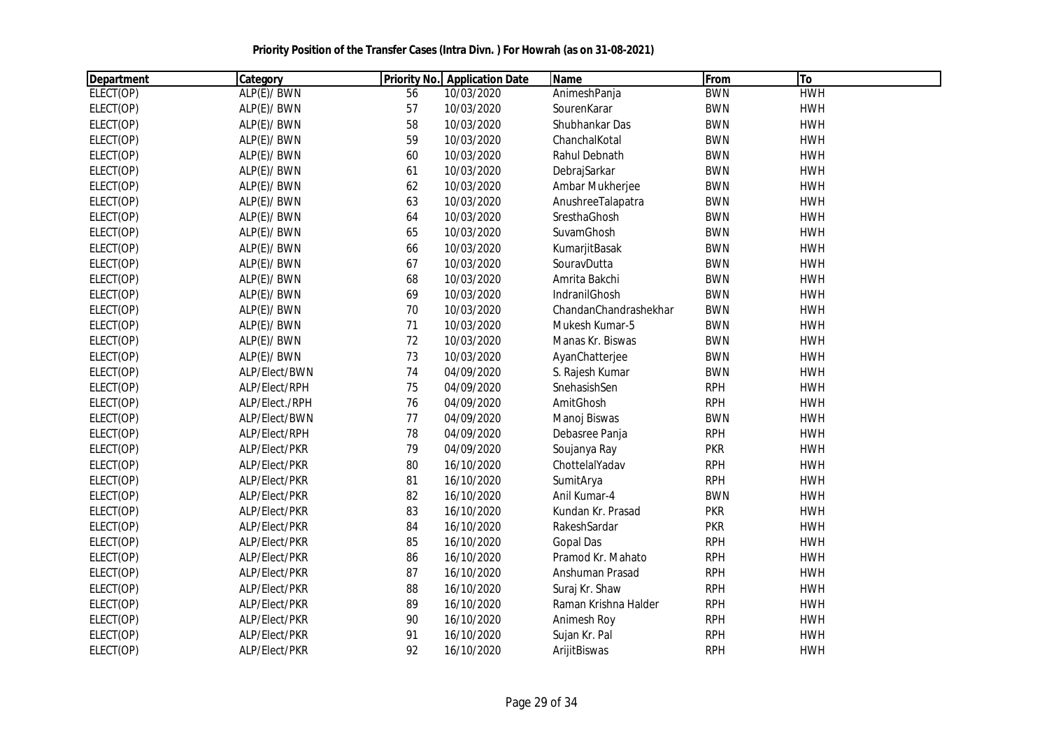**Priority Position of the Transfer Cases (Intra Divn. ) For Howrah (as on 31-08-2021)**

| Department | Category | Priority No. | Application Date | Name | From | To |
|---|---|---|---|---|---|---|
| ELECT(OP) | ALP(E)/ BWN | 56 | 10/03/2020 | AnimeshPanja | BWN | HWH |
| ELECT(OP) | ALP(E)/ BWN | 57 | 10/03/2020 | SourenKarar | BWN | HWH |
| ELECT(OP) | ALP(E)/ BWN | 58 | 10/03/2020 | Shubhankar Das | BWN | HWH |
| ELECT(OP) | ALP(E)/ BWN | 59 | 10/03/2020 | ChanchalKotal | BWN | HWH |
| ELECT(OP) | ALP(E)/ BWN | 60 | 10/03/2020 | Rahul Debnath | BWN | HWH |
| ELECT(OP) | ALP(E)/ BWN | 61 | 10/03/2020 | DebrajSarkar | BWN | HWH |
| ELECT(OP) | ALP(E)/ BWN | 62 | 10/03/2020 | Ambar Mukherjee | BWN | HWH |
| ELECT(OP) | ALP(E)/ BWN | 63 | 10/03/2020 | AnushreeTalapatra | BWN | HWH |
| ELECT(OP) | ALP(E)/ BWN | 64 | 10/03/2020 | SresthaGhosh | BWN | HWH |
| ELECT(OP) | ALP(E)/ BWN | 65 | 10/03/2020 | SuvamGhosh | BWN | HWH |
| ELECT(OP) | ALP(E)/ BWN | 66 | 10/03/2020 | KumarjitBasak | BWN | HWH |
| ELECT(OP) | ALP(E)/ BWN | 67 | 10/03/2020 | SouravDutta | BWN | HWH |
| ELECT(OP) | ALP(E)/ BWN | 68 | 10/03/2020 | Amrita Bakchi | BWN | HWH |
| ELECT(OP) | ALP(E)/ BWN | 69 | 10/03/2020 | IndranilGhosh | BWN | HWH |
| ELECT(OP) | ALP(E)/ BWN | 70 | 10/03/2020 | ChandanChandrashekhar | BWN | HWH |
| ELECT(OP) | ALP(E)/ BWN | 71 | 10/03/2020 | Mukesh Kumar-5 | BWN | HWH |
| ELECT(OP) | ALP(E)/ BWN | 72 | 10/03/2020 | Manas Kr. Biswas | BWN | HWH |
| ELECT(OP) | ALP(E)/ BWN | 73 | 10/03/2020 | AyanChatterjee | BWN | HWH |
| ELECT(OP) | ALP/Elect/BWN | 74 | 04/09/2020 | S. Rajesh Kumar | BWN | HWH |
| ELECT(OP) | ALP/Elect/RPH | 75 | 04/09/2020 | SnehasishSen | RPH | HWH |
| ELECT(OP) | ALP/Elect./RPH | 76 | 04/09/2020 | AmitGhosh | RPH | HWH |
| ELECT(OP) | ALP/Elect/BWN | 77 | 04/09/2020 | Manoj Biswas | BWN | HWH |
| ELECT(OP) | ALP/Elect/RPH | 78 | 04/09/2020 | Debasree Panja | RPH | HWH |
| ELECT(OP) | ALP/Elect/PKR | 79 | 04/09/2020 | Soujanya Ray | PKR | HWH |
| ELECT(OP) | ALP/Elect/PKR | 80 | 16/10/2020 | ChottelalYadav | RPH | HWH |
| ELECT(OP) | ALP/Elect/PKR | 81 | 16/10/2020 | SumitArya | RPH | HWH |
| ELECT(OP) | ALP/Elect/PKR | 82 | 16/10/2020 | Anil Kumar-4 | BWN | HWH |
| ELECT(OP) | ALP/Elect/PKR | 83 | 16/10/2020 | Kundan Kr. Prasad | PKR | HWH |
| ELECT(OP) | ALP/Elect/PKR | 84 | 16/10/2020 | RakeshSardar | PKR | HWH |
| ELECT(OP) | ALP/Elect/PKR | 85 | 16/10/2020 | Gopal Das | RPH | HWH |
| ELECT(OP) | ALP/Elect/PKR | 86 | 16/10/2020 | Pramod Kr. Mahato | RPH | HWH |
| ELECT(OP) | ALP/Elect/PKR | 87 | 16/10/2020 | Anshuman Prasad | RPH | HWH |
| ELECT(OP) | ALP/Elect/PKR | 88 | 16/10/2020 | Suraj Kr. Shaw | RPH | HWH |
| ELECT(OP) | ALP/Elect/PKR | 89 | 16/10/2020 | Raman Krishna Halder | RPH | HWH |
| ELECT(OP) | ALP/Elect/PKR | 90 | 16/10/2020 | Animesh Roy | RPH | HWH |
| ELECT(OP) | ALP/Elect/PKR | 91 | 16/10/2020 | Sujan Kr. Pal | RPH | HWH |
| ELECT(OP) | ALP/Elect/PKR | 92 | 16/10/2020 | ArijitBiswas | RPH | HWH |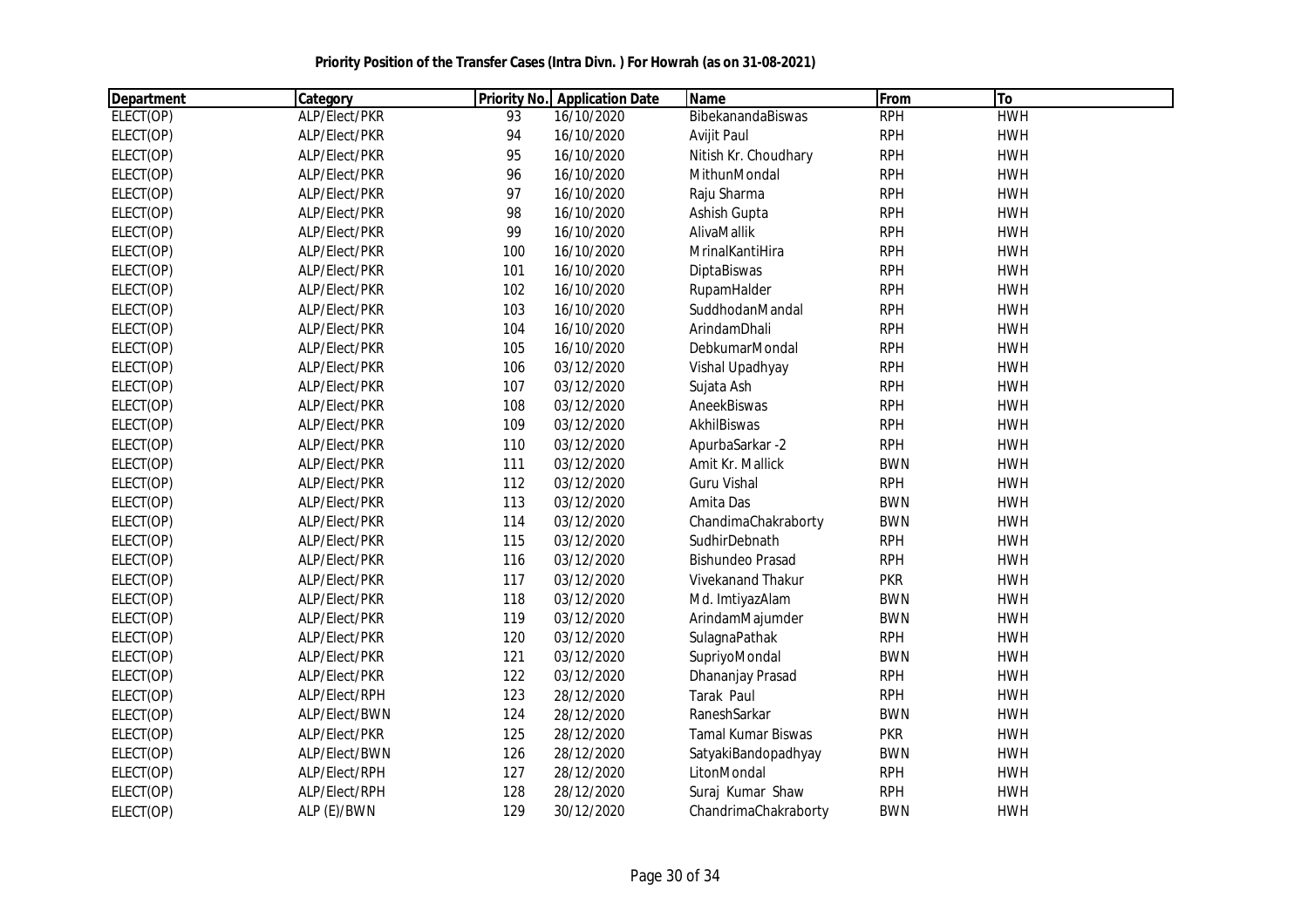**Priority Position of the Transfer Cases (Intra Divn. ) For Howrah (as on 31-08-2021)**

| Department | Category | Priority No. | Application Date | Name | From | To |
|---|---|---|---|---|---|---|
| ELECT(OP) | ALP/Elect/PKR | 93 | 16/10/2020 | BibekanandaBiswas | RPH | HWH |
| ELECT(OP) | ALP/Elect/PKR | 94 | 16/10/2020 | Avijit Paul | RPH | HWH |
| ELECT(OP) | ALP/Elect/PKR | 95 | 16/10/2020 | Nitish Kr. Choudhary | RPH | HWH |
| ELECT(OP) | ALP/Elect/PKR | 96 | 16/10/2020 | MithunMondal | RPH | HWH |
| ELECT(OP) | ALP/Elect/PKR | 97 | 16/10/2020 | Raju Sharma | RPH | HWH |
| ELECT(OP) | ALP/Elect/PKR | 98 | 16/10/2020 | Ashish Gupta | RPH | HWH |
| ELECT(OP) | ALP/Elect/PKR | 99 | 16/10/2020 | AlivaMallik | RPH | HWH |
| ELECT(OP) | ALP/Elect/PKR | 100 | 16/10/2020 | MrinalKantiHira | RPH | HWH |
| ELECT(OP) | ALP/Elect/PKR | 101 | 16/10/2020 | DiptaBiswas | RPH | HWH |
| ELECT(OP) | ALP/Elect/PKR | 102 | 16/10/2020 | RupamHalder | RPH | HWH |
| ELECT(OP) | ALP/Elect/PKR | 103 | 16/10/2020 | SuddhodanMandal | RPH | HWH |
| ELECT(OP) | ALP/Elect/PKR | 104 | 16/10/2020 | ArindamDhali | RPH | HWH |
| ELECT(OP) | ALP/Elect/PKR | 105 | 16/10/2020 | DebkumarMondal | RPH | HWH |
| ELECT(OP) | ALP/Elect/PKR | 106 | 03/12/2020 | Vishal Upadhyay | RPH | HWH |
| ELECT(OP) | ALP/Elect/PKR | 107 | 03/12/2020 | Sujata Ash | RPH | HWH |
| ELECT(OP) | ALP/Elect/PKR | 108 | 03/12/2020 | AneekBiswas | RPH | HWH |
| ELECT(OP) | ALP/Elect/PKR | 109 | 03/12/2020 | AkhilBiswas | RPH | HWH |
| ELECT(OP) | ALP/Elect/PKR | 110 | 03/12/2020 | ApurbaSarkar -2 | RPH | HWH |
| ELECT(OP) | ALP/Elect/PKR | 111 | 03/12/2020 | Amit Kr. Mallick | BWN | HWH |
| ELECT(OP) | ALP/Elect/PKR | 112 | 03/12/2020 | Guru Vishal | RPH | HWH |
| ELECT(OP) | ALP/Elect/PKR | 113 | 03/12/2020 | Amita Das | BWN | HWH |
| ELECT(OP) | ALP/Elect/PKR | 114 | 03/12/2020 | ChandimaChakraborty | BWN | HWH |
| ELECT(OP) | ALP/Elect/PKR | 115 | 03/12/2020 | SudhirDebnath | RPH | HWH |
| ELECT(OP) | ALP/Elect/PKR | 116 | 03/12/2020 | Bishundeo Prasad | RPH | HWH |
| ELECT(OP) | ALP/Elect/PKR | 117 | 03/12/2020 | Vivekanand Thakur | PKR | HWH |
| ELECT(OP) | ALP/Elect/PKR | 118 | 03/12/2020 | Md. ImtiyazAlam | BWN | HWH |
| ELECT(OP) | ALP/Elect/PKR | 119 | 03/12/2020 | ArindamMajumder | BWN | HWH |
| ELECT(OP) | ALP/Elect/PKR | 120 | 03/12/2020 | SulagnaPathak | RPH | HWH |
| ELECT(OP) | ALP/Elect/PKR | 121 | 03/12/2020 | SupriyoMondal | BWN | HWH |
| ELECT(OP) | ALP/Elect/PKR | 122 | 03/12/2020 | Dhananjay Prasad | RPH | HWH |
| ELECT(OP) | ALP/Elect/RPH | 123 | 28/12/2020 | Tarak Paul | RPH | HWH |
| ELECT(OP) | ALP/Elect/BWN | 124 | 28/12/2020 | RaneshSarkar | BWN | HWH |
| ELECT(OP) | ALP/Elect/PKR | 125 | 28/12/2020 | Tamal Kumar Biswas | PKR | HWH |
| ELECT(OP) | ALP/Elect/BWN | 126 | 28/12/2020 | SatyakiBandopadhyay | BWN | HWH |
| ELECT(OP) | ALP/Elect/RPH | 127 | 28/12/2020 | LitonMondal | RPH | HWH |
| ELECT(OP) | ALP/Elect/RPH | 128 | 28/12/2020 | Suraj Kumar Shaw | RPH | HWH |
| ELECT(OP) | ALP (E)/BWN | 129 | 30/12/2020 | ChandrimaChakraborty | BWN | HWH |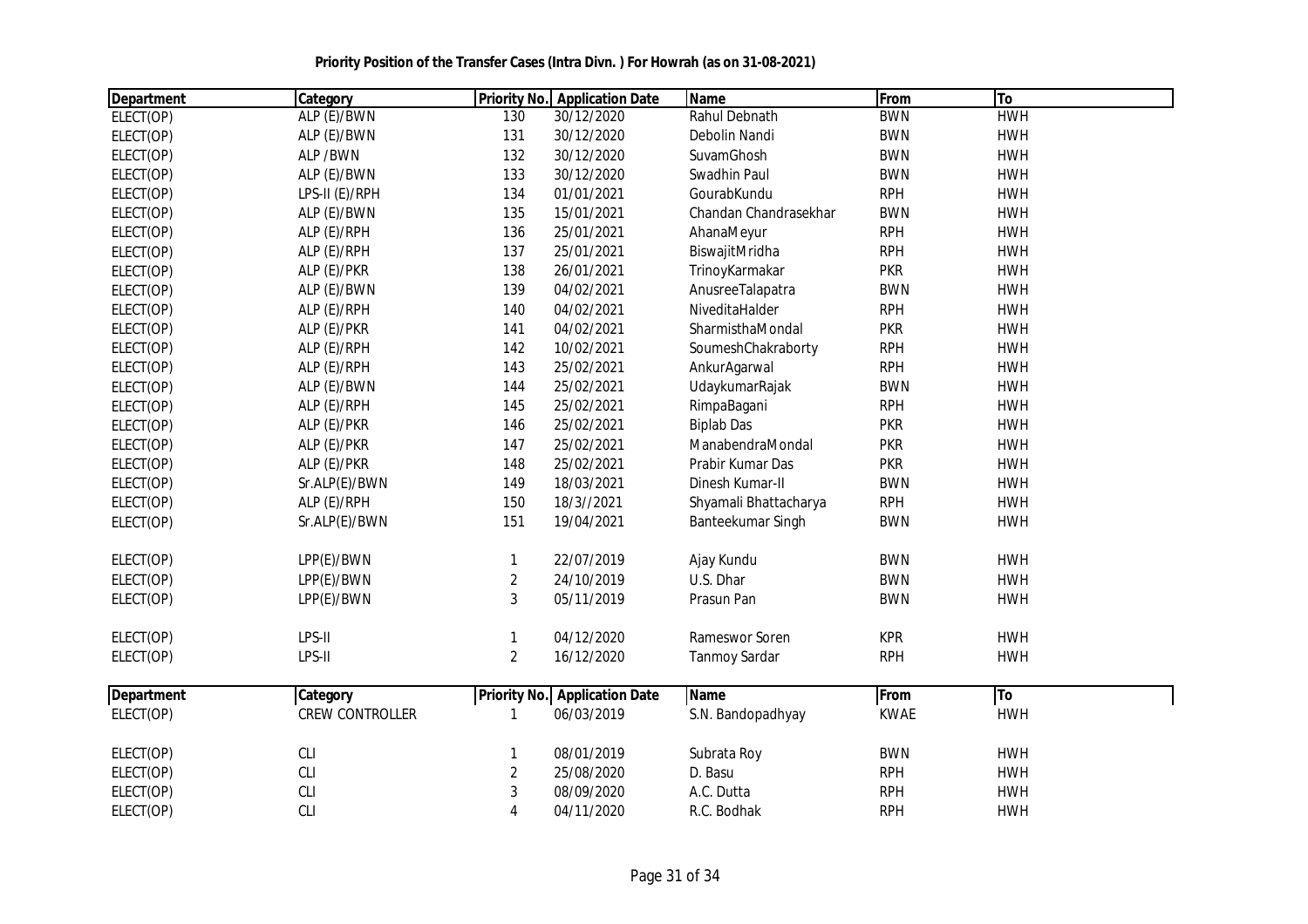**Priority Position of the Transfer Cases (Intra Divn. ) For Howrah (as on 31-08-2021)**

| Department | Category | Priority No. | Application Date | Name | From | To |
|---|---|---|---|---|---|---|
| ELECT(OP) | ALP (E)/BWN | 130 | 30/12/2020 | Rahul Debnath | BWN | HWH |
| ELECT(OP) | ALP (E)/BWN | 131 | 30/12/2020 | Debolin Nandi | BWN | HWH |
| ELECT(OP) | ALP /BWN | 132 | 30/12/2020 | SuvamGhosh | BWN | HWH |
| ELECT(OP) | ALP (E)/BWN | 133 | 30/12/2020 | Swadhin Paul | BWN | HWH |
| ELECT(OP) | LPS-II (E)/RPH | 134 | 01/01/2021 | GourabKundu | RPH | HWH |
| ELECT(OP) | ALP (E)/BWN | 135 | 15/01/2021 | Chandan Chandrasekhar | BWN | HWH |
| ELECT(OP) | ALP (E)/RPH | 136 | 25/01/2021 | AhanaMeyur | RPH | HWH |
| ELECT(OP) | ALP (E)/RPH | 137 | 25/01/2021 | BiswajitMridha | RPH | HWH |
| ELECT(OP) | ALP (E)/PKR | 138 | 26/01/2021 | TrinoyKarmakar | PKR | HWH |
| ELECT(OP) | ALP (E)/BWN | 139 | 04/02/2021 | AnusreeTalapatra | BWN | HWH |
| ELECT(OP) | ALP (E)/RPH | 140 | 04/02/2021 | NiveditaHalder | RPH | HWH |
| ELECT(OP) | ALP (E)/PKR | 141 | 04/02/2021 | SharmisthaMondal | PKR | HWH |
| ELECT(OP) | ALP (E)/RPH | 142 | 10/02/2021 | SoumeshChakraborty | RPH | HWH |
| ELECT(OP) | ALP (E)/RPH | 143 | 25/02/2021 | AnkurAgarwal | RPH | HWH |
| ELECT(OP) | ALP (E)/BWN | 144 | 25/02/2021 | UdaykumarRajak | BWN | HWH |
| ELECT(OP) | ALP (E)/RPH | 145 | 25/02/2021 | RimpaBagani | RPH | HWH |
| ELECT(OP) | ALP (E)/PKR | 146 | 25/02/2021 | Biplab Das | PKR | HWH |
| ELECT(OP) | ALP (E)/PKR | 147 | 25/02/2021 | ManabendraMondal | PKR | HWH |
| ELECT(OP) | ALP (E)/PKR | 148 | 25/02/2021 | Prabir Kumar Das | PKR | HWH |
| ELECT(OP) | Sr.ALP(E)/BWN | 149 | 18/03/2021 | Dinesh Kumar-II | BWN | HWH |
| ELECT(OP) | ALP (E)/RPH | 150 | 18/3//2021 | Shyamali Bhattacharya | RPH | HWH |
| ELECT(OP) | Sr.ALP(E)/BWN | 151 | 19/04/2021 | Banteekumar Singh | BWN | HWH |
| | | | | | | |
| ELECT(OP) | LPP(E)/BWN | 1 | 22/07/2019 | Ajay Kundu | BWN | HWH |
| ELECT(OP) | LPP(E)/BWN | 2 | 24/10/2019 | U.S. Dhar | BWN | HWH |
| ELECT(OP) | LPP(E)/BWN | 3 | 05/11/2019 | Prasun Pan | BWN | HWH |
| | | | | | | |
| ELECT(OP) | LPS-II | 1 | 04/12/2020 | Rameswor Soren | KPR | HWH |
| ELECT(OP) | LPS-II | 2 | 16/12/2020 | Tanmoy Sardar | RPH | HWH |

| Department | Category | Priority No. | Application Date | Name | From | To |
|---|---|---|---|---|---|---|
| ELECT(OP) | CREW CONTROLLER | 1 | 06/03/2019 | S.N. Bandopadhyay | KWAE | HWH |
| | | | | | | |
| ELECT(OP) | CLI | 1 | 08/01/2019 | Subrata Roy | BWN | HWH |
| ELECT(OP) | CLI | 2 | 25/08/2020 | D. Basu | RPH | HWH |
| ELECT(OP) | CLI | 3 | 08/09/2020 | A.C. Dutta | RPH | HWH |
| ELECT(OP) | CLI | 4 | 04/11/2020 | R.C. Bodhak | RPH | HWH |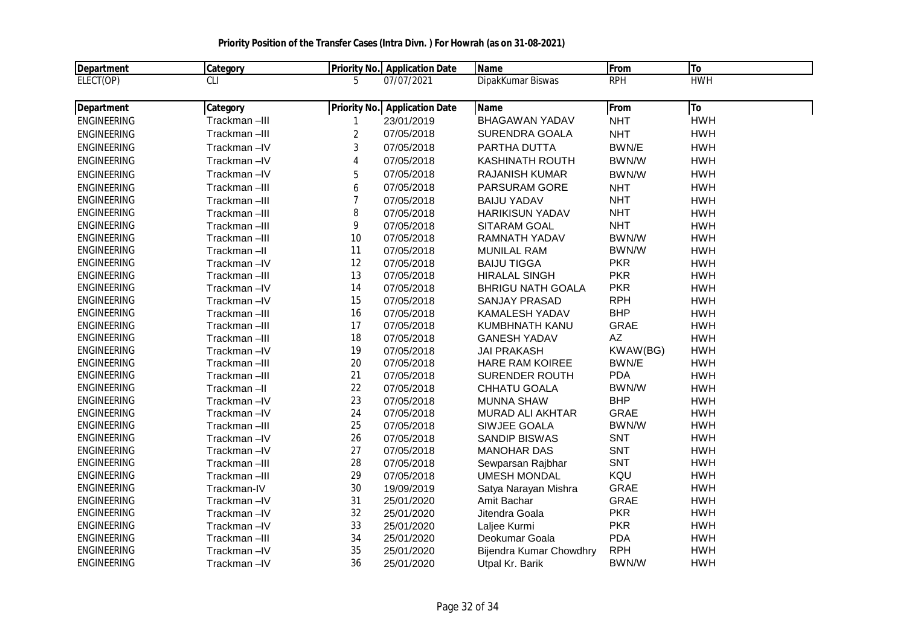**Priority Position of the Transfer Cases (Intra Divn. ) For Howrah (as on 31-08-2021)**

| Department | Category | Priority No. | Application Date | Name | From | To |
|---|---|---|---|---|---|---|
| ELECT(OP) | CLI | 5 | 07/07/2021 | DipakKumar Biswas | RPH | HWH |

| Department | Category | Priority No. | Application Date | Name | From | To |
|---|---|---|---|---|---|---|
| ENGINEERING | Trackman –III | 1 | 23/01/2019 | BHAGAWAN YADAV | NHT | HWH |
| ENGINEERING | Trackman –III | 2 | 07/05/2018 | SURENDRA GOALA | NHT | HWH |
| ENGINEERING | Trackman –IV | 3 | 07/05/2018 | PARTHA DUTTA | BWN/E | HWH |
| ENGINEERING | Trackman –IV | 4 | 07/05/2018 | KASHINATH ROUTH | BWN/W | HWH |
| ENGINEERING | Trackman –IV | 5 | 07/05/2018 | RAJANISH KUMAR | BWN/W | HWH |
| ENGINEERING | Trackman –III | 6 | 07/05/2018 | PARSURAM GORE | NHT | HWH |
| ENGINEERING | Trackman –III | 7 | 07/05/2018 | BAIJU YADAV | NHT | HWH |
| ENGINEERING | Trackman –III | 8 | 07/05/2018 | HARIKISUN YADAV | NHT | HWH |
| ENGINEERING | Trackman –III | 9 | 07/05/2018 | SITARAM GOAL | NHT | HWH |
| ENGINEERING | Trackman –III | 10 | 07/05/2018 | RAMNATH YADAV | BWN/W | HWH |
| ENGINEERING | Trackman –II | 11 | 07/05/2018 | MUNILAL RAM | BWN/W | HWH |
| ENGINEERING | Trackman –IV | 12 | 07/05/2018 | BAIJU TIGGA | PKR | HWH |
| ENGINEERING | Trackman –III | 13 | 07/05/2018 | HIRALAL SINGH | PKR | HWH |
| ENGINEERING | Trackman –IV | 14 | 07/05/2018 | BHRIGU NATH GOALA | PKR | HWH |
| ENGINEERING | Trackman –IV | 15 | 07/05/2018 | SANJAY PRASAD | RPH | HWH |
| ENGINEERING | Trackman –III | 16 | 07/05/2018 | KAMALESH YADAV | BHP | HWH |
| ENGINEERING | Trackman –III | 17 | 07/05/2018 | KUMBHNATH KANU | GRAE | HWH |
| ENGINEERING | Trackman –III | 18 | 07/05/2018 | GANESH YADAV | AZ | HWH |
| ENGINEERING | Trackman –IV | 19 | 07/05/2018 | JAI PRAKASH | KWAW(BG) | HWH |
| ENGINEERING | Trackman –III | 20 | 07/05/2018 | HARE RAM KOIREE | BWN/E | HWH |
| ENGINEERING | Trackman –III | 21 | 07/05/2018 | SURENDER ROUTH | PDA | HWH |
| ENGINEERING | Trackman –II | 22 | 07/05/2018 | CHHATU GOALA | BWN/W | HWH |
| ENGINEERING | Trackman –IV | 23 | 07/05/2018 | MUNNA SHAW | BHP | HWH |
| ENGINEERING | Trackman –IV | 24 | 07/05/2018 | MURAD ALI AKHTAR | GRAE | HWH |
| ENGINEERING | Trackman –III | 25 | 07/05/2018 | SIWJEE GOALA | BWN/W | HWH |
| ENGINEERING | Trackman –IV | 26 | 07/05/2018 | SANDIP BISWAS | SNT | HWH |
| ENGINEERING | Trackman –IV | 27 | 07/05/2018 | MANOHAR DAS | SNT | HWH |
| ENGINEERING | Trackman –III | 28 | 07/05/2018 | Sewparsan Rajbhar | SNT | HWH |
| ENGINEERING | Trackman –III | 29 | 07/05/2018 | UMESH MONDAL | KQU | HWH |
| ENGINEERING | Trackman-IV | 30 | 19/09/2019 | Satya Narayan Mishra | GRAE | HWH |
| ENGINEERING | Trackman –IV | 31 | 25/01/2020 | Amit Bachar | GRAE | HWH |
| ENGINEERING | Trackman –IV | 32 | 25/01/2020 | Jitendra Goala | PKR | HWH |
| ENGINEERING | Trackman –IV | 33 | 25/01/2020 | Laljee Kurmi | PKR | HWH |
| ENGINEERING | Trackman –III | 34 | 25/01/2020 | Deokumar Goala | PDA | HWH |
| ENGINEERING | Trackman –IV | 35 | 25/01/2020 | Bijendra Kumar Chowdhry | RPH | HWH |
| ENGINEERING | Trackman –IV | 36 | 25/01/2020 | Utpal Kr. Barik | BWN/W | HWH |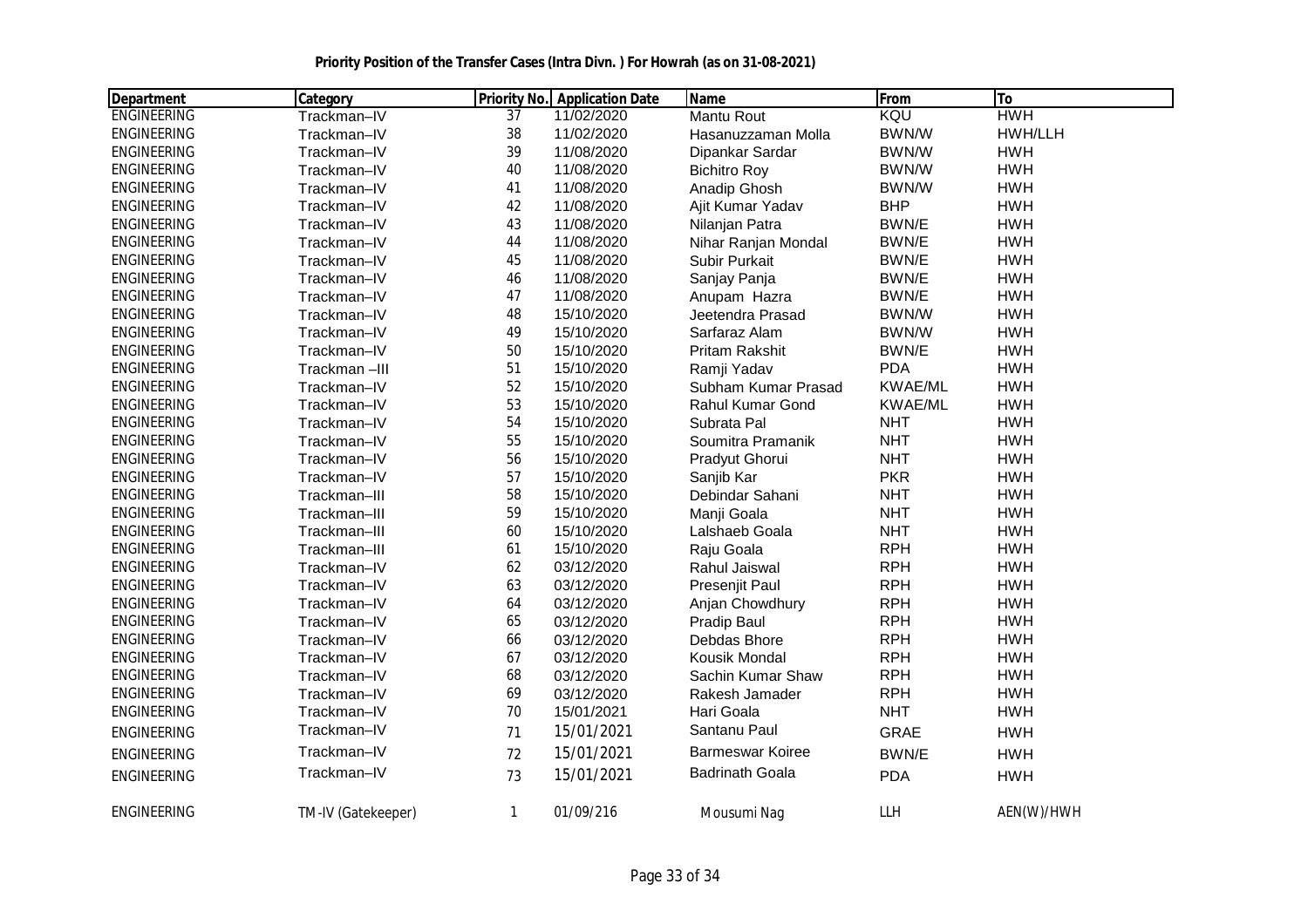**Priority Position of the Transfer Cases (Intra Divn. ) For Howrah (as on 31-08-2021)**

| Department | Category | Priority No. | Application Date | Name | From | To |
|---|---|---|---|---|---|---|
| ENGINEERING | Trackman–IV | 37 | 11/02/2020 | Mantu Rout | KQU | HWH |
| ENGINEERING | Trackman–IV | 38 | 11/02/2020 | Hasanuzzaman Molla | BWN/W | HWH/LLH |
| ENGINEERING | Trackman–IV | 39 | 11/08/2020 | Dipankar Sardar | BWN/W | HWH |
| ENGINEERING | Trackman–IV | 40 | 11/08/2020 | Bichitro Roy | BWN/W | HWH |
| ENGINEERING | Trackman–IV | 41 | 11/08/2020 | Anadip Ghosh | BWN/W | HWH |
| ENGINEERING | Trackman–IV | 42 | 11/08/2020 | Ajit Kumar Yadav | BHP | HWH |
| ENGINEERING | Trackman–IV | 43 | 11/08/2020 | Nilanjan Patra | BWN/E | HWH |
| ENGINEERING | Trackman–IV | 44 | 11/08/2020 | Nihar Ranjan Mondal | BWN/E | HWH |
| ENGINEERING | Trackman–IV | 45 | 11/08/2020 | Subir Purkait | BWN/E | HWH |
| ENGINEERING | Trackman–IV | 46 | 11/08/2020 | Sanjay Panja | BWN/E | HWH |
| ENGINEERING | Trackman–IV | 47 | 11/08/2020 | Anupam Hazra | BWN/E | HWH |
| ENGINEERING | Trackman–IV | 48 | 15/10/2020 | Jeetendra Prasad | BWN/W | HWH |
| ENGINEERING | Trackman–IV | 49 | 15/10/2020 | Sarfaraz Alam | BWN/W | HWH |
| ENGINEERING | Trackman–IV | 50 | 15/10/2020 | Pritam Rakshit | BWN/E | HWH |
| ENGINEERING | Trackman –III | 51 | 15/10/2020 | Ramji Yadav | PDA | HWH |
| ENGINEERING | Trackman–IV | 52 | 15/10/2020 | Subham Kumar Prasad | KWAE/ML | HWH |
| ENGINEERING | Trackman–IV | 53 | 15/10/2020 | Rahul Kumar Gond | KWAE/ML | HWH |
| ENGINEERING | Trackman–IV | 54 | 15/10/2020 | Subrata Pal | NHT | HWH |
| ENGINEERING | Trackman–IV | 55 | 15/10/2020 | Soumitra Pramanik | NHT | HWH |
| ENGINEERING | Trackman–IV | 56 | 15/10/2020 | Pradyut Ghorui | NHT | HWH |
| ENGINEERING | Trackman–IV | 57 | 15/10/2020 | Sanjib Kar | PKR | HWH |
| ENGINEERING | Trackman–III | 58 | 15/10/2020 | Debindar Sahani | NHT | HWH |
| ENGINEERING | Trackman–III | 59 | 15/10/2020 | Manji Goala | NHT | HWH |
| ENGINEERING | Trackman–III | 60 | 15/10/2020 | Lalshaeb Goala | NHT | HWH |
| ENGINEERING | Trackman–III | 61 | 15/10/2020 | Raju Goala | RPH | HWH |
| ENGINEERING | Trackman–IV | 62 | 03/12/2020 | Rahul Jaiswal | RPH | HWH |
| ENGINEERING | Trackman–IV | 63 | 03/12/2020 | Presenjit Paul | RPH | HWH |
| ENGINEERING | Trackman–IV | 64 | 03/12/2020 | Anjan Chowdhury | RPH | HWH |
| ENGINEERING | Trackman–IV | 65 | 03/12/2020 | Pradip Baul | RPH | HWH |
| ENGINEERING | Trackman–IV | 66 | 03/12/2020 | Debdas Bhore | RPH | HWH |
| ENGINEERING | Trackman–IV | 67 | 03/12/2020 | Kousik Mondal | RPH | HWH |
| ENGINEERING | Trackman–IV | 68 | 03/12/2020 | Sachin Kumar Shaw | RPH | HWH |
| ENGINEERING | Trackman–IV | 69 | 03/12/2020 | Rakesh Jamader | RPH | HWH |
| ENGINEERING | Trackman–IV | 70 | 15/01/2021 | Hari Goala | NHT | HWH |
| ENGINEERING | Trackman–IV | 71 | 15/01/2021 | Santanu Paul | GRAE | HWH |
| ENGINEERING | Trackman–IV | 72 | 15/01/2021 | Barmeswar Koiree | BWN/E | HWH |
| ENGINEERING | Trackman–IV | 73 | 15/01/2021 | Badrinath Goala | PDA | HWH |
| ENGINEERING | TM-IV (Gatekeeper) | 1 | 01/09/216 | Mousumi Nag | LLH | AEN(W)/HWH |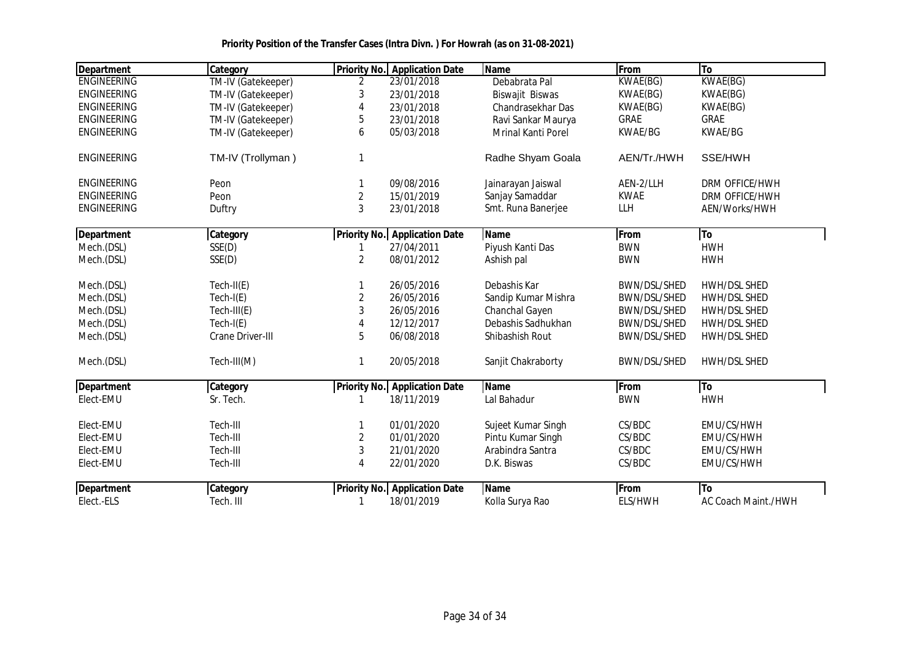**Priority Position of the Transfer Cases (Intra Divn. ) For Howrah (as on 31-08-2021)**

| Department | Category | Priority No. | Application Date | Name | From | To |
|---|---|---|---|---|---|---|
| ENGINEERING | TM-IV (Gatekeeper) | 2 | 23/01/2018 | Debabrata Pal | KWAE(BG) | KWAE(BG) |
| ENGINEERING | TM-IV (Gatekeeper) | 3 | 23/01/2018 | Biswajit Biswas | KWAE(BG) | KWAE(BG) |
| ENGINEERING | TM-IV (Gatekeeper) | 4 | 23/01/2018 | Chandrasekhar Das | KWAE(BG) | KWAE(BG) |
| ENGINEERING | TM-IV (Gatekeeper) | 5 | 23/01/2018 | Ravi Sankar Maurya | GRAE | GRAE |
| ENGINEERING | TM-IV (Gatekeeper) | 6 | 05/03/2018 | Mrinal Kanti Porel | KWAE/BG | KWAE/BG |
| ENGINEERING | TM-IV (Trollyman ) | 1 | | Radhe Shyam Goala | AEN/Tr./HWH | SSE/HWH |
| ENGINEERING | Peon | 1 | 09/08/2016 | Jainarayan Jaiswal | AEN-2/LLH | DRM OFFICE/HWH |
| ENGINEERING | Peon | 2 | 15/01/2019 | Sanjay Samaddar | KWAE | DRM OFFICE/HWH |
| ENGINEERING | Duftry | 3 | 23/01/2018 | Smt. Runa Banerjee | LLH | AEN/Works/HWH |

| Department | Category | Priority No. | Application Date | Name | From | To |
|---|---|---|---|---|---|---|
| Mech.(DSL) | SSE(D) | 1 | 27/04/2011 | Piyush Kanti Das | BWN | HWH |
| Mech.(DSL) | SSE(D) | 2 | 08/01/2012 | Ashish pal | BWN | HWH |
| Mech.(DSL) | Tech-II(E) | 1 | 26/05/2016 | Debashis Kar | BWN/DSL/SHED | HWH/DSL SHED |
| Mech.(DSL) | Tech-I(E) | 2 | 26/05/2016 | Sandip Kumar Mishra | BWN/DSL/SHED | HWH/DSL SHED |
| Mech.(DSL) | Tech-III(E) | 3 | 26/05/2016 | Chanchal Gayen | BWN/DSL/SHED | HWH/DSL SHED |
| Mech.(DSL) | Tech-I(E) | 4 | 12/12/2017 | Debashis Sadhukhan | BWN/DSL/SHED | HWH/DSL SHED |
| Mech.(DSL) | Crane Driver-III | 5 | 06/08/2018 | Shibashish Rout | BWN/DSL/SHED | HWH/DSL SHED |
| Mech.(DSL) | Tech-III(M) | 1 | 20/05/2018 | Sanjit Chakraborty | BWN/DSL/SHED | HWH/DSL SHED |

| Department | Category | Priority No. | Application Date | Name | From | To |
|---|---|---|---|---|---|---|
| Elect-EMU | Sr. Tech. | 1 | 18/11/2019 | Lal Bahadur | BWN | HWH |
| Elect-EMU | Tech-III | 1 | 01/01/2020 | Sujeet Kumar Singh | CS/BDC | EMU/CS/HWH |
| Elect-EMU | Tech-III | 2 | 01/01/2020 | Pintu Kumar Singh | CS/BDC | EMU/CS/HWH |
| Elect-EMU | Tech-III | 3 | 21/01/2020 | Arabindra Santra | CS/BDC | EMU/CS/HWH |
| Elect-EMU | Tech-III | 4 | 22/01/2020 | D.K. Biswas | CS/BDC | EMU/CS/HWH |

| Department | Category | Priority No. | Application Date | Name | From | To |
|---|---|---|---|---|---|---|
| Elect.-ELS | Tech. III | 1 | 18/01/2019 | Kolla Surya Rao | ELS/HWH | AC Coach Maint./HWH |